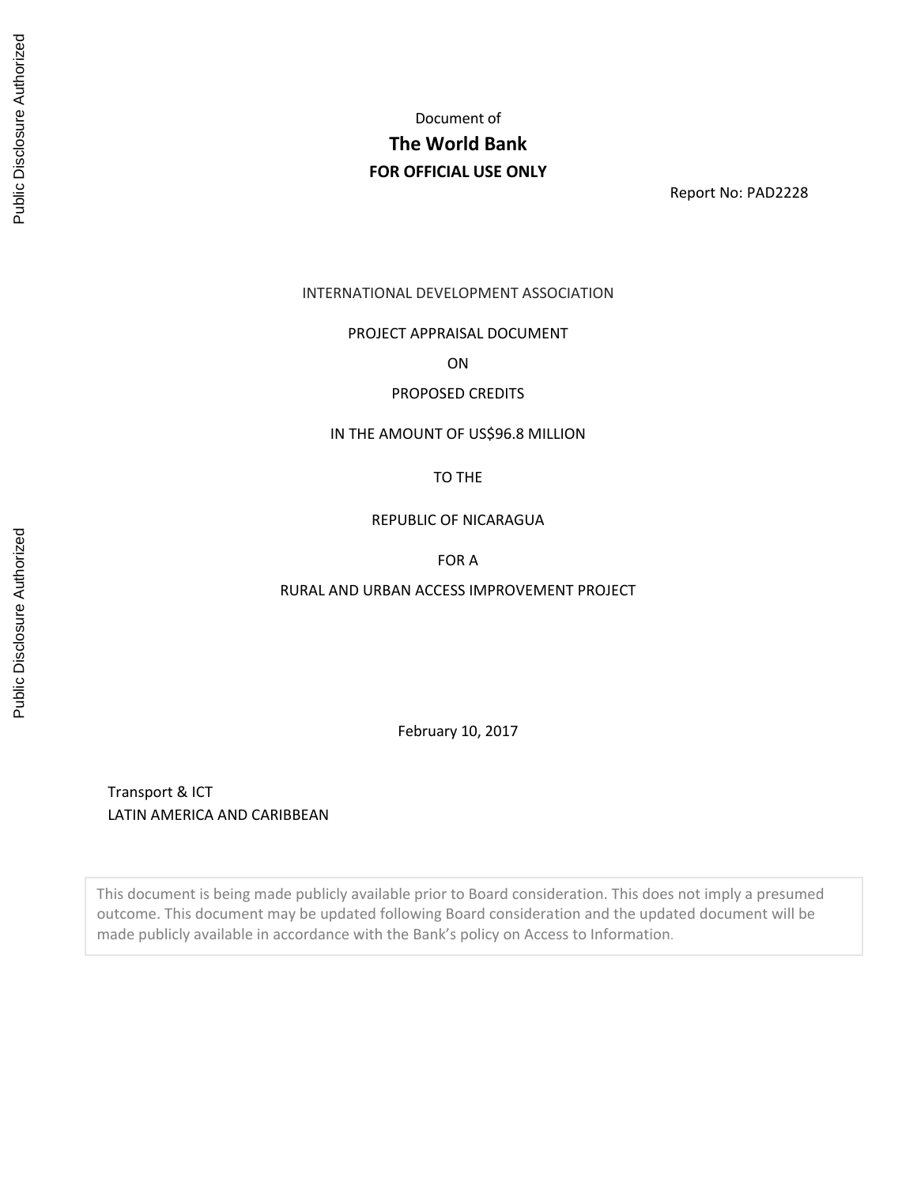Document of

# The World Bank

**FOR OFFICIAL USE ONLY**

Report No: PAD2228

INTERNATIONAL DEVELOPMENT ASSOCIATION

PROJECT APPRAISAL DOCUMENT

ON

PROPOSED CREDITS

IN THE AMOUNT OF US$96.8 MILLION

TO THE

REPUBLIC OF NICARAGUA

FOR A

RURAL AND URBAN ACCESS IMPROVEMENT PROJECT

February 10, 2017

Transport & ICT
LATIN AMERICA AND CARIBBEAN

This document is being made publicly available prior to Board consideration. This does not imply a presumed outcome. This document may be updated following Board consideration and the updated document will be made publicly available in accordance with the Bank's policy on Access to Information.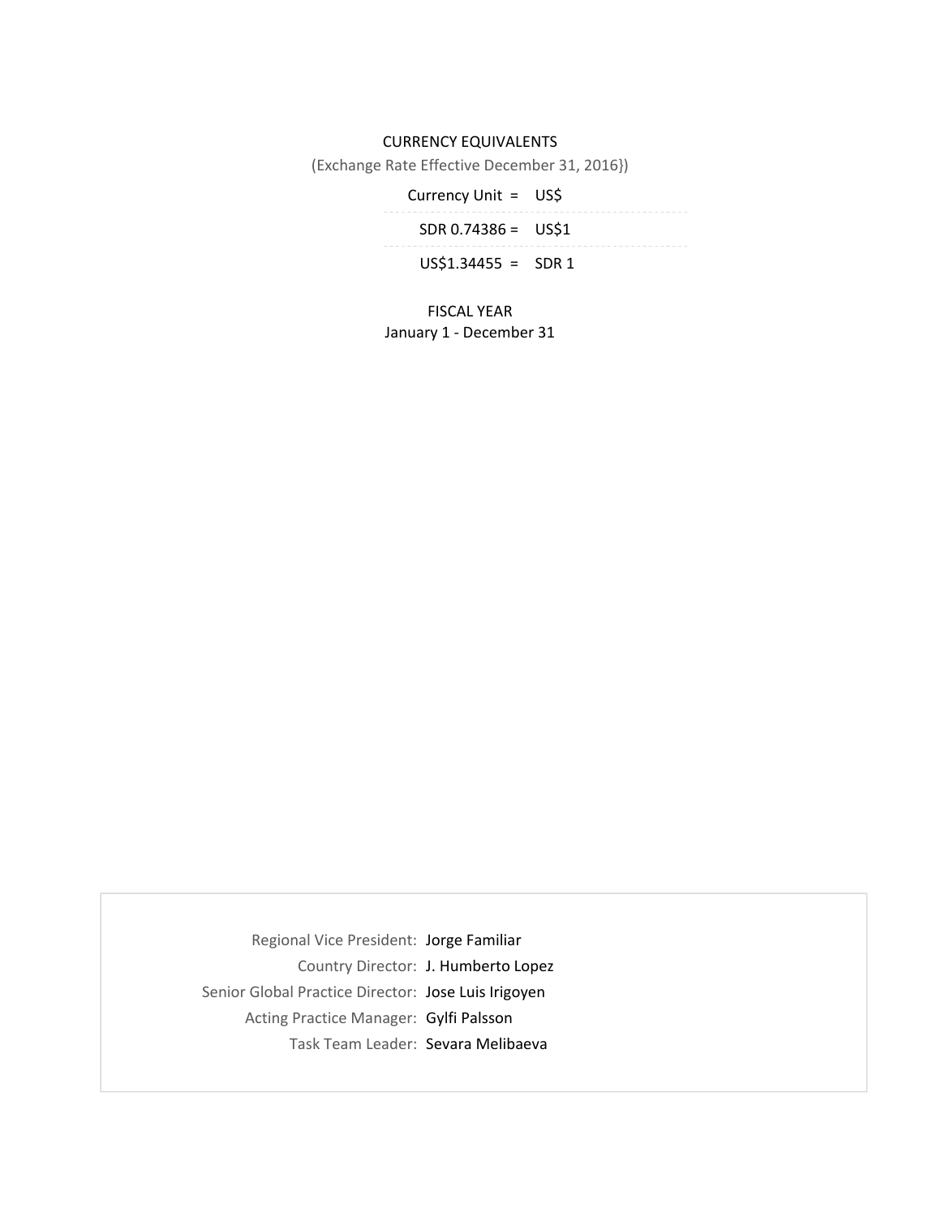CURRENCY EQUIVALENTS

(Exchange Rate Effective December 31, 2016})

| | |
|---|---|
| Currency Unit = | US$ |
| SDR 0.74386 = | US$1 |
| US$1.34455 = | SDR 1 |

FISCAL YEAR

January 1 - December 31

| | |
|---|---|
| Regional Vice President: | Jorge Familiar |
| Country Director: | J. Humberto Lopez |
| Senior Global Practice Director: | Jose Luis Irigoyen |
| Acting Practice Manager: | Gylfi Palsson |
| Task Team Leader: | Sevara Melibaeva |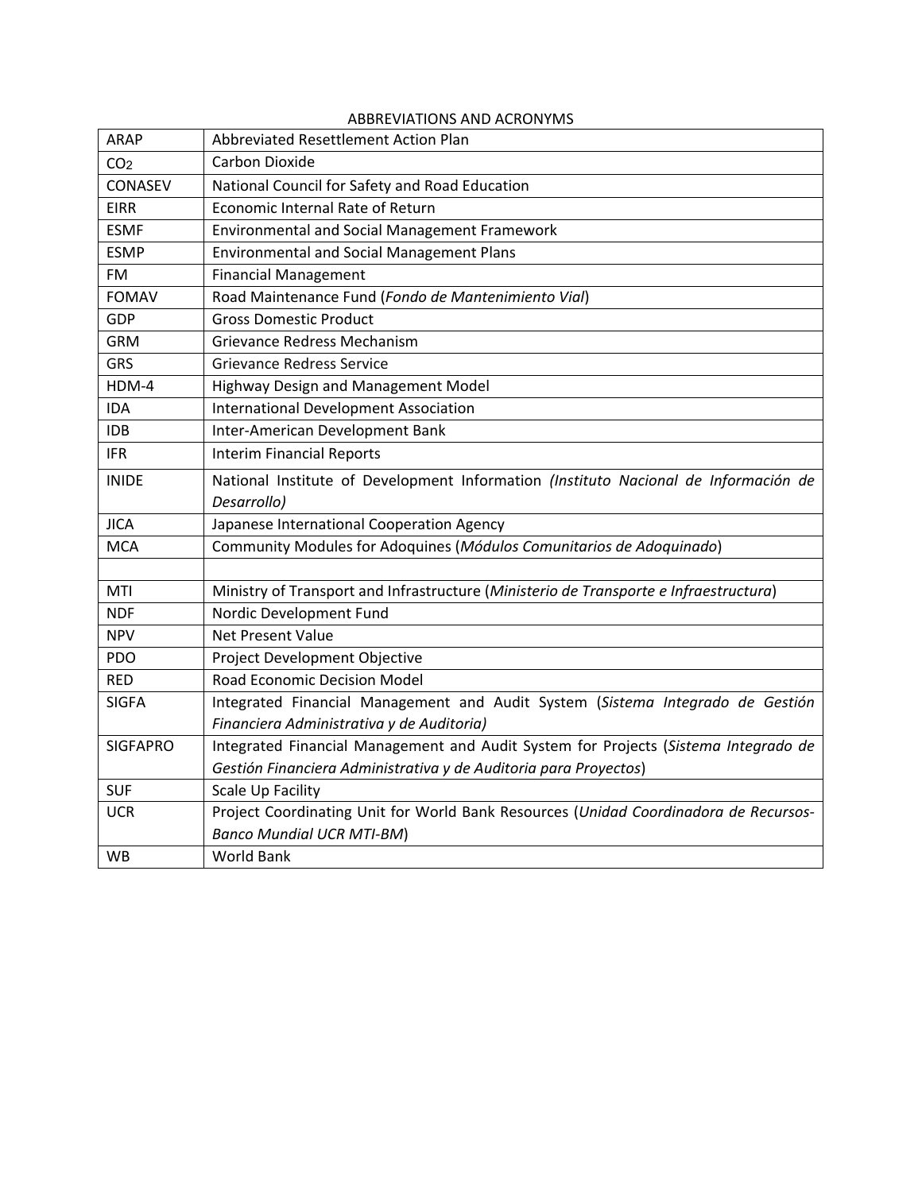ABBREVIATIONS AND ACRONYMS

| | |
|---|---|
| ARAP | Abbreviated Resettlement Action Plan |
| $CO_2$ | Carbon Dioxide |
| CONASEV | National Council for Safety and Road Education |
| EIRR | Economic Internal Rate of Return |
| ESMF | Environmental and Social Management Framework |
| ESMP | Environmental and Social Management Plans |
| FM | Financial Management |
| FOMAV | Road Maintenance Fund (*Fondo de Mantenimiento Vial*) |
| GDP | Gross Domestic Product |
| GRM | Grievance Redress Mechanism |
| GRS | Grievance Redress Service |
| HDM-4 | Highway Design and Management Model |
| IDA | International Development Association |
| IDB | Inter-American Development Bank |
| IFR | Interim Financial Reports |
| INIDE | National Institute of Development Information *(Instituto Nacional de Información de Desarrollo)* |
| JICA | Japanese International Cooperation Agency |
| MCA | Community Modules for Adoquines (*Módulos Comunitarios de Adoquinado*) |
| | |
| MTI | Ministry of Transport and Infrastructure (*Ministerio de Transporte e Infraestructura*) |
| NDF | Nordic Development Fund |
| NPV | Net Present Value |
| PDO | Project Development Objective |
| RED | Road Economic Decision Model |
| SIGFA | Integrated Financial Management and Audit System (*Sistema Integrado de Gestión Financiera Administrativa y de Auditoria)* |
| SIGFAPRO | Integrated Financial Management and Audit System for Projects (*Sistema Integrado de Gestión Financiera Administrativa y de Auditoria para Proyectos*) |
| SUF | Scale Up Facility |
| UCR | Project Coordinating Unit for World Bank Resources (*Unidad Coordinadora de Recursos-Banco Mundial UCR MTI-BM*) |
| WB | World Bank |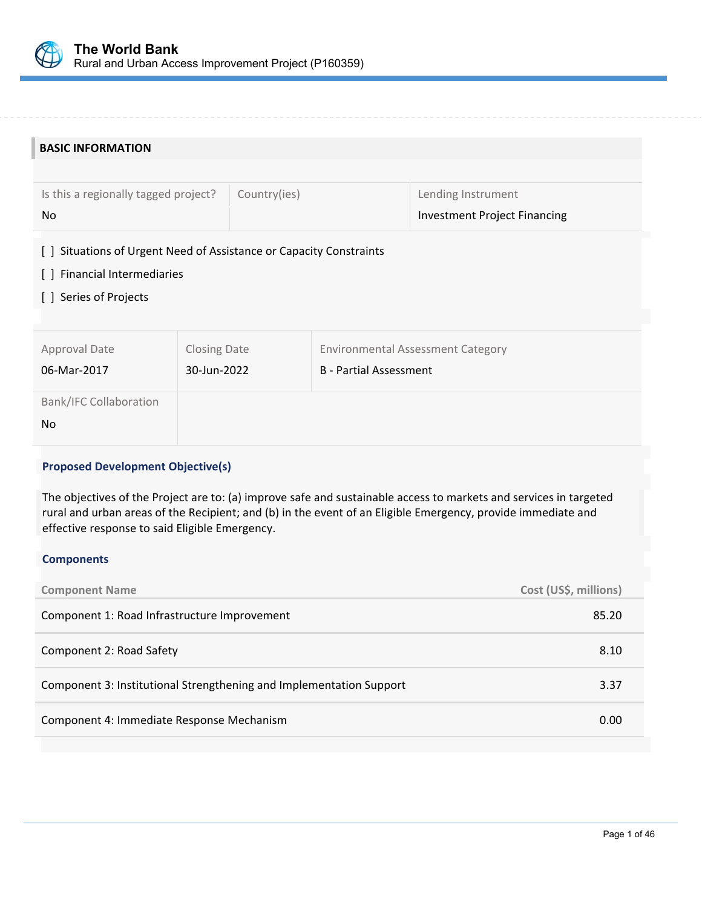## BASIC INFORMATION

| Is this a regionally tagged project? | Country(ies) | Lending Instrument |
| --- | --- | --- |
| No | | Investment Project Financing |

[ ] Situations of Urgent Need of Assistance or Capacity Constraints

[ ] Financial Intermediaries

[ ] Series of Projects

| Approval Date | Closing Date | Environmental Assessment Category |
| --- | --- | --- |
| 06-Mar-2017 | 30-Jun-2022 | B - Partial Assessment |

| Bank/IFC Collaboration |
| --- |
| No |

### Proposed Development Objective(s)

The objectives of the Project are to: (a) improve safe and sustainable access to markets and services in targeted rural and urban areas of the Recipient; and (b) in the event of an Eligible Emergency, provide immediate and effective response to said Eligible Emergency.

### Components

| Component Name | Cost (US$, millions) |
| --- | --- |
| Component 1: Road Infrastructure Improvement | 85.20 |
| Component 2: Road Safety | 8.10 |
| Component 3: Institutional Strengthening and Implementation Support | 3.37 |
| Component 4: Immediate Response Mechanism | 0.00 |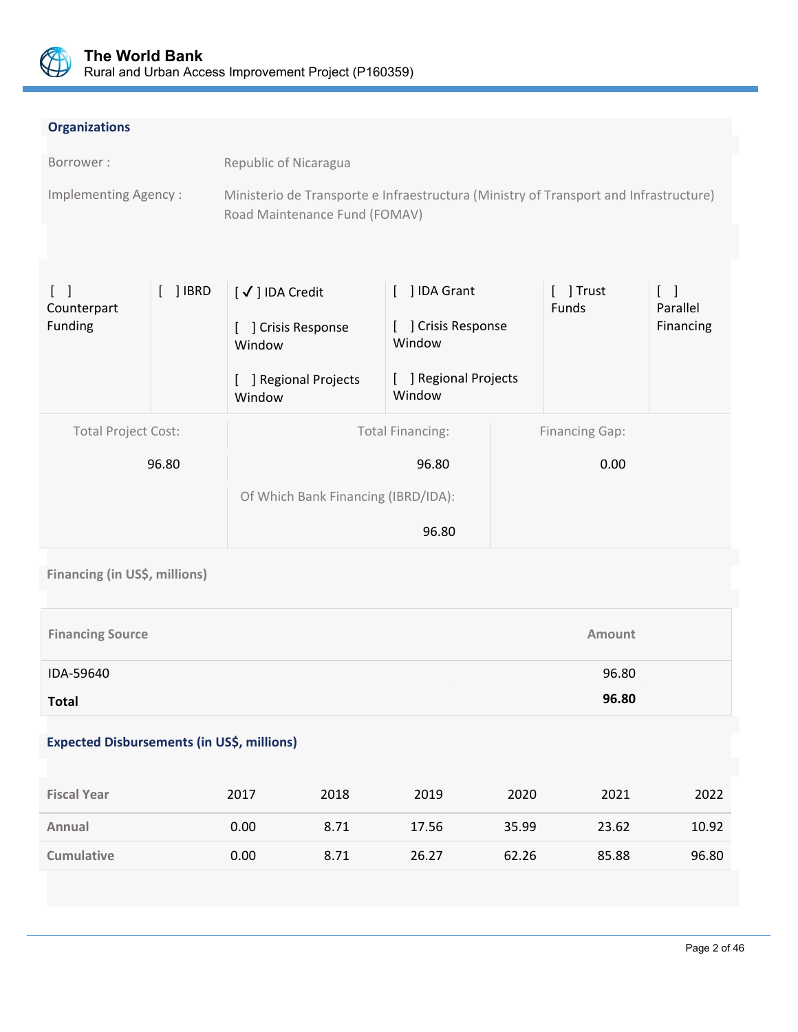### Organizations

| | |
|---|---|
| Borrower : | Republic of Nicaragua |
| Implementing Agency : | Ministerio de Transporte e Infraestructura (Ministry of Transport and Infrastructure) Road Maintenance Fund (FOMAV) |

| [ ] Counterpart Funding | [ ] IBRD | [ ✓ ] IDA Credit<br>[ ] Crisis Response Window<br>[ ] Regional Projects Window | [ ] IDA Grant<br>[ ] Crisis Response Window<br>[ ] Regional Projects Window | [ ] Trust Funds | [ ] Parallel Financing |
|---|---|---|---|---|---|

| Total Project Cost: | Total Financing: | Financing Gap: |
|---|---|---|
| 96.80 | 96.80 | 0.00 |
| | Of Which Bank Financing (IBRD/IDA): | |
| | 96.80 | |

### Financing (in US$, millions)

| Financing Source | Amount |
|---|---|
| IDA-59640 | 96.80 |
| **Total** | **96.80** |

### Expected Disbursements (in US$, millions)

| Fiscal Year | 2017 | 2018 | 2019 | 2020 | 2021 | 2022 |
|---|---|---|---|---|---|---|
| Annual | 0.00 | 8.71 | 17.56 | 35.99 | 23.62 | 10.92 |
| Cumulative | 0.00 | 8.71 | 26.27 | 62.26 | 85.88 | 96.80 |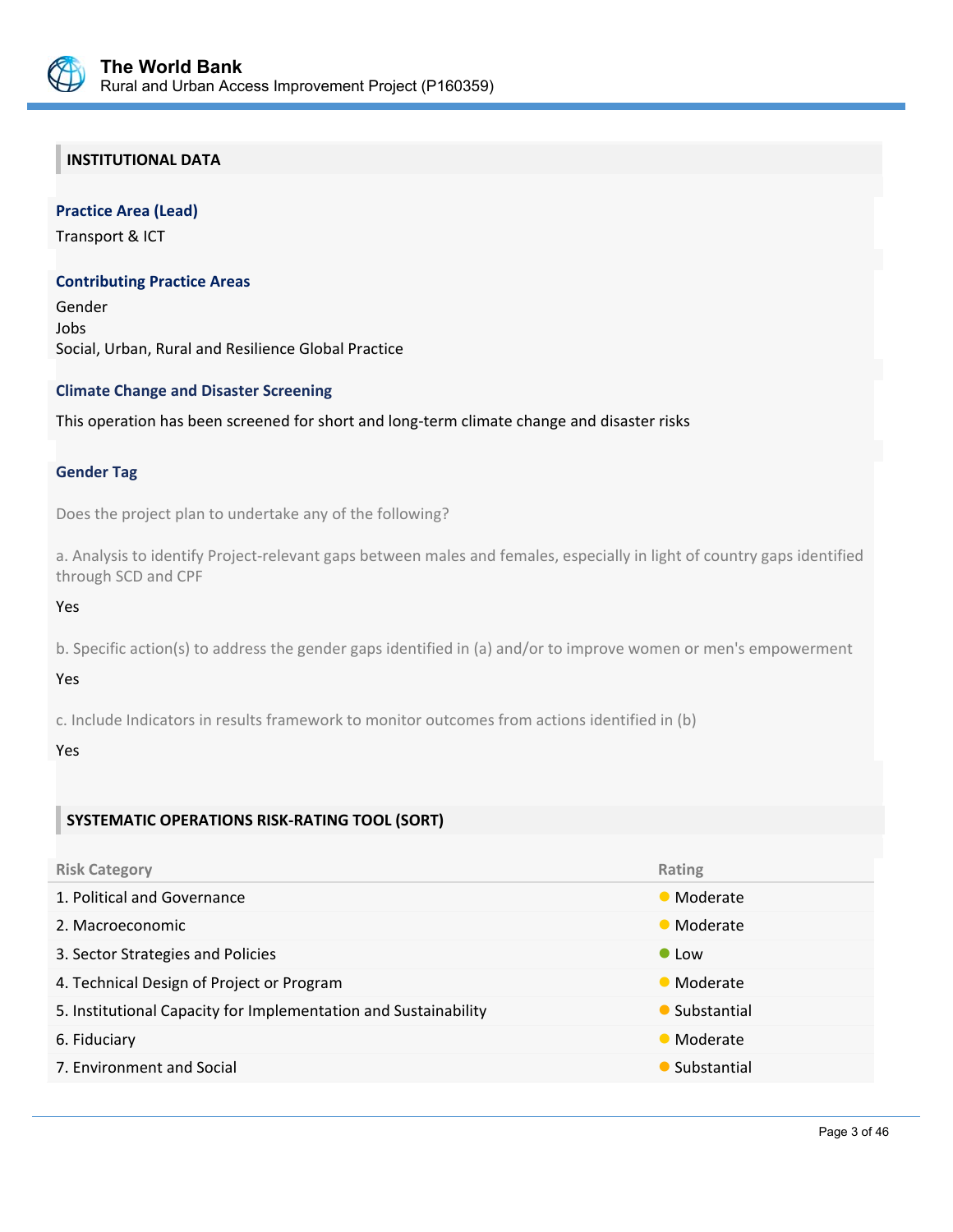## INSTITUTIONAL DATA

**Practice Area (Lead)**

Transport & ICT

**Contributing Practice Areas**

Gender
Jobs
Social, Urban, Rural and Resilience Global Practice

**Climate Change and Disaster Screening**

This operation has been screened for short and long-term climate change and disaster risks

**Gender Tag**

Does the project plan to undertake any of the following?

a. Analysis to identify Project-relevant gaps between males and females, especially in light of country gaps identified through SCD and CPF

Yes

b. Specific action(s) to address the gender gaps identified in (a) and/or to improve women or men's empowerment

Yes

c. Include Indicators in results framework to monitor outcomes from actions identified in (b)

Yes

## SYSTEMATIC OPERATIONS RISK-RATING TOOL (SORT)

| Risk Category | Rating |
|---|---|
| 1. Political and Governance | Moderate |
| 2. Macroeconomic | Moderate |
| 3. Sector Strategies and Policies | Low |
| 4. Technical Design of Project or Program | Moderate |
| 5. Institutional Capacity for Implementation and Sustainability | Substantial |
| 6. Fiduciary | Moderate |
| 7. Environment and Social | Substantial |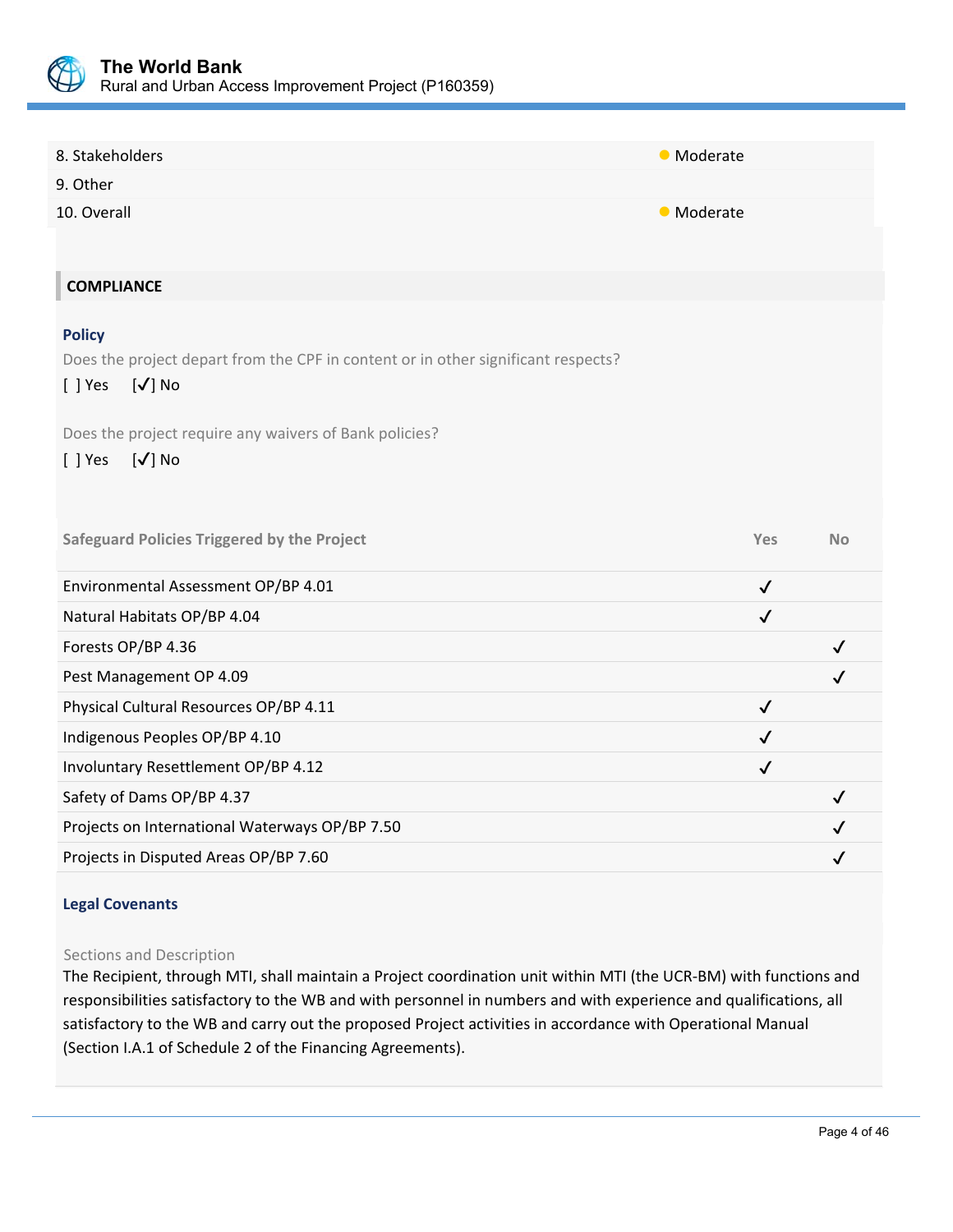| | |
|---|---|
| 8. Stakeholders | Moderate |
| 9. Other | |
| 10. Overall | Moderate |

## COMPLIANCE

### Policy

Does the project depart from the CPF in content or in other significant respects?

[ ] Yes [✔] No

Does the project require any waivers of Bank policies?

[ ] Yes [✔] No

| Safeguard Policies Triggered by the Project | Yes | No |
|---|---|---|
| Environmental Assessment OP/BP 4.01 | ✔ | |
| Natural Habitats OP/BP 4.04 | ✔ | |
| Forests OP/BP 4.36 | | ✔ |
| Pest Management OP 4.09 | | ✔ |
| Physical Cultural Resources OP/BP 4.11 | ✔ | |
| Indigenous Peoples OP/BP 4.10 | ✔ | |
| Involuntary Resettlement OP/BP 4.12 | ✔ | |
| Safety of Dams OP/BP 4.37 | | ✔ |
| Projects on International Waterways OP/BP 7.50 | | ✔ |
| Projects in Disputed Areas OP/BP 7.60 | | ✔ |

### Legal Covenants

Sections and Description

The Recipient, through MTI, shall maintain a Project coordination unit within MTI (the UCR-BM) with functions and responsibilities satisfactory to the WB and with personnel in numbers and with experience and qualifications, all satisfactory to the WB and carry out the proposed Project activities in accordance with Operational Manual (Section I.A.1 of Schedule 2 of the Financing Agreements).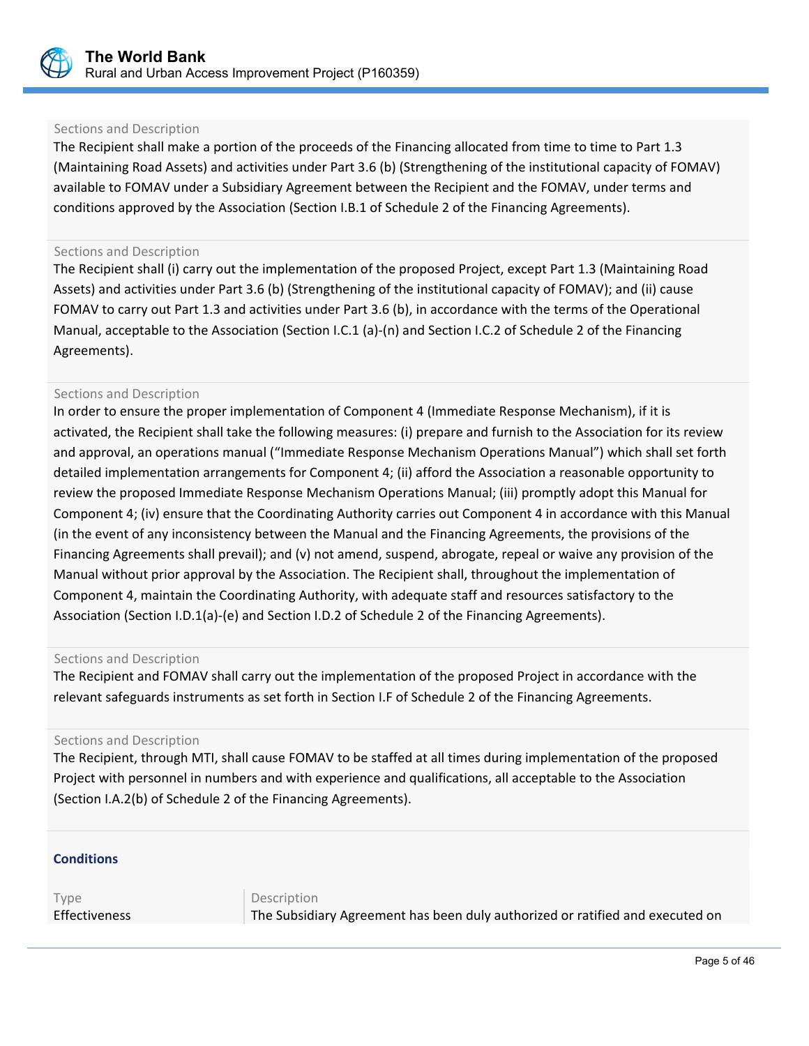Sections and Description

The Recipient shall make a portion of the proceeds of the Financing allocated from time to time to Part 1.3 (Maintaining Road Assets) and activities under Part 3.6 (b) (Strengthening of the institutional capacity of FOMAV) available to FOMAV under a Subsidiary Agreement between the Recipient and the FOMAV, under terms and conditions approved by the Association (Section I.B.1 of Schedule 2 of the Financing Agreements).

Sections and Description

The Recipient shall (i) carry out the implementation of the proposed Project, except Part 1.3 (Maintaining Road Assets) and activities under Part 3.6 (b) (Strengthening of the institutional capacity of FOMAV); and (ii) cause FOMAV to carry out Part 1.3 and activities under Part 3.6 (b), in accordance with the terms of the Operational Manual, acceptable to the Association (Section I.C.1 (a)-(n) and Section I.C.2 of Schedule 2 of the Financing Agreements).

Sections and Description

In order to ensure the proper implementation of Component 4 (Immediate Response Mechanism), if it is activated, the Recipient shall take the following measures: (i) prepare and furnish to the Association for its review and approval, an operations manual ("Immediate Response Mechanism Operations Manual") which shall set forth detailed implementation arrangements for Component 4; (ii) afford the Association a reasonable opportunity to review the proposed Immediate Response Mechanism Operations Manual; (iii) promptly adopt this Manual for Component 4; (iv) ensure that the Coordinating Authority carries out Component 4 in accordance with this Manual (in the event of any inconsistency between the Manual and the Financing Agreements, the provisions of the Financing Agreements shall prevail); and (v) not amend, suspend, abrogate, repeal or waive any provision of the Manual without prior approval by the Association. The Recipient shall, throughout the implementation of Component 4, maintain the Coordinating Authority, with adequate staff and resources satisfactory to the Association (Section I.D.1(a)-(e) and Section I.D.2 of Schedule 2 of the Financing Agreements).

Sections and Description

The Recipient and FOMAV shall carry out the implementation of the proposed Project in accordance with the relevant safeguards instruments as set forth in Section I.F of Schedule 2 of the Financing Agreements.

Sections and Description

The Recipient, through MTI, shall cause FOMAV to be staffed at all times during implementation of the proposed Project with personnel in numbers and with experience and qualifications, all acceptable to the Association (Section I.A.2(b) of Schedule 2 of the Financing Agreements).

**Conditions**

| Type | Description |
| --- | --- |
| Effectiveness | The Subsidiary Agreement has been duly authorized or ratified and executed on |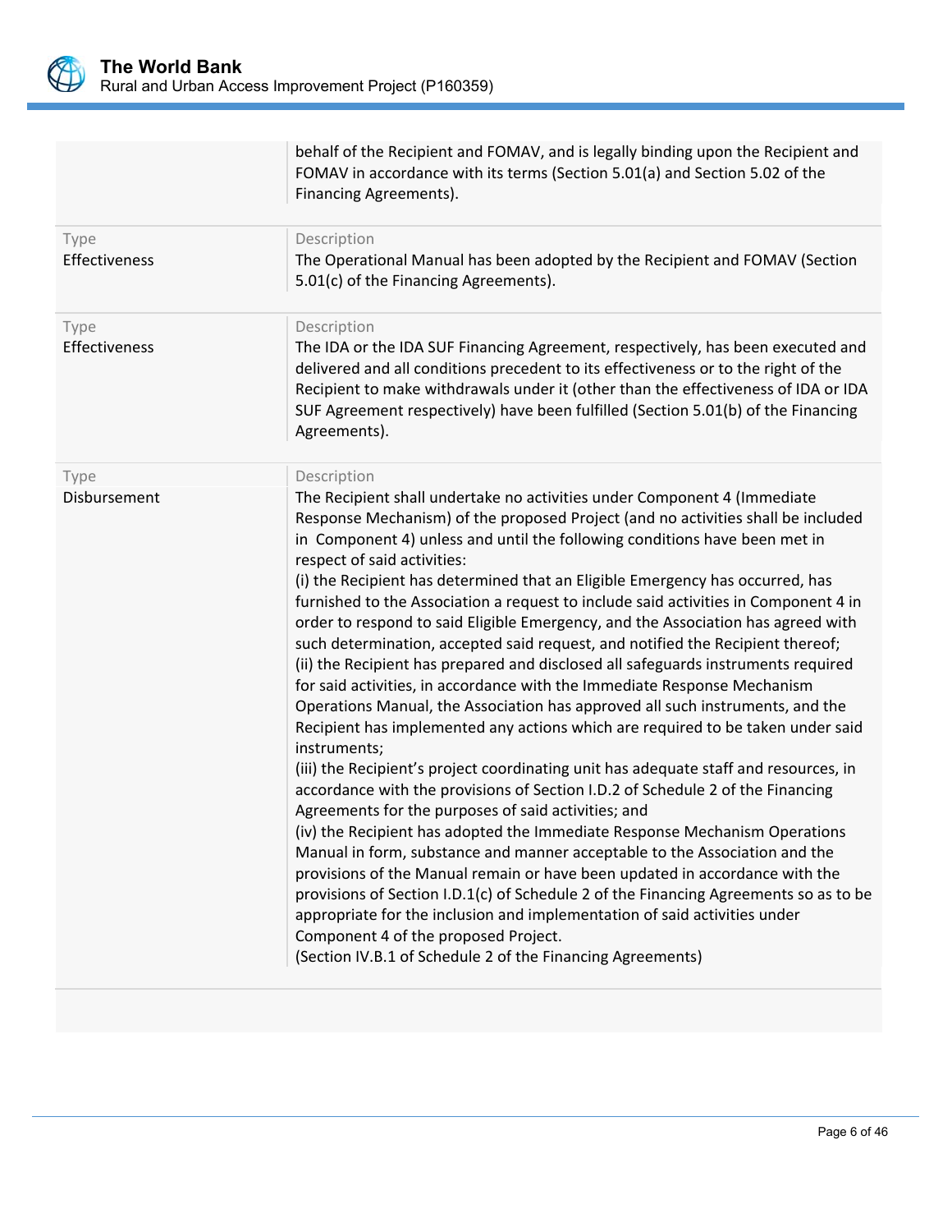| | |
|---|---|
| | behalf of the Recipient and FOMAV, and is legally binding upon the Recipient and FOMAV in accordance with its terms (Section 5.01(a) and Section 5.02 of the Financing Agreements). |
| Type<br>Effectiveness | Description<br>The Operational Manual has been adopted by the Recipient and FOMAV (Section 5.01(c) of the Financing Agreements). |
| Type<br>Effectiveness | Description<br>The IDA or the IDA SUF Financing Agreement, respectively, has been executed and delivered and all conditions precedent to its effectiveness or to the right of the Recipient to make withdrawals under it (other than the effectiveness of IDA or IDA SUF Agreement respectively) have been fulfilled (Section 5.01(b) of the Financing Agreements). |
| Type<br>Disbursement | Description<br>The Recipient shall undertake no activities under Component 4 (Immediate Response Mechanism) of the proposed Project (and no activities shall be included in Component 4) unless and until the following conditions have been met in respect of said activities:<br>(i) the Recipient has determined that an Eligible Emergency has occurred, has furnished to the Association a request to include said activities in Component 4 in order to respond to said Eligible Emergency, and the Association has agreed with such determination, accepted said request, and notified the Recipient thereof;<br>(ii) the Recipient has prepared and disclosed all safeguards instruments required for said activities, in accordance with the Immediate Response Mechanism Operations Manual, the Association has approved all such instruments, and the Recipient has implemented any actions which are required to be taken under said instruments;<br>(iii) the Recipient's project coordinating unit has adequate staff and resources, in accordance with the provisions of Section I.D.2 of Schedule 2 of the Financing Agreements for the purposes of said activities; and<br>(iv) the Recipient has adopted the Immediate Response Mechanism Operations Manual in form, substance and manner acceptable to the Association and the provisions of the Manual remain or have been updated in accordance with the provisions of Section I.D.1(c) of Schedule 2 of the Financing Agreements so as to be appropriate for the inclusion and implementation of said activities under Component 4 of the proposed Project.<br>(Section IV.B.1 of Schedule 2 of the Financing Agreements) |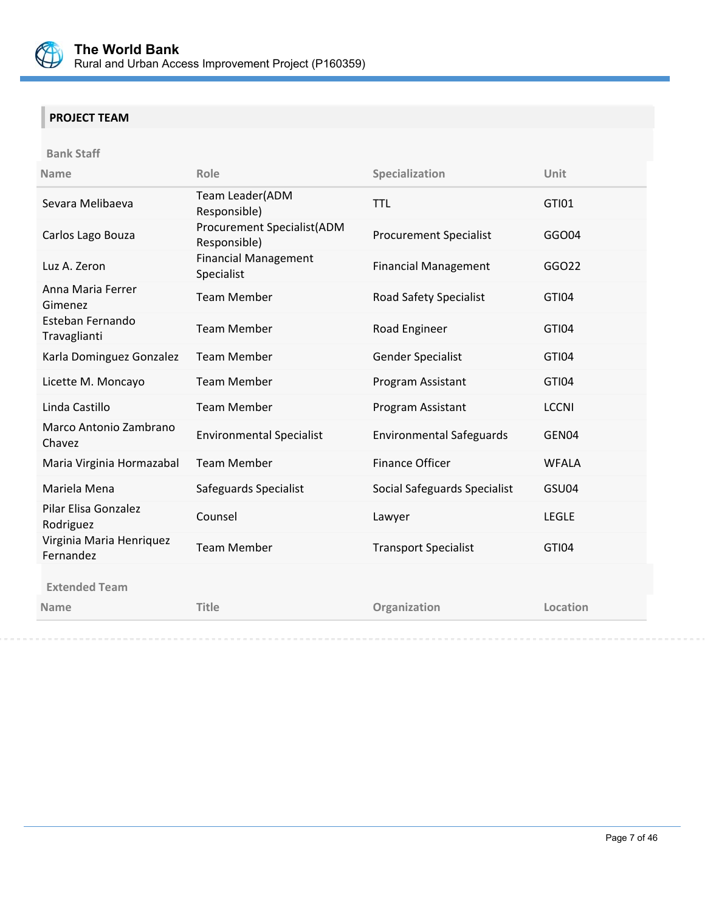## PROJECT TEAM

### Bank Staff

| Name | Role | Specialization | Unit |
| --- | --- | --- | --- |
| Sevara Melibaeva | Team Leader(ADM Responsible) | TTL | GTI01 |
| Carlos Lago Bouza | Procurement Specialist(ADM Responsible) | Procurement Specialist | GGO04 |
| Luz A. Zeron | Financial Management Specialist | Financial Management | GGO22 |
| Anna Maria Ferrer Gimenez | Team Member | Road Safety Specialist | GTI04 |
| Esteban Fernando Travaglianti | Team Member | Road Engineer | GTI04 |
| Karla Dominguez Gonzalez | Team Member | Gender Specialist | GTI04 |
| Licette M. Moncayo | Team Member | Program Assistant | GTI04 |
| Linda Castillo | Team Member | Program Assistant | LCCNI |
| Marco Antonio Zambrano Chavez | Environmental Specialist | Environmental Safeguards | GEN04 |
| Maria Virginia Hormazabal | Team Member | Finance Officer | WFALA |
| Mariela Mena | Safeguards Specialist | Social Safeguards Specialist | GSU04 |
| Pilar Elisa Gonzalez Rodriguez | Counsel | Lawyer | LEGLE |
| Virginia Maria Henriquez Fernandez | Team Member | Transport Specialist | GTI04 |

### Extended Team

| Name | Title | Organization | Location |
| --- | --- | --- | --- |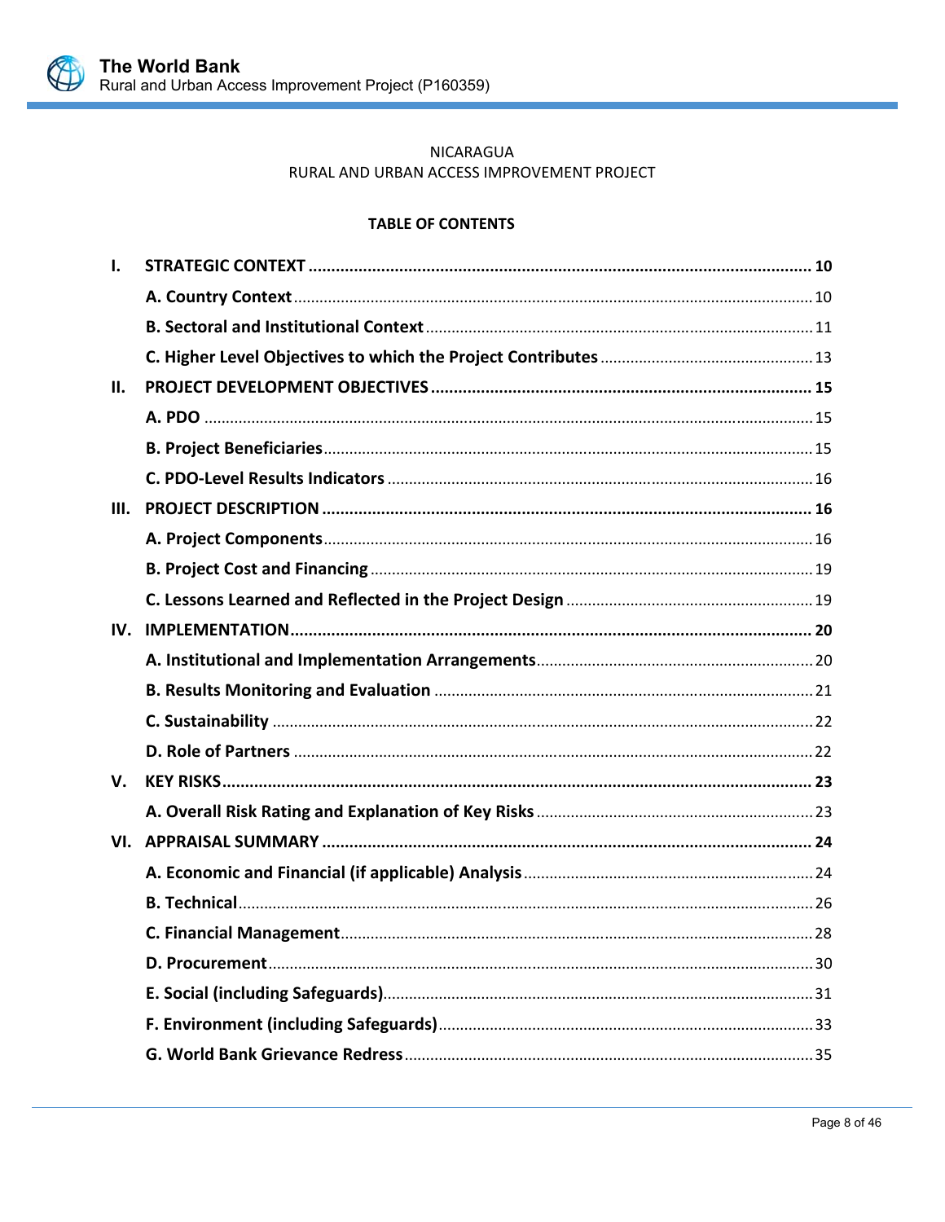NICARAGUA

RURAL AND URBAN ACCESS IMPROVEMENT PROJECT

**TABLE OF CONTENTS**

| | | |
|---|---|---|
| **I.** | **STRATEGIC CONTEXT** | **10** |
| | **A. Country Context** | 10 |
| | **B. Sectoral and Institutional Context** | 11 |
| | **C. Higher Level Objectives to which the Project Contributes** | 13 |
| **II.** | **PROJECT DEVELOPMENT OBJECTIVES** | **15** |
| | **A. PDO** | 15 |
| | **B. Project Beneficiaries** | 15 |
| | **C. PDO-Level Results Indicators** | 16 |
| **III.** | **PROJECT DESCRIPTION** | **16** |
| | **A. Project Components** | 16 |
| | **B. Project Cost and Financing** | 19 |
| | **C. Lessons Learned and Reflected in the Project Design** | 19 |
| **IV.** | **IMPLEMENTATION** | **20** |
| | **A. Institutional and Implementation Arrangements** | 20 |
| | **B. Results Monitoring and Evaluation** | 21 |
| | **C. Sustainability** | 22 |
| | **D. Role of Partners** | 22 |
| **V.** | **KEY RISKS** | **23** |
| | **A. Overall Risk Rating and Explanation of Key Risks** | 23 |
| **VI.** | **APPRAISAL SUMMARY** | **24** |
| | **A. Economic and Financial (if applicable) Analysis** | 24 |
| | **B. Technical** | 26 |
| | **C. Financial Management** | 28 |
| | **D. Procurement** | 30 |
| | **E. Social (including Safeguards)** | 31 |
| | **F. Environment (including Safeguards)** | 33 |
| | **G. World Bank Grievance Redress** | 35 |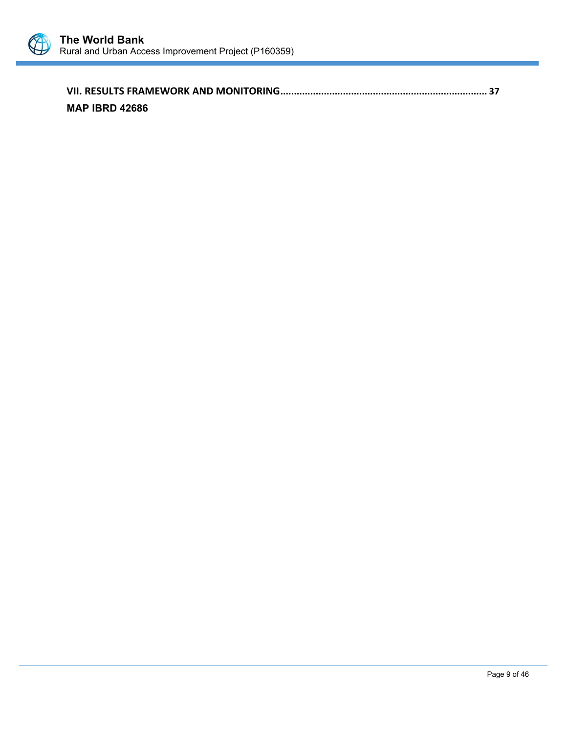**VII. RESULTS FRAMEWORK AND MONITORING........................................................................... 37**

**MAP IBRD 42686**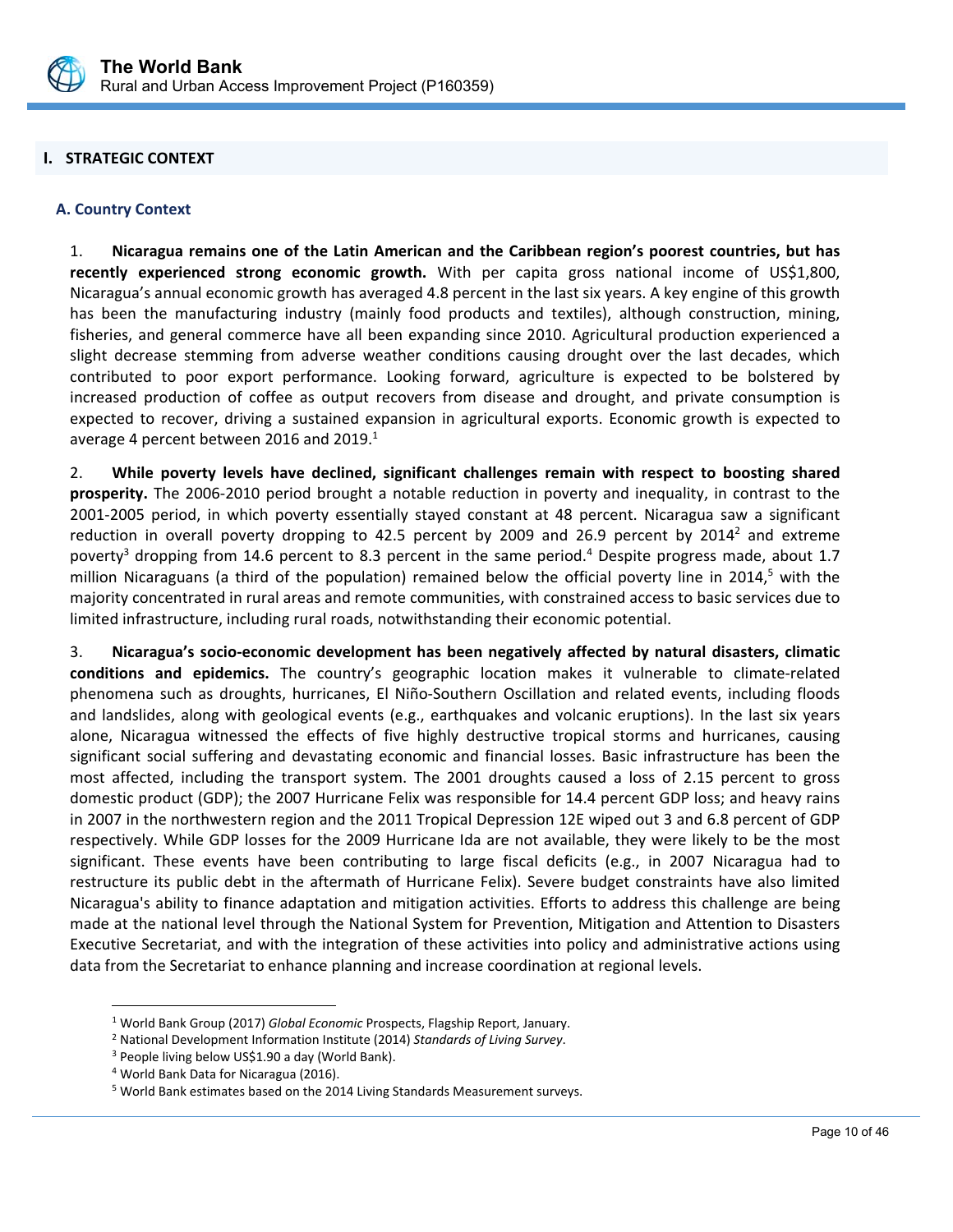## I. STRATEGIC CONTEXT

### A. Country Context

1. **Nicaragua remains one of the Latin American and the Caribbean region's poorest countries, but has recently experienced strong economic growth.** With per capita gross national income of US$1,800, Nicaragua's annual economic growth has averaged 4.8 percent in the last six years. A key engine of this growth has been the manufacturing industry (mainly food products and textiles), although construction, mining, fisheries, and general commerce have all been expanding since 2010. Agricultural production experienced a slight decrease stemming from adverse weather conditions causing drought over the last decades, which contributed to poor export performance. Looking forward, agriculture is expected to be bolstered by increased production of coffee as output recovers from disease and drought, and private consumption is expected to recover, driving a sustained expansion in agricultural exports. Economic growth is expected to average 4 percent between 2016 and 2019.[1]

2. **While poverty levels have declined, significant challenges remain with respect to boosting shared prosperity.** The 2006-2010 period brought a notable reduction in poverty and inequality, in contrast to the 2001-2005 period, in which poverty essentially stayed constant at 48 percent. Nicaragua saw a significant reduction in overall poverty dropping to 42.5 percent by 2009 and 26.9 percent by 2014[2] and extreme poverty[3] dropping from 14.6 percent to 8.3 percent in the same period.[4] Despite progress made, about 1.7 million Nicaraguans (a third of the population) remained below the official poverty line in 2014,[5] with the majority concentrated in rural areas and remote communities, with constrained access to basic services due to limited infrastructure, including rural roads, notwithstanding their economic potential.

3. **Nicaragua's socio-economic development has been negatively affected by natural disasters, climatic conditions and epidemics.** The country's geographic location makes it vulnerable to climate-related phenomena such as droughts, hurricanes, El Niño-Southern Oscillation and related events, including floods and landslides, along with geological events (e.g., earthquakes and volcanic eruptions). In the last six years alone, Nicaragua witnessed the effects of five highly destructive tropical storms and hurricanes, causing significant social suffering and devastating economic and financial losses. Basic infrastructure has been the most affected, including the transport system. The 2001 droughts caused a loss of 2.15 percent to gross domestic product (GDP); the 2007 Hurricane Felix was responsible for 14.4 percent GDP loss; and heavy rains in 2007 in the northwestern region and the 2011 Tropical Depression 12E wiped out 3 and 6.8 percent of GDP respectively. While GDP losses for the 2009 Hurricane Ida are not available, they were likely to be the most significant. These events have been contributing to large fiscal deficits (e.g., in 2007 Nicaragua had to restructure its public debt in the aftermath of Hurricane Felix). Severe budget constraints have also limited Nicaragua's ability to finance adaptation and mitigation activities. Efforts to address this challenge are being made at the national level through the National System for Prevention, Mitigation and Attention to Disasters Executive Secretariat, and with the integration of these activities into policy and administrative actions using data from the Secretariat to enhance planning and increase coordination at regional levels.

---

[1] World Bank Group (2017) *Global Economic* Prospects, Flagship Report, January.

[2] National Development Information Institute (2014) *Standards of Living Survey*.

[3] People living below US$1.90 a day (World Bank).

[4] World Bank Data for Nicaragua (2016).

[5] World Bank estimates based on the 2014 Living Standards Measurement surveys.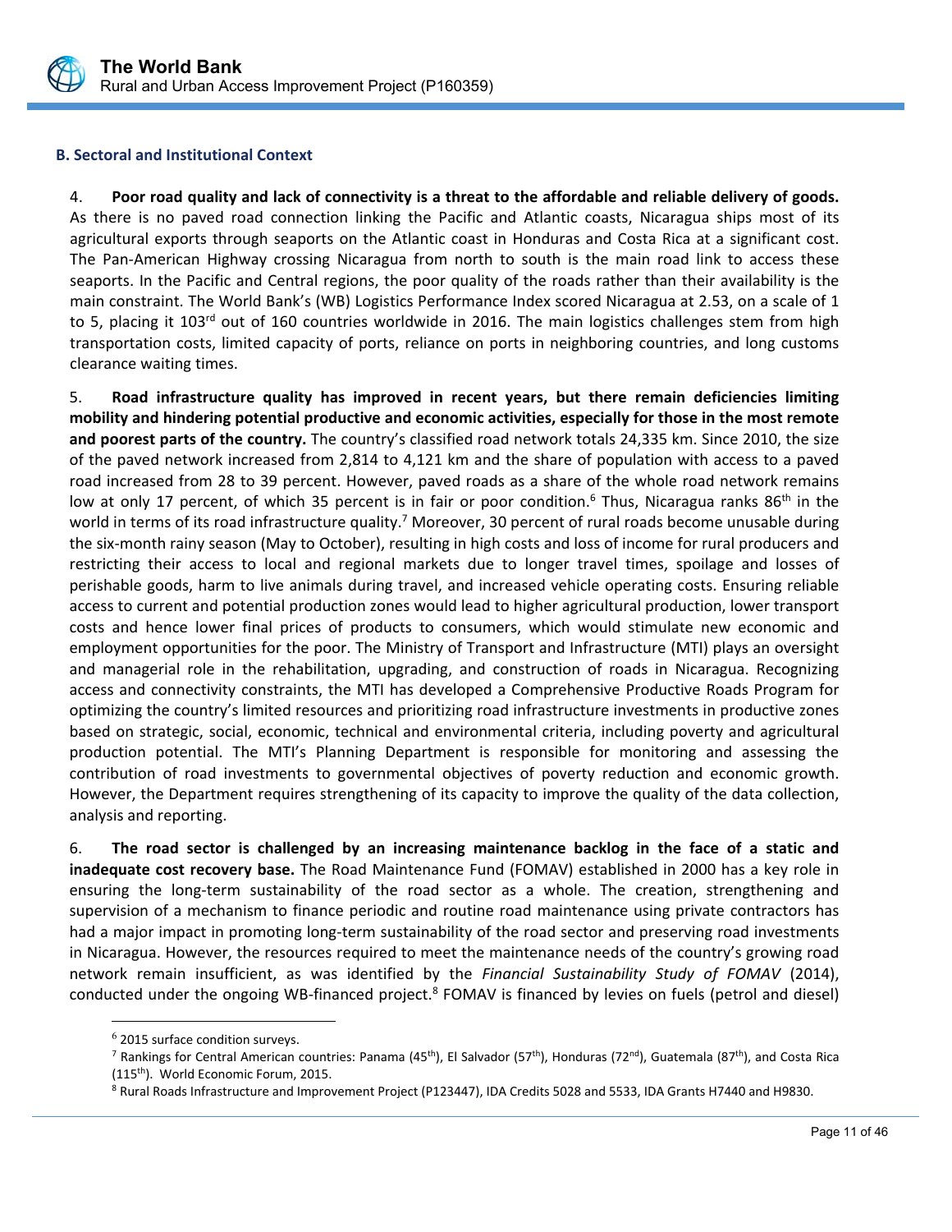### B. Sectoral and Institutional Context

4. **Poor road quality and lack of connectivity is a threat to the affordable and reliable delivery of goods.** As there is no paved road connection linking the Pacific and Atlantic coasts, Nicaragua ships most of its agricultural exports through seaports on the Atlantic coast in Honduras and Costa Rica at a significant cost. The Pan-American Highway crossing Nicaragua from north to south is the main road link to access these seaports. In the Pacific and Central regions, the poor quality of the roads rather than their availability is the main constraint. The World Bank's (WB) Logistics Performance Index scored Nicaragua at 2.53, on a scale of 1 to 5, placing it 103rd out of 160 countries worldwide in 2016. The main logistics challenges stem from high transportation costs, limited capacity of ports, reliance on ports in neighboring countries, and long customs clearance waiting times.

5. **Road infrastructure quality has improved in recent years, but there remain deficiencies limiting mobility and hindering potential productive and economic activities, especially for those in the most remote and poorest parts of the country.** The country's classified road network totals 24,335 km. Since 2010, the size of the paved network increased from 2,814 to 4,121 km and the share of population with access to a paved road increased from 28 to 39 percent. However, paved roads as a share of the whole road network remains low at only 17 percent, of which 35 percent is in fair or poor condition.[6] Thus, Nicaragua ranks 86th in the world in terms of its road infrastructure quality.[7] Moreover, 30 percent of rural roads become unusable during the six-month rainy season (May to October), resulting in high costs and loss of income for rural producers and restricting their access to local and regional markets due to longer travel times, spoilage and losses of perishable goods, harm to live animals during travel, and increased vehicle operating costs. Ensuring reliable access to current and potential production zones would lead to higher agricultural production, lower transport costs and hence lower final prices of products to consumers, which would stimulate new economic and employment opportunities for the poor. The Ministry of Transport and Infrastructure (MTI) plays an oversight and managerial role in the rehabilitation, upgrading, and construction of roads in Nicaragua. Recognizing access and connectivity constraints, the MTI has developed a Comprehensive Productive Roads Program for optimizing the country's limited resources and prioritizing road infrastructure investments in productive zones based on strategic, social, economic, technical and environmental criteria, including poverty and agricultural production potential. The MTI's Planning Department is responsible for monitoring and assessing the contribution of road investments to governmental objectives of poverty reduction and economic growth. However, the Department requires strengthening of its capacity to improve the quality of the data collection, analysis and reporting.

6. **The road sector is challenged by an increasing maintenance backlog in the face of a static and inadequate cost recovery base.** The Road Maintenance Fund (FOMAV) established in 2000 has a key role in ensuring the long-term sustainability of the road sector as a whole. The creation, strengthening and supervision of a mechanism to finance periodic and routine road maintenance using private contractors has had a major impact in promoting long-term sustainability of the road sector and preserving road investments in Nicaragua. However, the resources required to meet the maintenance needs of the country's growing road network remain insufficient, as was identified by the *Financial Sustainability Study of FOMAV* (2014), conducted under the ongoing WB-financed project.[8] FOMAV is financed by levies on fuels (petrol and diesel)

---

[6] 2015 surface condition surveys.

[7] Rankings for Central American countries: Panama (45th), El Salvador (57th), Honduras (72nd), Guatemala (87th), and Costa Rica (115th). World Economic Forum, 2015.

[8] Rural Roads Infrastructure and Improvement Project (P123447), IDA Credits 5028 and 5533, IDA Grants H7440 and H9830.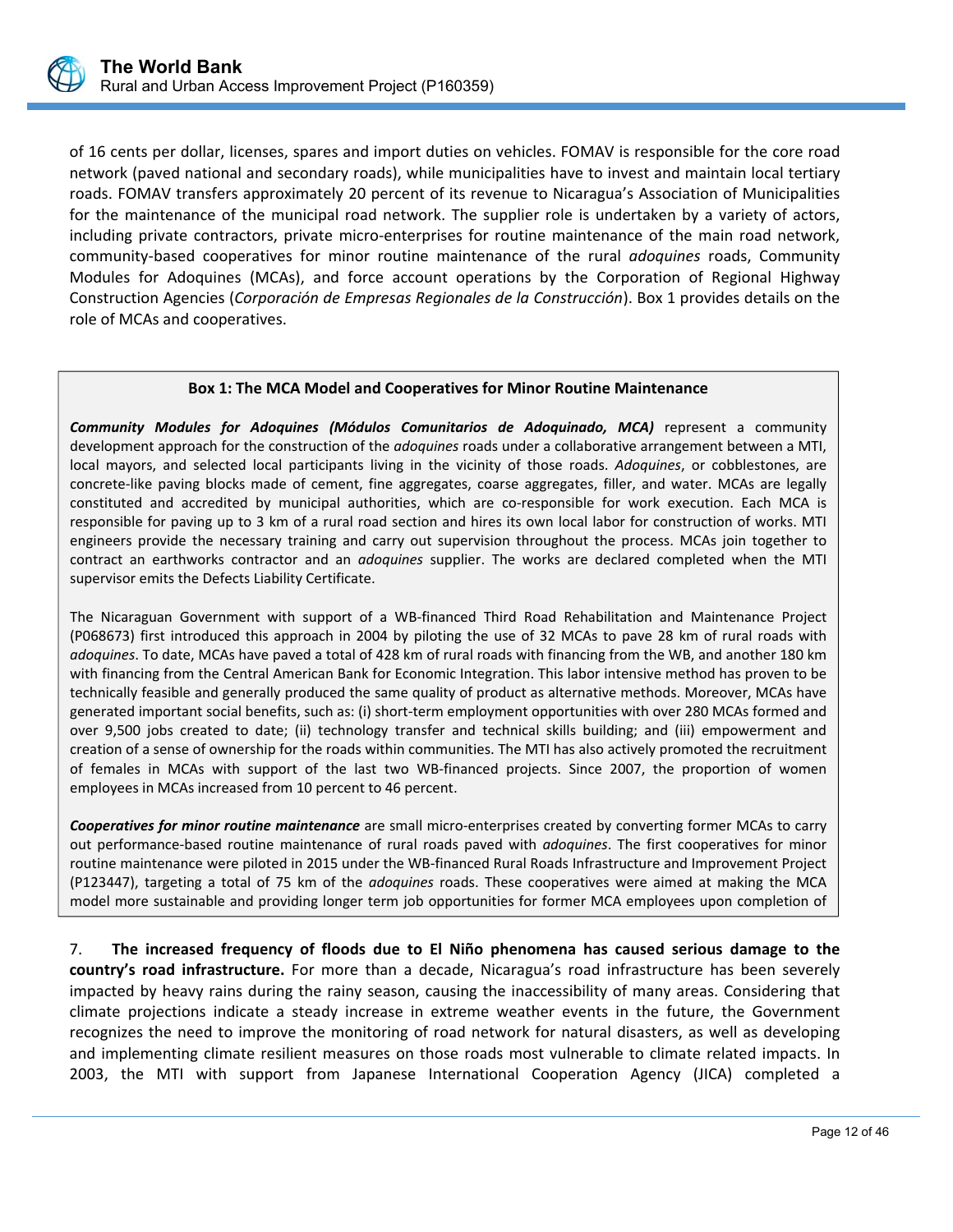of 16 cents per dollar, licenses, spares and import duties on vehicles. FOMAV is responsible for the core road network (paved national and secondary roads), while municipalities have to invest and maintain local tertiary roads. FOMAV transfers approximately 20 percent of its revenue to Nicaragua's Association of Municipalities for the maintenance of the municipal road network. The supplier role is undertaken by a variety of actors, including private contractors, private micro-enterprises for routine maintenance of the main road network, community-based cooperatives for minor routine maintenance of the rural *adoquines* roads, Community Modules for Adoquines (MCAs), and force account operations by the Corporation of Regional Highway Construction Agencies (*Corporación de Empresas Regionales de la Construcción*). Box 1 provides details on the role of MCAs and cooperatives.

**Box 1: The MCA Model and Cooperatives for Minor Routine Maintenance**

***Community Modules for Adoquines (Módulos Comunitarios de Adoquinado, MCA)*** represent a community development approach for the construction of the *adoquines* roads under a collaborative arrangement between a MTI, local mayors, and selected local participants living in the vicinity of those roads. *Adoquines*, or cobblestones, are concrete-like paving blocks made of cement, fine aggregates, coarse aggregates, filler, and water. MCAs are legally constituted and accredited by municipal authorities, which are co-responsible for work execution. Each MCA is responsible for paving up to 3 km of a rural road section and hires its own local labor for construction of works. MTI engineers provide the necessary training and carry out supervision throughout the process. MCAs join together to contract an earthworks contractor and an *adoquines* supplier. The works are declared completed when the MTI supervisor emits the Defects Liability Certificate.

The Nicaraguan Government with support of a WB-financed Third Road Rehabilitation and Maintenance Project (P068673) first introduced this approach in 2004 by piloting the use of 32 MCAs to pave 28 km of rural roads with *adoquines*. To date, MCAs have paved a total of 428 km of rural roads with financing from the WB, and another 180 km with financing from the Central American Bank for Economic Integration. This labor intensive method has proven to be technically feasible and generally produced the same quality of product as alternative methods. Moreover, MCAs have generated important social benefits, such as: (i) short-term employment opportunities with over 280 MCAs formed and over 9,500 jobs created to date; (ii) technology transfer and technical skills building; and (iii) empowerment and creation of a sense of ownership for the roads within communities. The MTI has also actively promoted the recruitment of females in MCAs with support of the last two WB-financed projects. Since 2007, the proportion of women employees in MCAs increased from 10 percent to 46 percent.

***Cooperatives for minor routine maintenance*** are small micro-enterprises created by converting former MCAs to carry out performance-based routine maintenance of rural roads paved with *adoquines*. The first cooperatives for minor routine maintenance were piloted in 2015 under the WB-financed Rural Roads Infrastructure and Improvement Project (P123447), targeting a total of 75 km of the *adoquines* roads. These cooperatives were aimed at making the MCA model more sustainable and providing longer term job opportunities for former MCA employees upon completion of

7. **The increased frequency of floods due to El Niño phenomena has caused serious damage to the country's road infrastructure.** For more than a decade, Nicaragua's road infrastructure has been severely impacted by heavy rains during the rainy season, causing the inaccessibility of many areas. Considering that climate projections indicate a steady increase in extreme weather events in the future, the Government recognizes the need to improve the monitoring of road network for natural disasters, as well as developing and implementing climate resilient measures on those roads most vulnerable to climate related impacts. In 2003, the MTI with support from Japanese International Cooperation Agency (JICA) completed a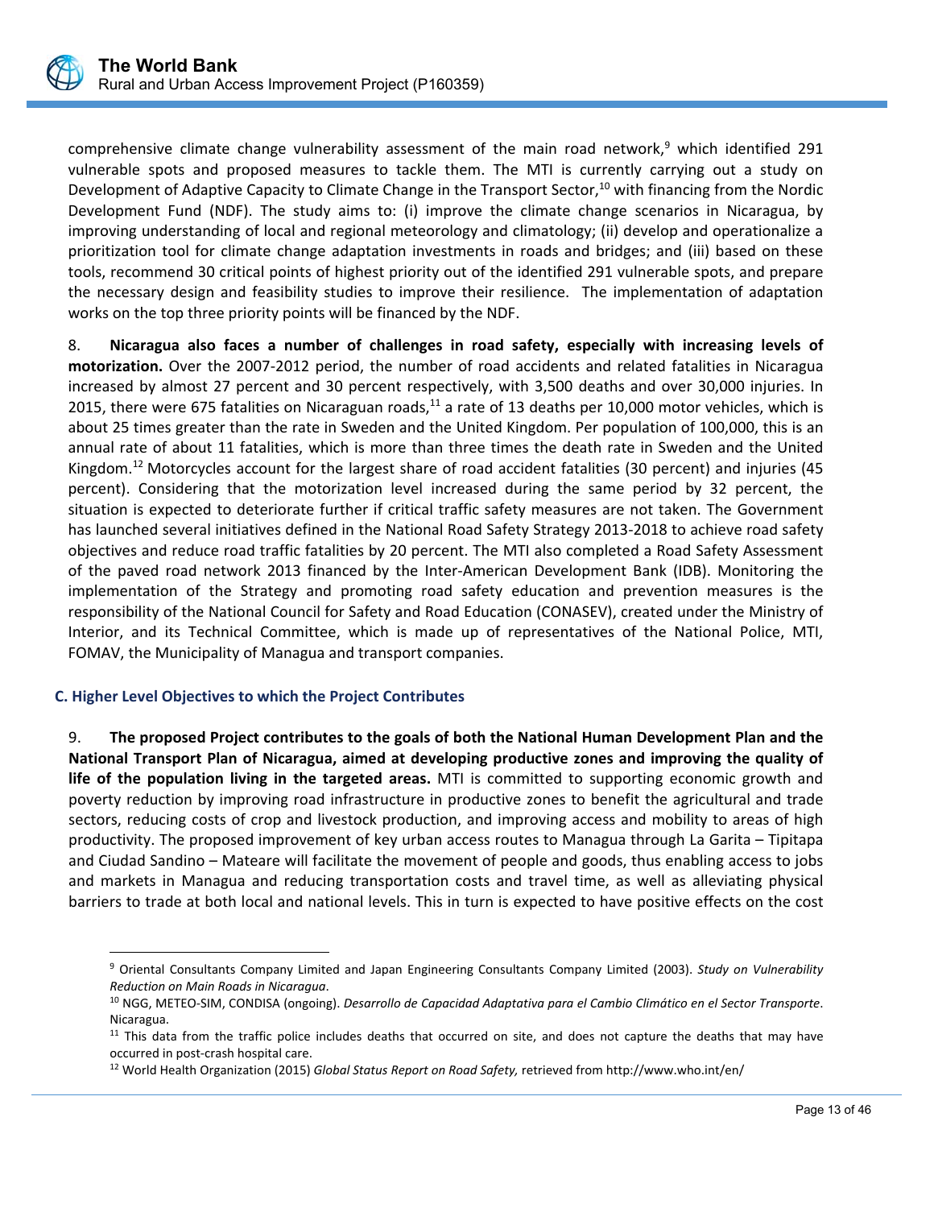comprehensive climate change vulnerability assessment of the main road network,[9] which identified 291 vulnerable spots and proposed measures to tackle them. The MTI is currently carrying out a study on Development of Adaptive Capacity to Climate Change in the Transport Sector,[10] with financing from the Nordic Development Fund (NDF). The study aims to: (i) improve the climate change scenarios in Nicaragua, by improving understanding of local and regional meteorology and climatology; (ii) develop and operationalize a prioritization tool for climate change adaptation investments in roads and bridges; and (iii) based on these tools, recommend 30 critical points of highest priority out of the identified 291 vulnerable spots, and prepare the necessary design and feasibility studies to improve their resilience. The implementation of adaptation works on the top three priority points will be financed by the NDF.

8. **Nicaragua also faces a number of challenges in road safety, especially with increasing levels of motorization.** Over the 2007-2012 period, the number of road accidents and related fatalities in Nicaragua increased by almost 27 percent and 30 percent respectively, with 3,500 deaths and over 30,000 injuries. In 2015, there were 675 fatalities on Nicaraguan roads,[11] a rate of 13 deaths per 10,000 motor vehicles, which is about 25 times greater than the rate in Sweden and the United Kingdom. Per population of 100,000, this is an annual rate of about 11 fatalities, which is more than three times the death rate in Sweden and the United Kingdom.[12] Motorcycles account for the largest share of road accident fatalities (30 percent) and injuries (45 percent). Considering that the motorization level increased during the same period by 32 percent, the situation is expected to deteriorate further if critical traffic safety measures are not taken. The Government has launched several initiatives defined in the National Road Safety Strategy 2013-2018 to achieve road safety objectives and reduce road traffic fatalities by 20 percent. The MTI also completed a Road Safety Assessment of the paved road network 2013 financed by the Inter-American Development Bank (IDB). Monitoring the implementation of the Strategy and promoting road safety education and prevention measures is the responsibility of the National Council for Safety and Road Education (CONASEV), created under the Ministry of Interior, and its Technical Committee, which is made up of representatives of the National Police, MTI, FOMAV, the Municipality of Managua and transport companies.

### C. Higher Level Objectives to which the Project Contributes

9. **The proposed Project contributes to the goals of both the National Human Development Plan and the National Transport Plan of Nicaragua, aimed at developing productive zones and improving the quality of life of the population living in the targeted areas.** MTI is committed to supporting economic growth and poverty reduction by improving road infrastructure in productive zones to benefit the agricultural and trade sectors, reducing costs of crop and livestock production, and improving access and mobility to areas of high productivity. The proposed improvement of key urban access routes to Managua through La Garita – Tipitapa and Ciudad Sandino – Mateare will facilitate the movement of people and goods, thus enabling access to jobs and markets in Managua and reducing transportation costs and travel time, as well as alleviating physical barriers to trade at both local and national levels. This in turn is expected to have positive effects on the cost

---

[9] Oriental Consultants Company Limited and Japan Engineering Consultants Company Limited (2003). *Study on Vulnerability Reduction on Main Roads in Nicaragua*.

[10] NGG, METEO-SIM, CONDISA (ongoing). *Desarrollo de Capacidad Adaptativa para el Cambio Climático en el Sector Transporte*. Nicaragua.

[11] This data from the traffic police includes deaths that occurred on site, and does not capture the deaths that may have occurred in post-crash hospital care.

[12] World Health Organization (2015) *Global Status Report on Road Safety,* retrieved from http://www.who.int/en/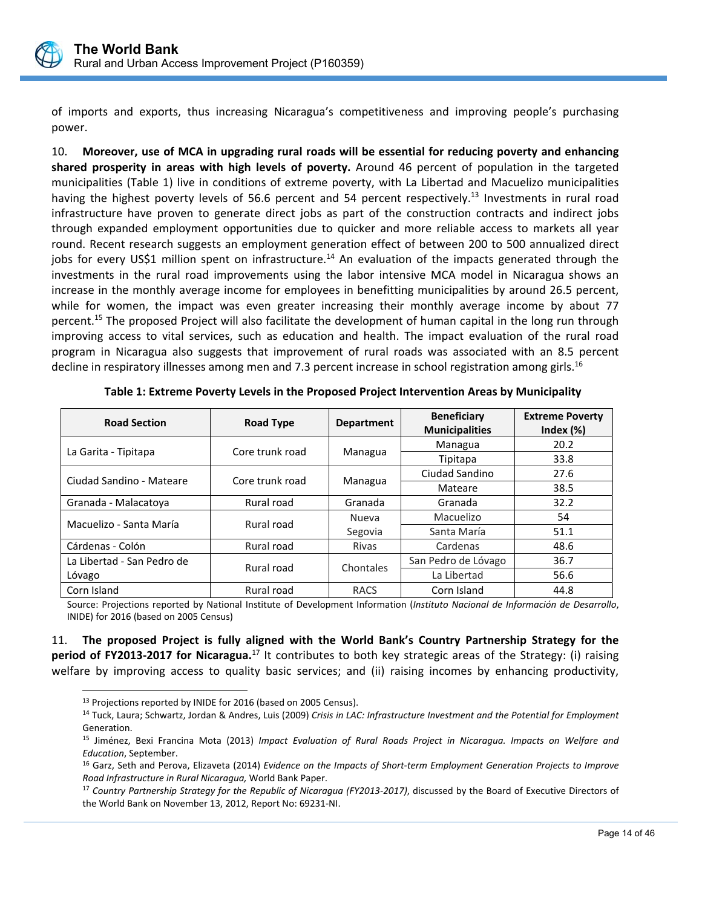of imports and exports, thus increasing Nicaragua's competitiveness and improving people's purchasing power.

10. **Moreover, use of MCA in upgrading rural roads will be essential for reducing poverty and enhancing shared prosperity in areas with high levels of poverty.** Around 46 percent of population in the targeted municipalities (Table 1) live in conditions of extreme poverty, with La Libertad and Macuelizo municipalities having the highest poverty levels of 56.6 percent and 54 percent respectively.[13] Investments in rural road infrastructure have proven to generate direct jobs as part of the construction contracts and indirect jobs through expanded employment opportunities due to quicker and more reliable access to markets all year round. Recent research suggests an employment generation effect of between 200 to 500 annualized direct jobs for every US$1 million spent on infrastructure.[14] An evaluation of the impacts generated through the investments in the rural road improvements using the labor intensive MCA model in Nicaragua shows an increase in the monthly average income for employees in benefitting municipalities by around 26.5 percent, while for women, the impact was even greater increasing their monthly average income by about 77 percent.[15] The proposed Project will also facilitate the development of human capital in the long run through improving access to vital services, such as education and health. The impact evaluation of the rural road program in Nicaragua also suggests that improvement of rural roads was associated with an 8.5 percent decline in respiratory illnesses among men and 7.3 percent increase in school registration among girls.[16]

**Table 1: Extreme Poverty Levels in the Proposed Project Intervention Areas by Municipality**

| Road Section | Road Type | Department | Beneficiary Municipalities | Extreme Poverty Index (%) |
|---|---|---|---|---|
| La Garita - Tipitapa | Core trunk road | Managua | Managua | 20.2 |
| | | | Tipitapa | 33.8 |
| Ciudad Sandino - Mateare | Core trunk road | Managua | Ciudad Sandino | 27.6 |
| | | | Mateare | 38.5 |
| Granada - Malacatoya | Rural road | Granada | Granada | 32.2 |
| Macuelizo - Santa María | Rural road | Nueva Segovia | Macuelizo | 54 |
| | | | Santa María | 51.1 |
| Cárdenas - Colón | Rural road | Rivas | Cardenas | 48.6 |
| La Libertad - San Pedro de Lóvago | Rural road | Chontales | San Pedro de Lóvago | 36.7 |
| | | | La Libertad | 56.6 |
| Corn Island | Rural road | RACS | Corn Island | 44.8 |

Source: Projections reported by National Institute of Development Information (*Instituto Nacional de Información de Desarrollo*, INIDE) for 2016 (based on 2005 Census)

11. **The proposed Project is fully aligned with the World Bank's Country Partnership Strategy for the period of FY2013-2017 for Nicaragua.**[17] It contributes to both key strategic areas of the Strategy: (i) raising welfare by improving access to quality basic services; and (ii) raising incomes by enhancing productivity,

---

[13] Projections reported by INIDE for 2016 (based on 2005 Census).

[14] Tuck, Laura; Schwartz, Jordan & Andres, Luis (2009) *Crisis in LAC: Infrastructure Investment and the Potential for Employment* Generation.

[15] Jiménez, Bexi Francina Mota (2013) *Impact Evaluation of Rural Roads Project in Nicaragua. Impacts on Welfare and Education*, September.

[16] Garz, Seth and Perova, Elizaveta (2014) *Evidence on the Impacts of Short-term Employment Generation Projects to Improve Road Infrastructure in Rural Nicaragua,* World Bank Paper.

[17] *Country Partnership Strategy for the Republic of Nicaragua (FY2013-2017)*, discussed by the Board of Executive Directors of the World Bank on November 13, 2012, Report No: 69231-NI.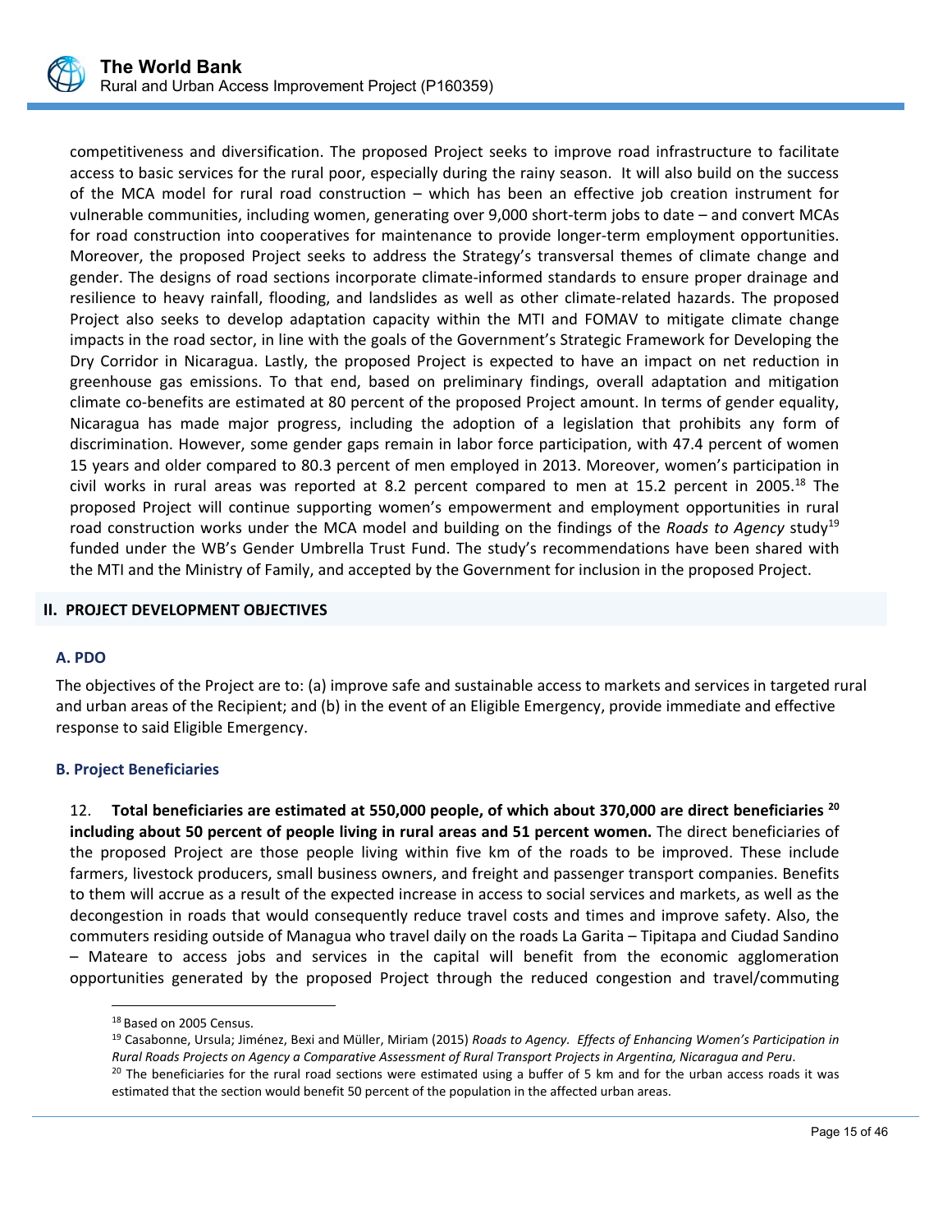competitiveness and diversification. The proposed Project seeks to improve road infrastructure to facilitate access to basic services for the rural poor, especially during the rainy season. It will also build on the success of the MCA model for rural road construction – which has been an effective job creation instrument for vulnerable communities, including women, generating over 9,000 short-term jobs to date – and convert MCAs for road construction into cooperatives for maintenance to provide longer-term employment opportunities. Moreover, the proposed Project seeks to address the Strategy's transversal themes of climate change and gender. The designs of road sections incorporate climate-informed standards to ensure proper drainage and resilience to heavy rainfall, flooding, and landslides as well as other climate-related hazards. The proposed Project also seeks to develop adaptation capacity within the MTI and FOMAV to mitigate climate change impacts in the road sector, in line with the goals of the Government's Strategic Framework for Developing the Dry Corridor in Nicaragua. Lastly, the proposed Project is expected to have an impact on net reduction in greenhouse gas emissions. To that end, based on preliminary findings, overall adaptation and mitigation climate co-benefits are estimated at 80 percent of the proposed Project amount. In terms of gender equality, Nicaragua has made major progress, including the adoption of a legislation that prohibits any form of discrimination. However, some gender gaps remain in labor force participation, with 47.4 percent of women 15 years and older compared to 80.3 percent of men employed in 2013. Moreover, women's participation in civil works in rural areas was reported at 8.2 percent compared to men at 15.2 percent in 2005.[18] The proposed Project will continue supporting women's empowerment and employment opportunities in rural road construction works under the MCA model and building on the findings of the *Roads to Agency* study[19] funded under the WB's Gender Umbrella Trust Fund. The study's recommendations have been shared with the MTI and the Ministry of Family, and accepted by the Government for inclusion in the proposed Project.

## II. PROJECT DEVELOPMENT OBJECTIVES

### A. PDO

The objectives of the Project are to: (a) improve safe and sustainable access to markets and services in targeted rural and urban areas of the Recipient; and (b) in the event of an Eligible Emergency, provide immediate and effective response to said Eligible Emergency.

### B. Project Beneficiaries

12. **Total beneficiaries are estimated at 550,000 people, of which about 370,000 are direct beneficiaries [20] including about 50 percent of people living in rural areas and 51 percent women.** The direct beneficiaries of the proposed Project are those people living within five km of the roads to be improved. These include farmers, livestock producers, small business owners, and freight and passenger transport companies. Benefits to them will accrue as a result of the expected increase in access to social services and markets, as well as the decongestion in roads that would consequently reduce travel costs and times and improve safety. Also, the commuters residing outside of Managua who travel daily on the roads La Garita – Tipitapa and Ciudad Sandino – Mateare to access jobs and services in the capital will benefit from the economic agglomeration opportunities generated by the proposed Project through the reduced congestion and travel/commuting

[18] Based on 2005 Census.

[19] Casabonne, Ursula; Jiménez, Bexi and Müller, Miriam (2015) *Roads to Agency. Effects of Enhancing Women's Participation in Rural Roads Projects on Agency a Comparative Assessment of Rural Transport Projects in Argentina, Nicaragua and Peru*.

[20] The beneficiaries for the rural road sections were estimated using a buffer of 5 km and for the urban access roads it was estimated that the section would benefit 50 percent of the population in the affected urban areas.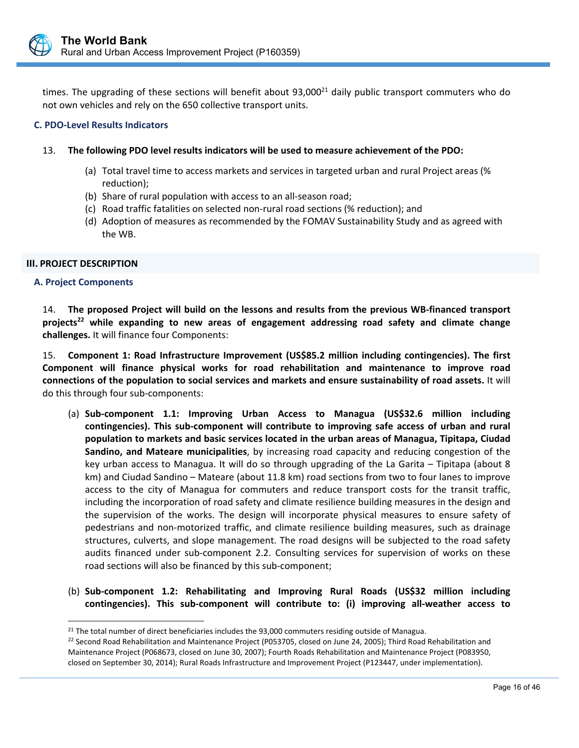times. The upgrading of these sections will benefit about 93,000[21] daily public transport commuters who do not own vehicles and rely on the 650 collective transport units.

### C. PDO-Level Results Indicators

13. **The following PDO level results indicators will be used to measure achievement of the PDO:**

(a) Total travel time to access markets and services in targeted urban and rural Project areas (% reduction);
(b) Share of rural population with access to an all-season road;
(c) Road traffic fatalities on selected non-rural road sections (% reduction); and
(d) Adoption of measures as recommended by the FOMAV Sustainability Study and as agreed with the WB.

## III. PROJECT DESCRIPTION

### A. Project Components

14. **The proposed Project will build on the lessons and results from the previous WB-financed transport projects[22] while expanding to new areas of engagement addressing road safety and climate change challenges.** It will finance four Components:

15. **Component 1: Road Infrastructure Improvement (US$85.2 million including contingencies). The first Component will finance physical works for road rehabilitation and maintenance to improve road connections of the population to social services and markets and ensure sustainability of road assets.** It will do this through four sub-components:

(a) **Sub-component 1.1: Improving Urban Access to Managua (US$32.6 million including contingencies). This sub-component will contribute to improving safe access of urban and rural population to markets and basic services located in the urban areas of Managua, Tipitapa, Ciudad Sandino, and Mateare municipalities**, by increasing road capacity and reducing congestion of the key urban access to Managua. It will do so through upgrading of the La Garita – Tipitapa (about 8 km) and Ciudad Sandino – Mateare (about 11.8 km) road sections from two to four lanes to improve access to the city of Managua for commuters and reduce transport costs for the transit traffic, including the incorporation of road safety and climate resilience building measures in the design and the supervision of the works. The design will incorporate physical measures to ensure safety of pedestrians and non-motorized traffic, and climate resilience building measures, such as drainage structures, culverts, and slope management. The road designs will be subjected to the road safety audits financed under sub-component 2.2. Consulting services for supervision of works on these road sections will also be financed by this sub-component;

(b) **Sub-component 1.2: Rehabilitating and Improving Rural Roads (US$32 million including contingencies). This sub-component will contribute to: (i) improving all-weather access to**

[21] The total number of direct beneficiaries includes the 93,000 commuters residing outside of Managua.

[22] Second Road Rehabilitation and Maintenance Project (P053705, closed on June 24, 2005); Third Road Rehabilitation and Maintenance Project (P068673, closed on June 30, 2007); Fourth Roads Rehabilitation and Maintenance Project (P083950, closed on September 30, 2014); Rural Roads Infrastructure and Improvement Project (P123447, under implementation).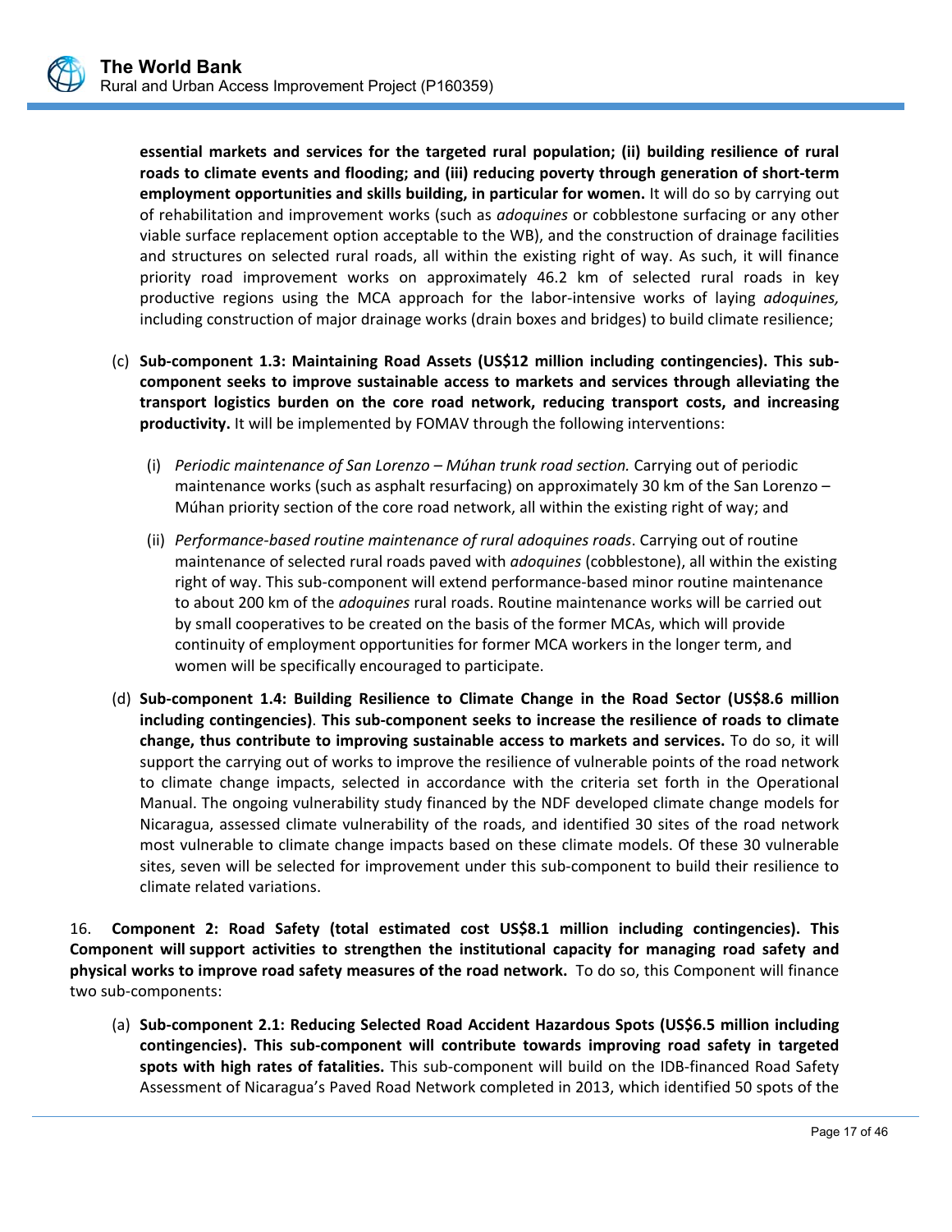**essential markets and services for the targeted rural population; (ii) building resilience of rural roads to climate events and flooding; and (iii) reducing poverty through generation of short-term employment opportunities and skills building, in particular for women.** It will do so by carrying out of rehabilitation and improvement works (such as *adoquines* or cobblestone surfacing or any other viable surface replacement option acceptable to the WB), and the construction of drainage facilities and structures on selected rural roads, all within the existing right of way. As such, it will finance priority road improvement works on approximately 46.2 km of selected rural roads in key productive regions using the MCA approach for the labor-intensive works of laying *adoquines,* including construction of major drainage works (drain boxes and bridges) to build climate resilience;

(c) **Sub-component 1.3: Maintaining Road Assets (US$12 million including contingencies). This sub-component seeks to improve sustainable access to markets and services through alleviating the transport logistics burden on the core road network, reducing transport costs, and increasing productivity.** It will be implemented by FOMAV through the following interventions:

   (i) *Periodic maintenance of San Lorenzo – Múhan trunk road section.* Carrying out of periodic maintenance works (such as asphalt resurfacing) on approximately 30 km of the San Lorenzo – Múhan priority section of the core road network, all within the existing right of way; and

   (ii) *Performance-based routine maintenance of rural adoquines roads*. Carrying out of routine maintenance of selected rural roads paved with *adoquines* (cobblestone), all within the existing right of way. This sub-component will extend performance-based minor routine maintenance to about 200 km of the *adoquines* rural roads. Routine maintenance works will be carried out by small cooperatives to be created on the basis of the former MCAs, which will provide continuity of employment opportunities for former MCA workers in the longer term, and women will be specifically encouraged to participate.

(d) **Sub-component 1.4: Building Resilience to Climate Change in the Road Sector (US$8.6 million including contingencies)**. **This sub-component seeks to increase the resilience of roads to climate change, thus contribute to improving sustainable access to markets and services.** To do so, it will support the carrying out of works to improve the resilience of vulnerable points of the road network to climate change impacts, selected in accordance with the criteria set forth in the Operational Manual. The ongoing vulnerability study financed by the NDF developed climate change models for Nicaragua, assessed climate vulnerability of the roads, and identified 30 sites of the road network most vulnerable to climate change impacts based on these climate models. Of these 30 vulnerable sites, seven will be selected for improvement under this sub-component to build their resilience to climate related variations.

16. **Component 2: Road Safety (total estimated cost US$8.1 million including contingencies). This Component will support activities to strengthen the institutional capacity for managing road safety and physical works to improve road safety measures of the road network.** To do so, this Component will finance two sub-components:

(a) **Sub-component 2.1: Reducing Selected Road Accident Hazardous Spots (US$6.5 million including contingencies). This sub-component will contribute towards improving road safety in targeted spots with high rates of fatalities.** This sub-component will build on the IDB-financed Road Safety Assessment of Nicaragua's Paved Road Network completed in 2013, which identified 50 spots of the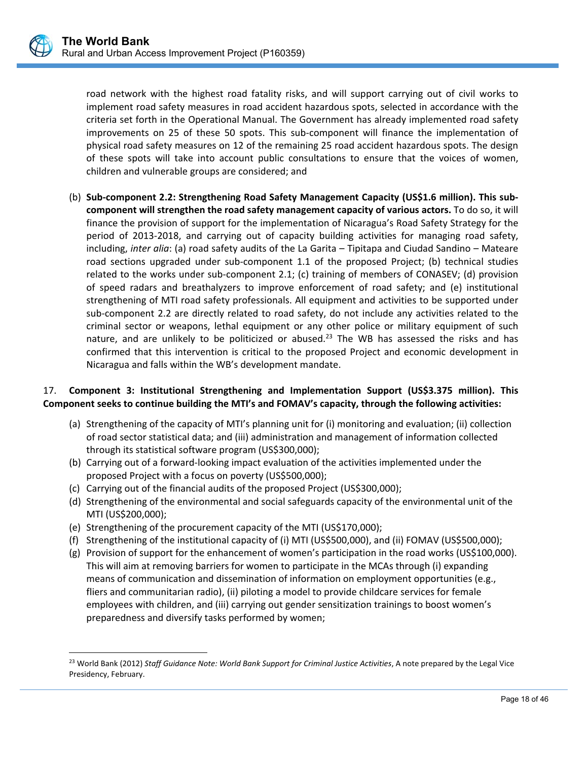road network with the highest road fatality risks, and will support carrying out of civil works to implement road safety measures in road accident hazardous spots, selected in accordance with the criteria set forth in the Operational Manual. The Government has already implemented road safety improvements on 25 of these 50 spots. This sub-component will finance the implementation of physical road safety measures on 12 of the remaining 25 road accident hazardous spots. The design of these spots will take into account public consultations to ensure that the voices of women, children and vulnerable groups are considered; and

(b) **Sub-component 2.2: Strengthening Road Safety Management Capacity (US$1.6 million). This sub-component will strengthen the road safety management capacity of various actors.** To do so, it will finance the provision of support for the implementation of Nicaragua's Road Safety Strategy for the period of 2013-2018, and carrying out of capacity building activities for managing road safety, including, *inter alia*: (a) road safety audits of the La Garita – Tipitapa and Ciudad Sandino – Mateare road sections upgraded under sub-component 1.1 of the proposed Project; (b) technical studies related to the works under sub-component 2.1; (c) training of members of CONASEV; (d) provision of speed radars and breathalyzers to improve enforcement of road safety; and (e) institutional strengthening of MTI road safety professionals. All equipment and activities to be supported under sub-component 2.2 are directly related to road safety, do not include any activities related to the criminal sector or weapons, lethal equipment or any other police or military equipment of such nature, and are unlikely to be politicized or abused.[23] The WB has assessed the risks and has confirmed that this intervention is critical to the proposed Project and economic development in Nicaragua and falls within the WB's development mandate.

17. **Component 3: Institutional Strengthening and Implementation Support (US$3.375 million). This Component seeks to continue building the MTI's and FOMAV's capacity, through the following activities:**

(a) Strengthening of the capacity of MTI's planning unit for (i) monitoring and evaluation; (ii) collection of road sector statistical data; and (iii) administration and management of information collected through its statistical software program (US$300,000);
(b) Carrying out of a forward-looking impact evaluation of the activities implemented under the proposed Project with a focus on poverty (US$500,000);
(c) Carrying out of the financial audits of the proposed Project (US$300,000);
(d) Strengthening of the environmental and social safeguards capacity of the environmental unit of the MTI (US$200,000);
(e) Strengthening of the procurement capacity of the MTI (US$170,000);
(f) Strengthening of the institutional capacity of (i) MTI (US$500,000), and (ii) FOMAV (US$500,000);
(g) Provision of support for the enhancement of women's participation in the road works (US$100,000). This will aim at removing barriers for women to participate in the MCAs through (i) expanding means of communication and dissemination of information on employment opportunities (e.g., fliers and communitarian radio), (ii) piloting a model to provide childcare services for female employees with children, and (iii) carrying out gender sensitization trainings to boost women's preparedness and diversify tasks performed by women;

[23] World Bank (2012) *Staff Guidance Note: World Bank Support for Criminal Justice Activities*, A note prepared by the Legal Vice Presidency, February.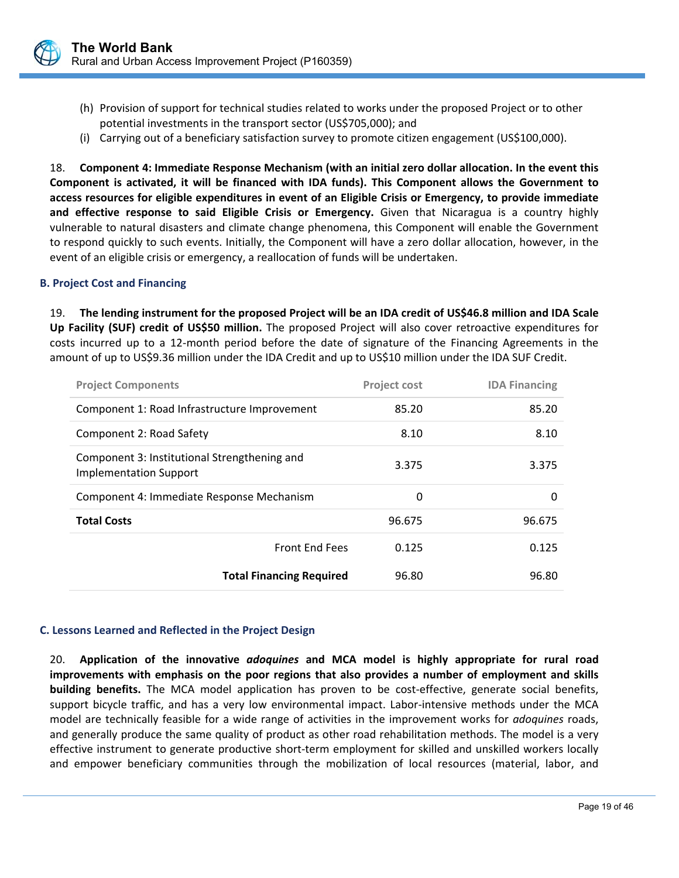(h) Provision of support for technical studies related to works under the proposed Project or to other potential investments in the transport sector (US$705,000); and

(i) Carrying out of a beneficiary satisfaction survey to promote citizen engagement (US$100,000).

18. **Component 4: Immediate Response Mechanism (with an initial zero dollar allocation. In the event this Component is activated, it will be financed with IDA funds). This Component allows the Government to access resources for eligible expenditures in event of an Eligible Crisis or Emergency, to provide immediate and effective response to said Eligible Crisis or Emergency.** Given that Nicaragua is a country highly vulnerable to natural disasters and climate change phenomena, this Component will enable the Government to respond quickly to such events. Initially, the Component will have a zero dollar allocation, however, in the event of an eligible crisis or emergency, a reallocation of funds will be undertaken.

### B. Project Cost and Financing

19. **The lending instrument for the proposed Project will be an IDA credit of US$46.8 million and IDA Scale Up Facility (SUF) credit of US$50 million.** The proposed Project will also cover retroactive expenditures for costs incurred up to a 12-month period before the date of signature of the Financing Agreements in the amount of up to US$9.36 million under the IDA Credit and up to US$10 million under the IDA SUF Credit.

| Project Components | Project cost | IDA Financing |
|---|---|---|
| Component 1: Road Infrastructure Improvement | 85.20 | 85.20 |
| Component 2: Road Safety | 8.10 | 8.10 |
| Component 3: Institutional Strengthening and Implementation Support | 3.375 | 3.375 |
| Component 4: Immediate Response Mechanism | 0 | 0 |
| **Total Costs** | 96.675 | 96.675 |
| Front End Fees | 0.125 | 0.125 |
| **Total Financing Required** | 96.80 | 96.80 |

### C. Lessons Learned and Reflected in the Project Design

20. **Application of the innovative *adoquines* and MCA model is highly appropriate for rural road improvements with emphasis on the poor regions that also provides a number of employment and skills building benefits.** The MCA model application has proven to be cost-effective, generate social benefits, support bicycle traffic, and has a very low environmental impact. Labor-intensive methods under the MCA model are technically feasible for a wide range of activities in the improvement works for *adoquines* roads, and generally produce the same quality of product as other road rehabilitation methods. The model is a very effective instrument to generate productive short-term employment for skilled and unskilled workers locally and empower beneficiary communities through the mobilization of local resources (material, labor, and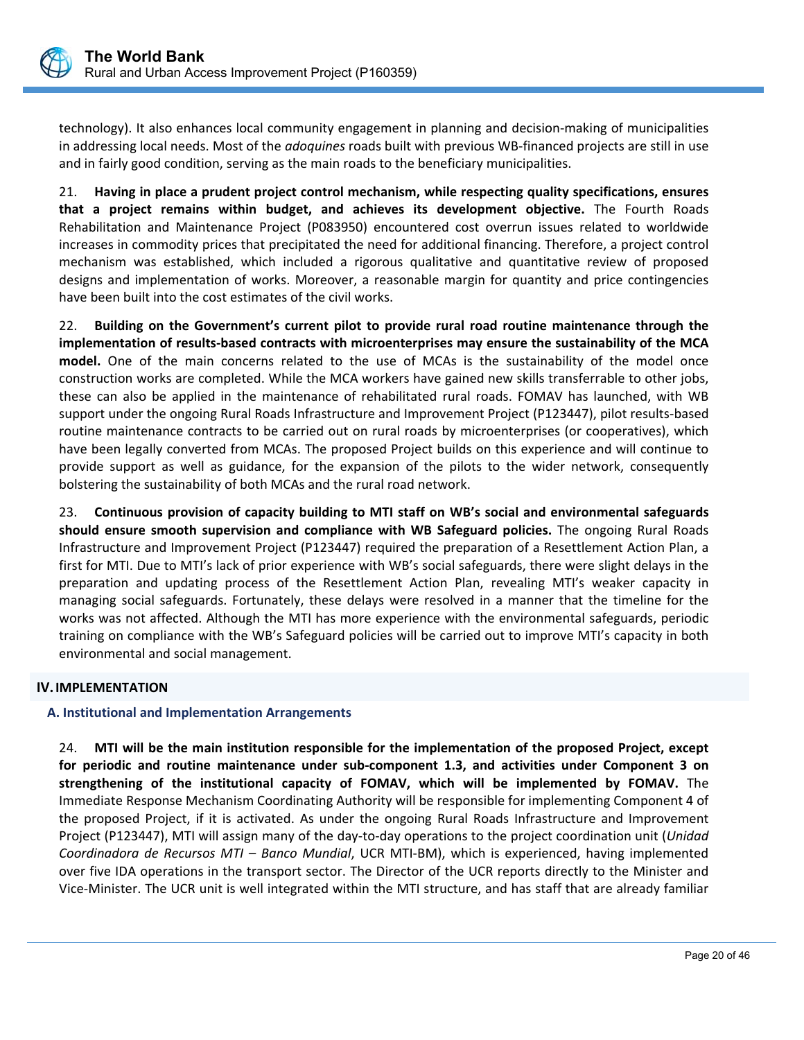technology). It also enhances local community engagement in planning and decision-making of municipalities in addressing local needs. Most of the *adoquines* roads built with previous WB-financed projects are still in use and in fairly good condition, serving as the main roads to the beneficiary municipalities.

21. **Having in place a prudent project control mechanism, while respecting quality specifications, ensures that a project remains within budget, and achieves its development objective.** The Fourth Roads Rehabilitation and Maintenance Project (P083950) encountered cost overrun issues related to worldwide increases in commodity prices that precipitated the need for additional financing. Therefore, a project control mechanism was established, which included a rigorous qualitative and quantitative review of proposed designs and implementation of works. Moreover, a reasonable margin for quantity and price contingencies have been built into the cost estimates of the civil works.

22. **Building on the Government's current pilot to provide rural road routine maintenance through the implementation of results-based contracts with microenterprises may ensure the sustainability of the MCA model.** One of the main concerns related to the use of MCAs is the sustainability of the model once construction works are completed. While the MCA workers have gained new skills transferrable to other jobs, these can also be applied in the maintenance of rehabilitated rural roads. FOMAV has launched, with WB support under the ongoing Rural Roads Infrastructure and Improvement Project (P123447), pilot results-based routine maintenance contracts to be carried out on rural roads by microenterprises (or cooperatives), which have been legally converted from MCAs. The proposed Project builds on this experience and will continue to provide support as well as guidance, for the expansion of the pilots to the wider network, consequently bolstering the sustainability of both MCAs and the rural road network.

23. **Continuous provision of capacity building to MTI staff on WB's social and environmental safeguards should ensure smooth supervision and compliance with WB Safeguard policies.** The ongoing Rural Roads Infrastructure and Improvement Project (P123447) required the preparation of a Resettlement Action Plan, a first for MTI. Due to MTI's lack of prior experience with WB's social safeguards, there were slight delays in the preparation and updating process of the Resettlement Action Plan, revealing MTI's weaker capacity in managing social safeguards. Fortunately, these delays were resolved in a manner that the timeline for the works was not affected. Although the MTI has more experience with the environmental safeguards, periodic training on compliance with the WB's Safeguard policies will be carried out to improve MTI's capacity in both environmental and social management.

## IV. IMPLEMENTATION

### A. Institutional and Implementation Arrangements

24. **MTI will be the main institution responsible for the implementation of the proposed Project, except for periodic and routine maintenance under sub-component 1.3, and activities under Component 3 on strengthening of the institutional capacity of FOMAV, which will be implemented by FOMAV.** The Immediate Response Mechanism Coordinating Authority will be responsible for implementing Component 4 of the proposed Project, if it is activated. As under the ongoing Rural Roads Infrastructure and Improvement Project (P123447), MTI will assign many of the day-to-day operations to the project coordination unit (*Unidad Coordinadora de Recursos MTI – Banco Mundial*, UCR MTI-BM), which is experienced, having implemented over five IDA operations in the transport sector. The Director of the UCR reports directly to the Minister and Vice-Minister. The UCR unit is well integrated within the MTI structure, and has staff that are already familiar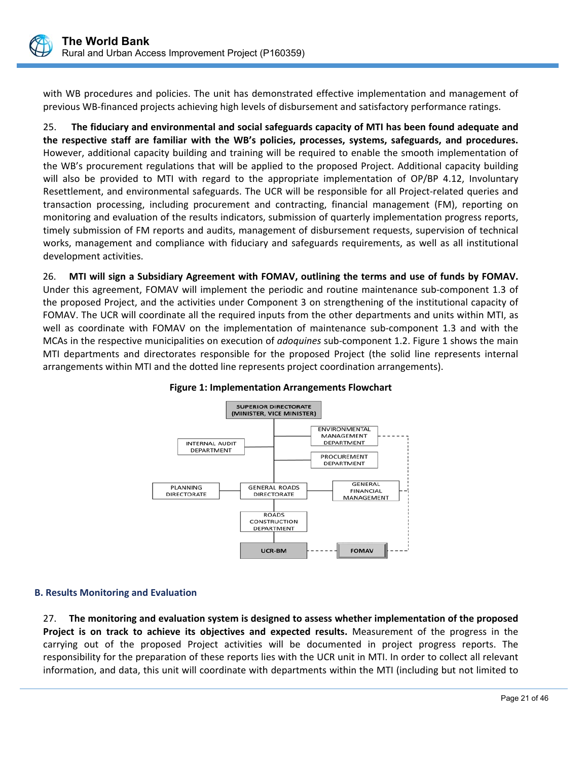with WB procedures and policies. The unit has demonstrated effective implementation and management of previous WB-financed projects achieving high levels of disbursement and satisfactory performance ratings.

25. **The fiduciary and environmental and social safeguards capacity of MTI has been found adequate and the respective staff are familiar with the WB's policies, processes, systems, safeguards, and procedures.** However, additional capacity building and training will be required to enable the smooth implementation of the WB's procurement regulations that will be applied to the proposed Project. Additional capacity building will also be provided to MTI with regard to the appropriate implementation of OP/BP 4.12, Involuntary Resettlement, and environmental safeguards. The UCR will be responsible for all Project-related queries and transaction processing, including procurement and contracting, financial management (FM), reporting on monitoring and evaluation of the results indicators, submission of quarterly implementation progress reports, timely submission of FM reports and audits, management of disbursement requests, supervision of technical works, management and compliance with fiduciary and safeguards requirements, as well as all institutional development activities.

26. **MTI will sign a Subsidiary Agreement with FOMAV, outlining the terms and use of funds by FOMAV.** Under this agreement, FOMAV will implement the periodic and routine maintenance sub-component 1.3 of the proposed Project, and the activities under Component 3 on strengthening of the institutional capacity of FOMAV. The UCR will coordinate all the required inputs from the other departments and units within MTI, as well as coordinate with FOMAV on the implementation of maintenance sub-component 1.3 and with the MCAs in the respective municipalities on execution of *adoquines* sub-component 1.2. Figure 1 shows the main MTI departments and directorates responsible for the proposed Project (the solid line represents internal arrangements within MTI and the dotted line represents project coordination arrangements).

**Figure 1: Implementation Arrangements Flowchart**

SUPERIOR DIRECTORATE (MINISTER, VICE MINISTER)

ENVIRONMENTAL MANAGEMENT DEPARTMENT

INTERNAL AUDIT DEPARTMENT

PROCUREMENT DEPARTMENT

PLANNING DIRECTORATE

GENERAL ROADS DIRECTORATE

GENERAL FINANCIAL MANAGEMENT

ROADS CONSTRUCTION DEPARTMENT

UCR-BM

FOMAV

### B. Results Monitoring and Evaluation

27. **The monitoring and evaluation system is designed to assess whether implementation of the proposed Project is on track to achieve its objectives and expected results.** Measurement of the progress in the carrying out of the proposed Project activities will be documented in project progress reports. The responsibility for the preparation of these reports lies with the UCR unit in MTI. In order to collect all relevant information, and data, this unit will coordinate with departments within the MTI (including but not limited to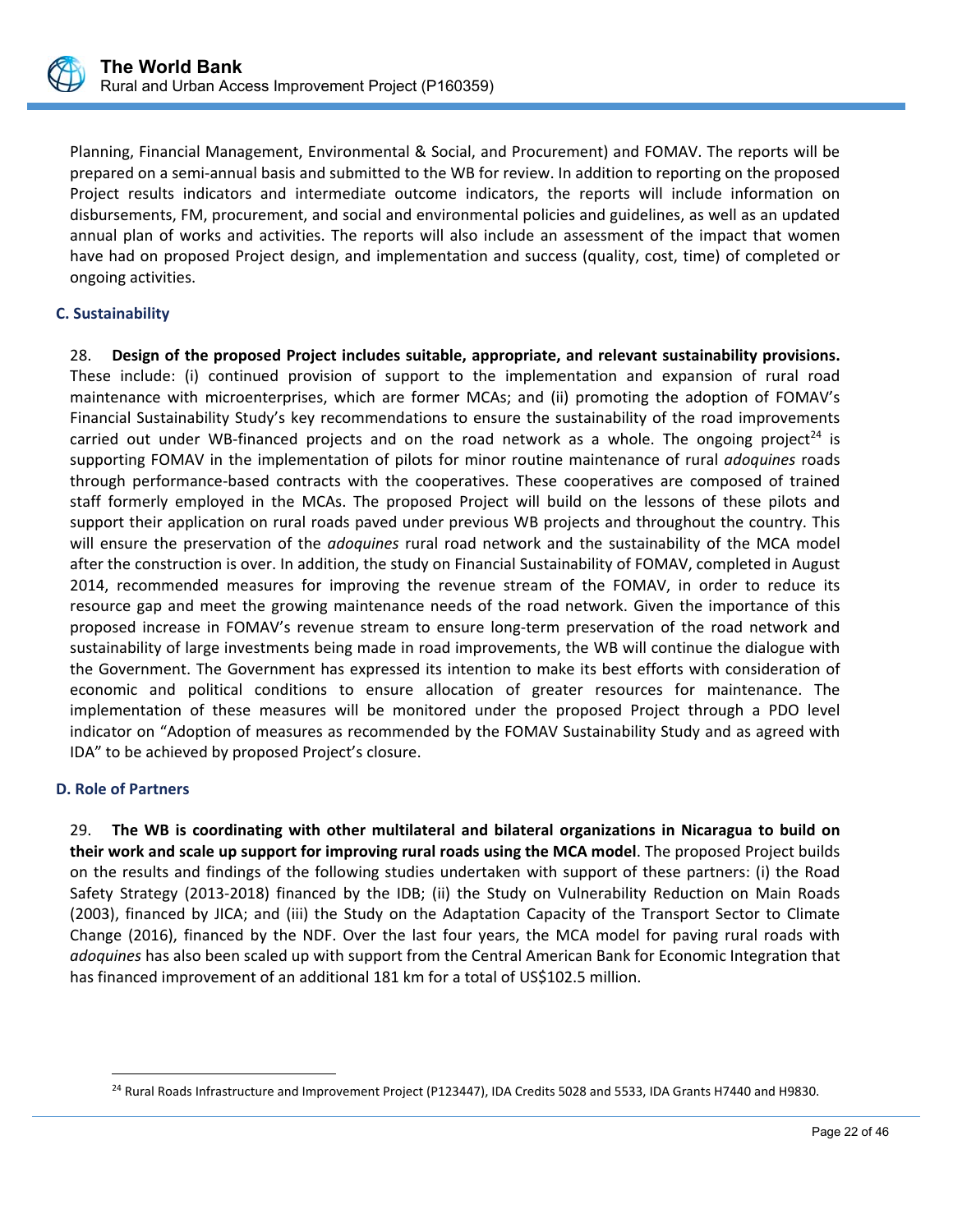Planning, Financial Management, Environmental & Social, and Procurement) and FOMAV. The reports will be prepared on a semi-annual basis and submitted to the WB for review. In addition to reporting on the proposed Project results indicators and intermediate outcome indicators, the reports will include information on disbursements, FM, procurement, and social and environmental policies and guidelines, as well as an updated annual plan of works and activities. The reports will also include an assessment of the impact that women have had on proposed Project design, and implementation and success (quality, cost, time) of completed or ongoing activities.

### C. Sustainability

28. **Design of the proposed Project includes suitable, appropriate, and relevant sustainability provisions.** These include: (i) continued provision of support to the implementation and expansion of rural road maintenance with microenterprises, which are former MCAs; and (ii) promoting the adoption of FOMAV's Financial Sustainability Study's key recommendations to ensure the sustainability of the road improvements carried out under WB-financed projects and on the road network as a whole. The ongoing project[24] is supporting FOMAV in the implementation of pilots for minor routine maintenance of rural *adoquines* roads through performance-based contracts with the cooperatives. These cooperatives are composed of trained staff formerly employed in the MCAs. The proposed Project will build on the lessons of these pilots and support their application on rural roads paved under previous WB projects and throughout the country. This will ensure the preservation of the *adoquines* rural road network and the sustainability of the MCA model after the construction is over. In addition, the study on Financial Sustainability of FOMAV, completed in August 2014, recommended measures for improving the revenue stream of the FOMAV, in order to reduce its resource gap and meet the growing maintenance needs of the road network. Given the importance of this proposed increase in FOMAV's revenue stream to ensure long-term preservation of the road network and sustainability of large investments being made in road improvements, the WB will continue the dialogue with the Government. The Government has expressed its intention to make its best efforts with consideration of economic and political conditions to ensure allocation of greater resources for maintenance. The implementation of these measures will be monitored under the proposed Project through a PDO level indicator on "Adoption of measures as recommended by the FOMAV Sustainability Study and as agreed with IDA" to be achieved by proposed Project's closure.

### D. Role of Partners

29. **The WB is coordinating with other multilateral and bilateral organizations in Nicaragua to build on their work and scale up support for improving rural roads using the MCA model**. The proposed Project builds on the results and findings of the following studies undertaken with support of these partners: (i) the Road Safety Strategy (2013-2018) financed by the IDB; (ii) the Study on Vulnerability Reduction on Main Roads (2003), financed by JICA; and (iii) the Study on the Adaptation Capacity of the Transport Sector to Climate Change (2016), financed by the NDF. Over the last four years, the MCA model for paving rural roads with *adoquines* has also been scaled up with support from the Central American Bank for Economic Integration that has financed improvement of an additional 181 km for a total of US$102.5 million.

---

[24] Rural Roads Infrastructure and Improvement Project (P123447), IDA Credits 5028 and 5533, IDA Grants H7440 and H9830.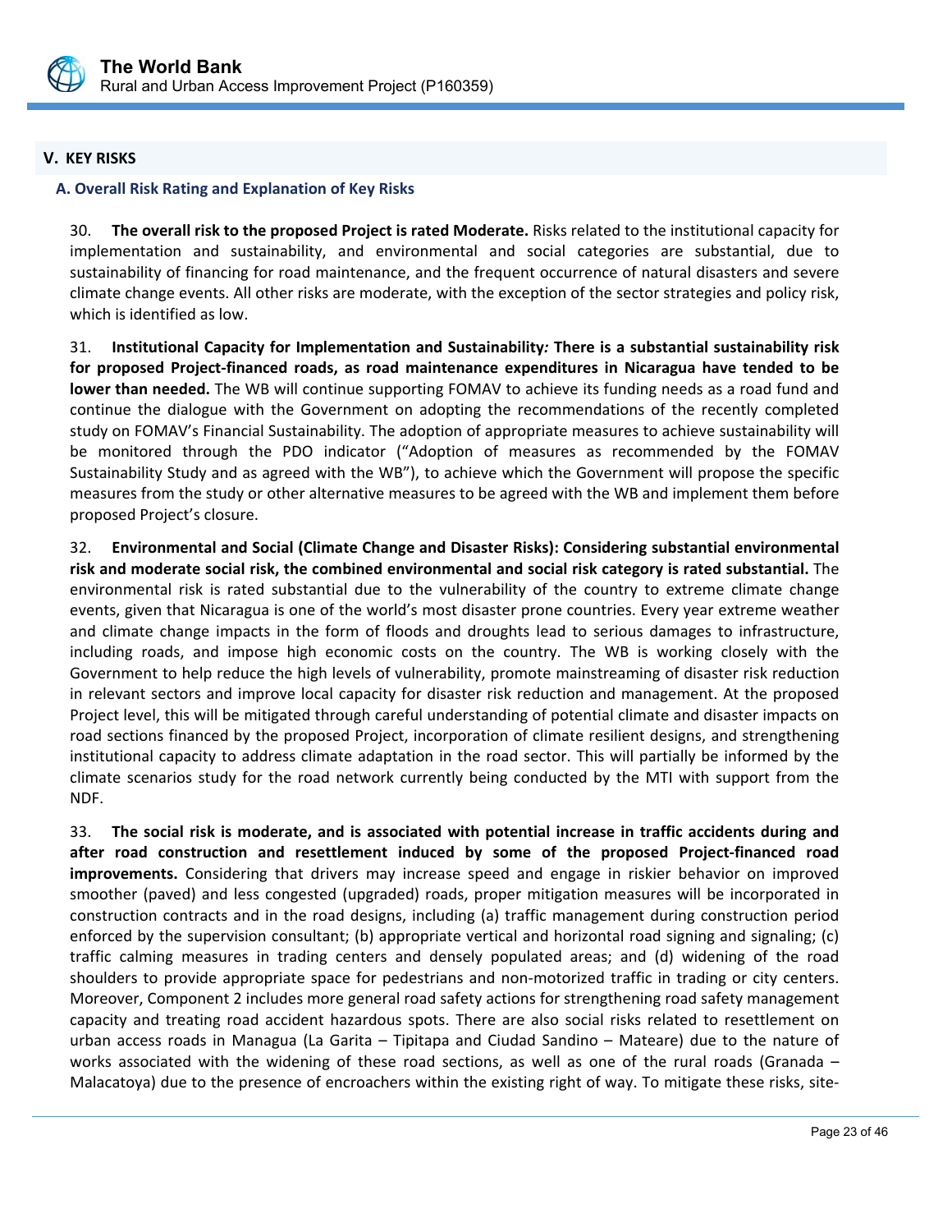## V. KEY RISKS

### A. Overall Risk Rating and Explanation of Key Risks

30. **The overall risk to the proposed Project is rated Moderate.** Risks related to the institutional capacity for implementation and sustainability, and environmental and social categories are substantial, due to sustainability of financing for road maintenance, and the frequent occurrence of natural disasters and severe climate change events. All other risks are moderate, with the exception of the sector strategies and policy risk, which is identified as low.

31. **Institutional Capacity for Implementation and Sustainability*:* There is a substantial sustainability risk for proposed Project-financed roads, as road maintenance expenditures in Nicaragua have tended to be lower than needed.** The WB will continue supporting FOMAV to achieve its funding needs as a road fund and continue the dialogue with the Government on adopting the recommendations of the recently completed study on FOMAV's Financial Sustainability. The adoption of appropriate measures to achieve sustainability will be monitored through the PDO indicator ("Adoption of measures as recommended by the FOMAV Sustainability Study and as agreed with the WB"), to achieve which the Government will propose the specific measures from the study or other alternative measures to be agreed with the WB and implement them before proposed Project's closure.

32. **Environmental and Social (Climate Change and Disaster Risks): Considering substantial environmental risk and moderate social risk, the combined environmental and social risk category is rated substantial.** The environmental risk is rated substantial due to the vulnerability of the country to extreme climate change events, given that Nicaragua is one of the world's most disaster prone countries. Every year extreme weather and climate change impacts in the form of floods and droughts lead to serious damages to infrastructure, including roads, and impose high economic costs on the country. The WB is working closely with the Government to help reduce the high levels of vulnerability, promote mainstreaming of disaster risk reduction in relevant sectors and improve local capacity for disaster risk reduction and management. At the proposed Project level, this will be mitigated through careful understanding of potential climate and disaster impacts on road sections financed by the proposed Project, incorporation of climate resilient designs, and strengthening institutional capacity to address climate adaptation in the road sector. This will partially be informed by the climate scenarios study for the road network currently being conducted by the MTI with support from the NDF.

33. **The social risk is moderate, and is associated with potential increase in traffic accidents during and after road construction and resettlement induced by some of the proposed Project-financed road improvements.** Considering that drivers may increase speed and engage in riskier behavior on improved smoother (paved) and less congested (upgraded) roads, proper mitigation measures will be incorporated in construction contracts and in the road designs, including (a) traffic management during construction period enforced by the supervision consultant; (b) appropriate vertical and horizontal road signing and signaling; (c) traffic calming measures in trading centers and densely populated areas; and (d) widening of the road shoulders to provide appropriate space for pedestrians and non-motorized traffic in trading or city centers. Moreover, Component 2 includes more general road safety actions for strengthening road safety management capacity and treating road accident hazardous spots. There are also social risks related to resettlement on urban access roads in Managua (La Garita – Tipitapa and Ciudad Sandino – Mateare) due to the nature of works associated with the widening of these road sections, as well as one of the rural roads (Granada – Malacatoya) due to the presence of encroachers within the existing right of way. To mitigate these risks, site-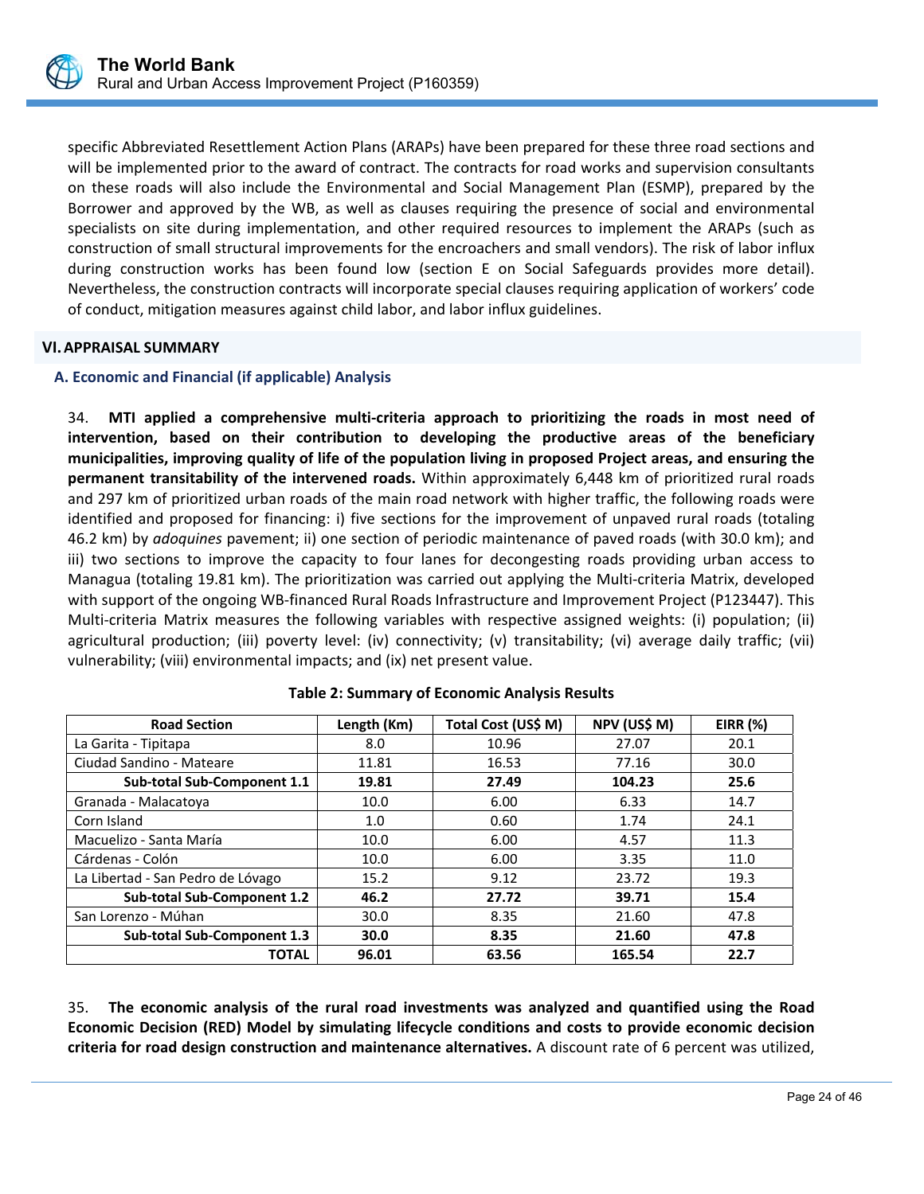specific Abbreviated Resettlement Action Plans (ARAPs) have been prepared for these three road sections and will be implemented prior to the award of contract. The contracts for road works and supervision consultants on these roads will also include the Environmental and Social Management Plan (ESMP), prepared by the Borrower and approved by the WB, as well as clauses requiring the presence of social and environmental specialists on site during implementation, and other required resources to implement the ARAPs (such as construction of small structural improvements for the encroachers and small vendors). The risk of labor influx during construction works has been found low (section E on Social Safeguards provides more detail). Nevertheless, the construction contracts will incorporate special clauses requiring application of workers' code of conduct, mitigation measures against child labor, and labor influx guidelines.

## VI. APPRAISAL SUMMARY

### A. Economic and Financial (if applicable) Analysis

34. **MTI applied a comprehensive multi-criteria approach to prioritizing the roads in most need of intervention, based on their contribution to developing the productive areas of the beneficiary municipalities, improving quality of life of the population living in proposed Project areas, and ensuring the permanent transitability of the intervened roads.** Within approximately 6,448 km of prioritized rural roads and 297 km of prioritized urban roads of the main road network with higher traffic, the following roads were identified and proposed for financing: i) five sections for the improvement of unpaved rural roads (totaling 46.2 km) by *adoquines* pavement; ii) one section of periodic maintenance of paved roads (with 30.0 km); and iii) two sections to improve the capacity to four lanes for decongesting roads providing urban access to Managua (totaling 19.81 km). The prioritization was carried out applying the Multi-criteria Matrix, developed with support of the ongoing WB-financed Rural Roads Infrastructure and Improvement Project (P123447). This Multi-criteria Matrix measures the following variables with respective assigned weights: (i) population; (ii) agricultural production; (iii) poverty level: (iv) connectivity; (v) transitability; (vi) average daily traffic; (vii) vulnerability; (viii) environmental impacts; and (ix) net present value.

**Table 2: Summary of Economic Analysis Results**

| Road Section | Length (Km) | Total Cost (US$ M) | NPV (US$ M) | EIRR (%) |
|---|---|---|---|---|
| La Garita - Tipitapa | 8.0 | 10.96 | 27.07 | 20.1 |
| Ciudad Sandino - Mateare | 11.81 | 16.53 | 77.16 | 30.0 |
| **Sub-total Sub-Component 1.1** | **19.81** | **27.49** | **104.23** | **25.6** |
| Granada - Malacatoya | 10.0 | 6.00 | 6.33 | 14.7 |
| Corn Island | 1.0 | 0.60 | 1.74 | 24.1 |
| Macuelizo - Santa María | 10.0 | 6.00 | 4.57 | 11.3 |
| Cárdenas - Colón | 10.0 | 6.00 | 3.35 | 11.0 |
| La Libertad - San Pedro de Lóvago | 15.2 | 9.12 | 23.72 | 19.3 |
| **Sub-total Sub-Component 1.2** | **46.2** | **27.72** | **39.71** | **15.4** |
| San Lorenzo - Múhan | 30.0 | 8.35 | 21.60 | 47.8 |
| **Sub-total Sub-Component 1.3** | **30.0** | **8.35** | **21.60** | **47.8** |
| **TOTAL** | **96.01** | **63.56** | **165.54** | **22.7** |

35. **The economic analysis of the rural road investments was analyzed and quantified using the Road Economic Decision (RED) Model by simulating lifecycle conditions and costs to provide economic decision criteria for road design construction and maintenance alternatives.** A discount rate of 6 percent was utilized,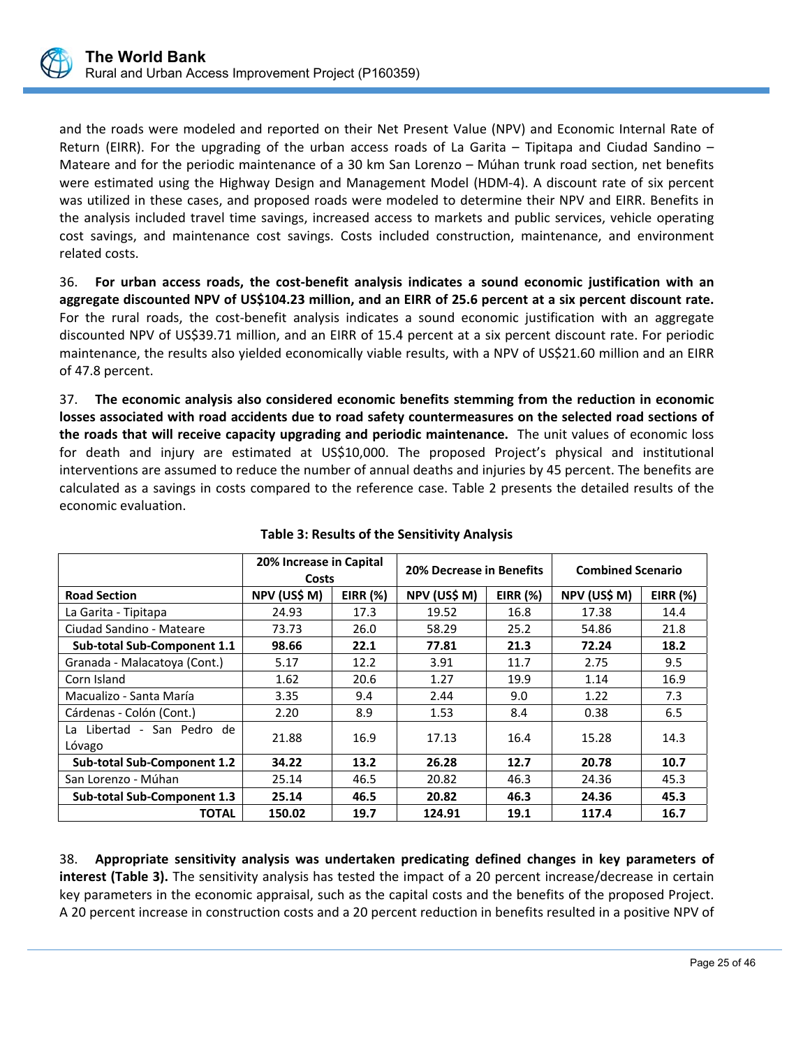and the roads were modeled and reported on their Net Present Value (NPV) and Economic Internal Rate of Return (EIRR). For the upgrading of the urban access roads of La Garita – Tipitapa and Ciudad Sandino – Mateare and for the periodic maintenance of a 30 km San Lorenzo – Múhan trunk road section, net benefits were estimated using the Highway Design and Management Model (HDM-4). A discount rate of six percent was utilized in these cases, and proposed roads were modeled to determine their NPV and EIRR. Benefits in the analysis included travel time savings, increased access to markets and public services, vehicle operating cost savings, and maintenance cost savings. Costs included construction, maintenance, and environment related costs.

36. **For urban access roads, the cost-benefit analysis indicates a sound economic justification with an aggregate discounted NPV of US$104.23 million, and an EIRR of 25.6 percent at a six percent discount rate.** For the rural roads, the cost-benefit analysis indicates a sound economic justification with an aggregate discounted NPV of US$39.71 million, and an EIRR of 15.4 percent at a six percent discount rate. For periodic maintenance, the results also yielded economically viable results, with a NPV of US$21.60 million and an EIRR of 47.8 percent.

37. **The economic analysis also considered economic benefits stemming from the reduction in economic losses associated with road accidents due to road safety countermeasures on the selected road sections of the roads that will receive capacity upgrading and periodic maintenance.** The unit values of economic loss for death and injury are estimated at US$10,000. The proposed Project's physical and institutional interventions are assumed to reduce the number of annual deaths and injuries by 45 percent. The benefits are calculated as a savings in costs compared to the reference case. Table 2 presents the detailed results of the economic evaluation.

**Table 3: Results of the Sensitivity Analysis**

| | 20% Increase in Capital Costs | | 20% Decrease in Benefits | | Combined Scenario | |
|---|---|---|---|---|---|---|
| **Road Section** | **NPV (US$ M)** | **EIRR (%)** | **NPV (US$ M)** | **EIRR (%)** | **NPV (US$ M)** | **EIRR (%)** |
| La Garita - Tipitapa | 24.93 | 17.3 | 19.52 | 16.8 | 17.38 | 14.4 |
| Ciudad Sandino - Mateare | 73.73 | 26.0 | 58.29 | 25.2 | 54.86 | 21.8 |
| **Sub-total Sub-Component 1.1** | **98.66** | **22.1** | **77.81** | **21.3** | **72.24** | **18.2** |
| Granada - Malacatoya (Cont.) | 5.17 | 12.2 | 3.91 | 11.7 | 2.75 | 9.5 |
| Corn Island | 1.62 | 20.6 | 1.27 | 19.9 | 1.14 | 16.9 |
| Macualizo - Santa María | 3.35 | 9.4 | 2.44 | 9.0 | 1.22 | 7.3 |
| Cárdenas - Colón (Cont.) | 2.20 | 8.9 | 1.53 | 8.4 | 0.38 | 6.5 |
| La Libertad - San Pedro de Lóvago | 21.88 | 16.9 | 17.13 | 16.4 | 15.28 | 14.3 |
| **Sub-total Sub-Component 1.2** | **34.22** | **13.2** | **26.28** | **12.7** | **20.78** | **10.7** |
| San Lorenzo - Múhan | 25.14 | 46.5 | 20.82 | 46.3 | 24.36 | 45.3 |
| **Sub-total Sub-Component 1.3** | **25.14** | **46.5** | **20.82** | **46.3** | **24.36** | **45.3** |
| **TOTAL** | **150.02** | **19.7** | **124.91** | **19.1** | **117.4** | **16.7** |

38. **Appropriate sensitivity analysis was undertaken predicating defined changes in key parameters of interest (Table 3).** The sensitivity analysis has tested the impact of a 20 percent increase/decrease in certain key parameters in the economic appraisal, such as the capital costs and the benefits of the proposed Project. A 20 percent increase in construction costs and a 20 percent reduction in benefits resulted in a positive NPV of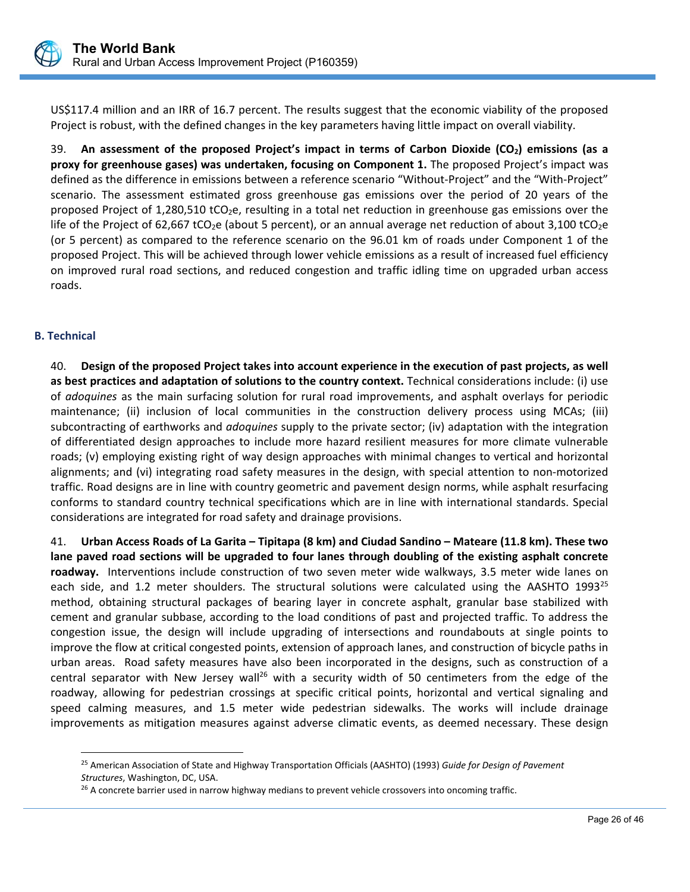US$117.4 million and an IRR of 16.7 percent. The results suggest that the economic viability of the proposed Project is robust, with the defined changes in the key parameters having little impact on overall viability.

39. **An assessment of the proposed Project's impact in terms of Carbon Dioxide ($CO_2$) emissions (as a proxy for greenhouse gases) was undertaken, focusing on Component 1.** The proposed Project's impact was defined as the difference in emissions between a reference scenario "Without-Project" and the "With-Project" scenario. The assessment estimated gross greenhouse gas emissions over the period of 20 years of the proposed Project of 1,280,510 $tCO_2e$, resulting in a total net reduction in greenhouse gas emissions over the life of the Project of 62,667 $tCO_2e$ (about 5 percent), or an annual average net reduction of about 3,100 $tCO_2e$ (or 5 percent) as compared to the reference scenario on the 96.01 km of roads under Component 1 of the proposed Project. This will be achieved through lower vehicle emissions as a result of increased fuel efficiency on improved rural road sections, and reduced congestion and traffic idling time on upgraded urban access roads.

## B. Technical

40. **Design of the proposed Project takes into account experience in the execution of past projects, as well as best practices and adaptation of solutions to the country context.** Technical considerations include: (i) use of *adoquines* as the main surfacing solution for rural road improvements, and asphalt overlays for periodic maintenance; (ii) inclusion of local communities in the construction delivery process using MCAs; (iii) subcontracting of earthworks and *adoquines* supply to the private sector; (iv) adaptation with the integration of differentiated design approaches to include more hazard resilient measures for more climate vulnerable roads; (v) employing existing right of way design approaches with minimal changes to vertical and horizontal alignments; and (vi) integrating road safety measures in the design, with special attention to non-motorized traffic. Road designs are in line with country geometric and pavement design norms, while asphalt resurfacing conforms to standard country technical specifications which are in line with international standards. Special considerations are integrated for road safety and drainage provisions.

41. **Urban Access Roads of La Garita – Tipitapa (8 km) and Ciudad Sandino – Mateare (11.8 km). These two lane paved road sections will be upgraded to four lanes through doubling of the existing asphalt concrete roadway.** Interventions include construction of two seven meter wide walkways, 3.5 meter wide lanes on each side, and 1.2 meter shoulders. The structural solutions were calculated using the AASHTO 1993[25] method, obtaining structural packages of bearing layer in concrete asphalt, granular base stabilized with cement and granular subbase, according to the load conditions of past and projected traffic. To address the congestion issue, the design will include upgrading of intersections and roundabouts at single points to improve the flow at critical congested points, extension of approach lanes, and construction of bicycle paths in urban areas. Road safety measures have also been incorporated in the designs, such as construction of a central separator with New Jersey wall[26] with a security width of 50 centimeters from the edge of the roadway, allowing for pedestrian crossings at specific critical points, horizontal and vertical signaling and speed calming measures, and 1.5 meter wide pedestrian sidewalks. The works will include drainage improvements as mitigation measures against adverse climatic events, as deemed necessary. These design

[25] American Association of State and Highway Transportation Officials (AASHTO) (1993) *Guide for Design of Pavement Structures*, Washington, DC, USA.

[26] A concrete barrier used in narrow highway medians to prevent vehicle crossovers into oncoming traffic.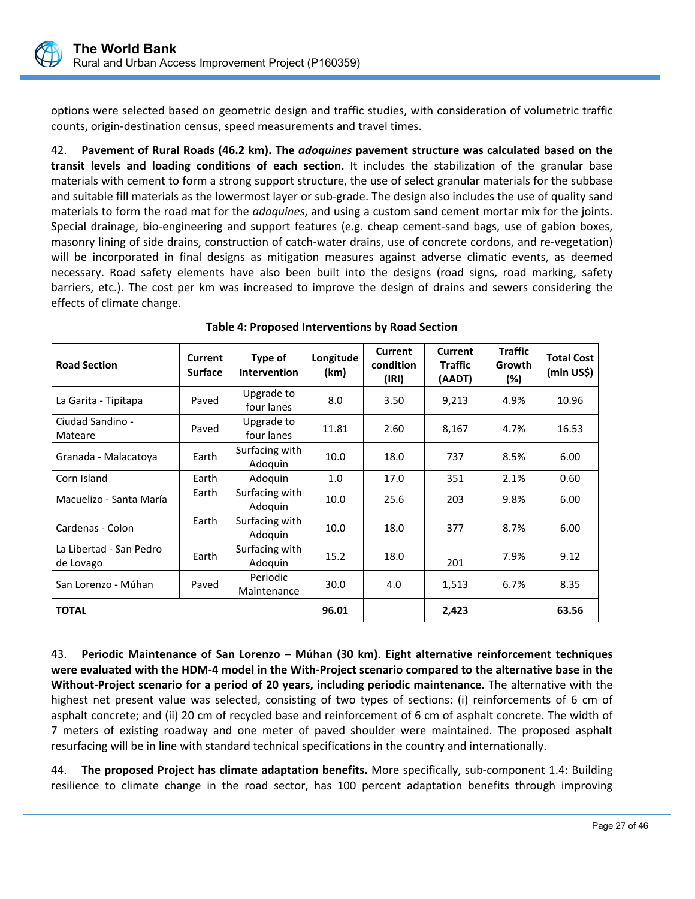options were selected based on geometric design and traffic studies, with consideration of volumetric traffic counts, origin-destination census, speed measurements and travel times.

42. **Pavement of Rural Roads (46.2 km). The *adoquines* pavement structure was calculated based on the transit levels and loading conditions of each section.** It includes the stabilization of the granular base materials with cement to form a strong support structure, the use of select granular materials for the subbase and suitable fill materials as the lowermost layer or sub-grade. The design also includes the use of quality sand materials to form the road mat for the *adoquines*, and using a custom sand cement mortar mix for the joints. Special drainage, bio-engineering and support features (e.g. cheap cement-sand bags, use of gabion boxes, masonry lining of side drains, construction of catch-water drains, use of concrete cordons, and re-vegetation) will be incorporated in final designs as mitigation measures against adverse climatic events, as deemed necessary. Road safety elements have also been built into the designs (road signs, road marking, safety barriers, etc.). The cost per km was increased to improve the design of drains and sewers considering the effects of climate change.

**Table 4: Proposed Interventions by Road Section**

| Road Section | Current Surface | Type of Intervention | Longitude (km) | Current condition (IRI) | Current Traffic (AADT) | Traffic Growth (%) | Total Cost (mln US$) |
|---|---|---|---|---|---|---|---|
| La Garita - Tipitapa | Paved | Upgrade to four lanes | 8.0 | 3.50 | 9,213 | 4.9% | 10.96 |
| Ciudad Sandino - Mateare | Paved | Upgrade to four lanes | 11.81 | 2.60 | 8,167 | 4.7% | 16.53 |
| Granada - Malacatoya | Earth | Surfacing with Adoquin | 10.0 | 18.0 | 737 | 8.5% | 6.00 |
| Corn Island | Earth | Adoquin | 1.0 | 17.0 | 351 | 2.1% | 0.60 |
| Macuelizo - Santa María | Earth | Surfacing with Adoquin | 10.0 | 25.6 | 203 | 9.8% | 6.00 |
| Cardenas - Colon | Earth | Surfacing with Adoquin | 10.0 | 18.0 | 377 | 8.7% | 6.00 |
| La Libertad - San Pedro de Lovago | Earth | Surfacing with Adoquin | 15.2 | 18.0 | 201 | 7.9% | 9.12 |
| San Lorenzo - Múhan | Paved | Periodic Maintenance | 30.0 | 4.0 | 1,513 | 6.7% | 8.35 |
| **TOTAL** | | | **96.01** | | **2,423** | | **63.56** |

43. **Periodic Maintenance of San Lorenzo – Múhan (30 km)**. **Eight alternative reinforcement techniques were evaluated with the HDM-4 model in the With-Project scenario compared to the alternative base in the Without-Project scenario for a period of 20 years, including periodic maintenance.** The alternative with the highest net present value was selected, consisting of two types of sections: (i) reinforcements of 6 cm of asphalt concrete; and (ii) 20 cm of recycled base and reinforcement of 6 cm of asphalt concrete. The width of 7 meters of existing roadway and one meter of paved shoulder were maintained. The proposed asphalt resurfacing will be in line with standard technical specifications in the country and internationally.

44. **The proposed Project has climate adaptation benefits.** More specifically, sub-component 1.4: Building resilience to climate change in the road sector, has 100 percent adaptation benefits through improving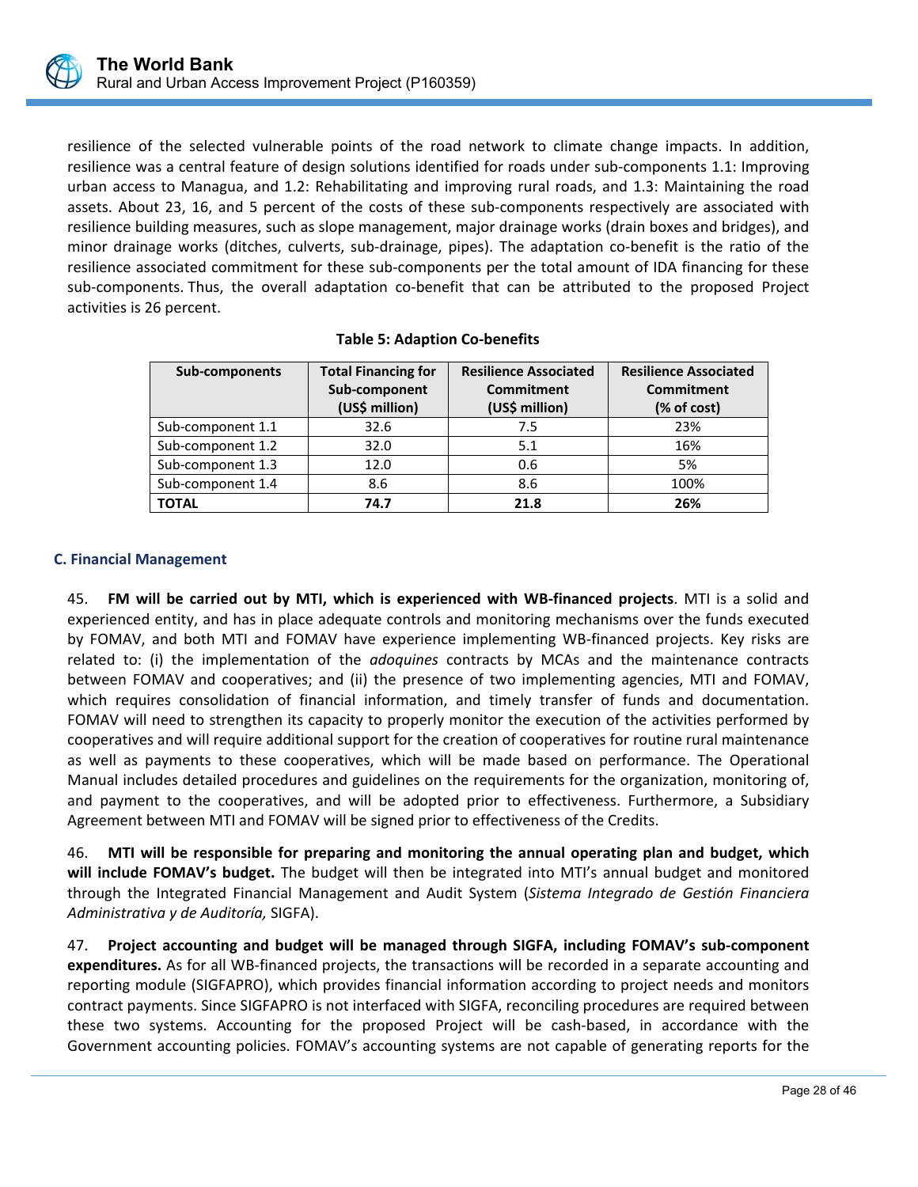resilience of the selected vulnerable points of the road network to climate change impacts. In addition, resilience was a central feature of design solutions identified for roads under sub-components 1.1: Improving urban access to Managua, and 1.2: Rehabilitating and improving rural roads, and 1.3: Maintaining the road assets. About 23, 16, and 5 percent of the costs of these sub-components respectively are associated with resilience building measures, such as slope management, major drainage works (drain boxes and bridges), and minor drainage works (ditches, culverts, sub-drainage, pipes). The adaptation co-benefit is the ratio of the resilience associated commitment for these sub-components per the total amount of IDA financing for these sub-components. Thus, the overall adaptation co-benefit that can be attributed to the proposed Project activities is 26 percent.

**Table 5: Adaption Co-benefits**

| Sub-components | Total Financing for Sub-component (US$ million) | Resilience Associated Commitment (US$ million) | Resilience Associated Commitment (% of cost) |
|---|---|---|---|
| Sub-component 1.1 | 32.6 | 7.5 | 23% |
| Sub-component 1.2 | 32.0 | 5.1 | 16% |
| Sub-component 1.3 | 12.0 | 0.6 | 5% |
| Sub-component 1.4 | 8.6 | 8.6 | 100% |
| **TOTAL** | **74.7** | **21.8** | **26%** |

### C. Financial Management

45. **FM will be carried out by MTI, which is experienced with WB-financed projects**. MTI is a solid and experienced entity, and has in place adequate controls and monitoring mechanisms over the funds executed by FOMAV, and both MTI and FOMAV have experience implementing WB-financed projects. Key risks are related to: (i) the implementation of the *adoquines* contracts by MCAs and the maintenance contracts between FOMAV and cooperatives; and (ii) the presence of two implementing agencies, MTI and FOMAV, which requires consolidation of financial information, and timely transfer of funds and documentation. FOMAV will need to strengthen its capacity to properly monitor the execution of the activities performed by cooperatives and will require additional support for the creation of cooperatives for routine rural maintenance as well as payments to these cooperatives, which will be made based on performance. The Operational Manual includes detailed procedures and guidelines on the requirements for the organization, monitoring of, and payment to the cooperatives, and will be adopted prior to effectiveness. Furthermore, a Subsidiary Agreement between MTI and FOMAV will be signed prior to effectiveness of the Credits.

46. **MTI will be responsible for preparing and monitoring the annual operating plan and budget, which will include FOMAV's budget.** The budget will then be integrated into MTI's annual budget and monitored through the Integrated Financial Management and Audit System (*Sistema Integrado de Gestión Financiera Administrativa y de Auditoría,* SIGFA).

47. **Project accounting and budget will be managed through SIGFA, including FOMAV's sub-component expenditures.** As for all WB-financed projects, the transactions will be recorded in a separate accounting and reporting module (SIGFAPRO), which provides financial information according to project needs and monitors contract payments. Since SIGFAPRO is not interfaced with SIGFA, reconciling procedures are required between these two systems. Accounting for the proposed Project will be cash-based, in accordance with the Government accounting policies. FOMAV's accounting systems are not capable of generating reports for the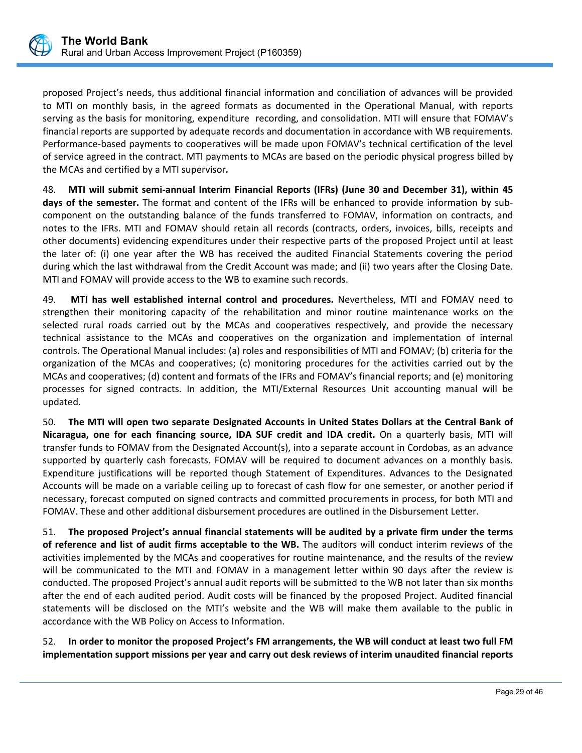proposed Project's needs, thus additional financial information and conciliation of advances will be provided to MTI on monthly basis, in the agreed formats as documented in the Operational Manual, with reports serving as the basis for monitoring, expenditure recording, and consolidation. MTI will ensure that FOMAV's financial reports are supported by adequate records and documentation in accordance with WB requirements. Performance-based payments to cooperatives will be made upon FOMAV's technical certification of the level of service agreed in the contract. MTI payments to MCAs are based on the periodic physical progress billed by the MCAs and certified by a MTI supervisor*.*

48. **MTI will submit semi-annual Interim Financial Reports (IFRs) (June 30 and December 31), within 45 days of the semester.** The format and content of the IFRs will be enhanced to provide information by sub-component on the outstanding balance of the funds transferred to FOMAV, information on contracts, and notes to the IFRs. MTI and FOMAV should retain all records (contracts, orders, invoices, bills, receipts and other documents) evidencing expenditures under their respective parts of the proposed Project until at least the later of: (i) one year after the WB has received the audited Financial Statements covering the period during which the last withdrawal from the Credit Account was made; and (ii) two years after the Closing Date. MTI and FOMAV will provide access to the WB to examine such records.

49. **MTI has well established internal control and procedures.** Nevertheless, MTI and FOMAV need to strengthen their monitoring capacity of the rehabilitation and minor routine maintenance works on the selected rural roads carried out by the MCAs and cooperatives respectively, and provide the necessary technical assistance to the MCAs and cooperatives on the organization and implementation of internal controls. The Operational Manual includes: (a) roles and responsibilities of MTI and FOMAV; (b) criteria for the organization of the MCAs and cooperatives; (c) monitoring procedures for the activities carried out by the MCAs and cooperatives; (d) content and formats of the IFRs and FOMAV's financial reports; and (e) monitoring processes for signed contracts. In addition, the MTI/External Resources Unit accounting manual will be updated.

50. **The MTI will open two separate Designated Accounts in United States Dollars at the Central Bank of Nicaragua, one for each financing source, IDA SUF credit and IDA credit.** On a quarterly basis, MTI will transfer funds to FOMAV from the Designated Account(s), into a separate account in Cordobas, as an advance supported by quarterly cash forecasts. FOMAV will be required to document advances on a monthly basis. Expenditure justifications will be reported though Statement of Expenditures. Advances to the Designated Accounts will be made on a variable ceiling up to forecast of cash flow for one semester, or another period if necessary, forecast computed on signed contracts and committed procurements in process, for both MTI and FOMAV. These and other additional disbursement procedures are outlined in the Disbursement Letter.

51. **The proposed Project's annual financial statements will be audited by a private firm under the terms of reference and list of audit firms acceptable to the WB.** The auditors will conduct interim reviews of the activities implemented by the MCAs and cooperatives for routine maintenance, and the results of the review will be communicated to the MTI and FOMAV in a management letter within 90 days after the review is conducted. The proposed Project's annual audit reports will be submitted to the WB not later than six months after the end of each audited period. Audit costs will be financed by the proposed Project. Audited financial statements will be disclosed on the MTI's website and the WB will make them available to the public in accordance with the WB Policy on Access to Information.

52. **In order to monitor the proposed Project's FM arrangements, the WB will conduct at least two full FM implementation support missions per year and carry out desk reviews of interim unaudited financial reports**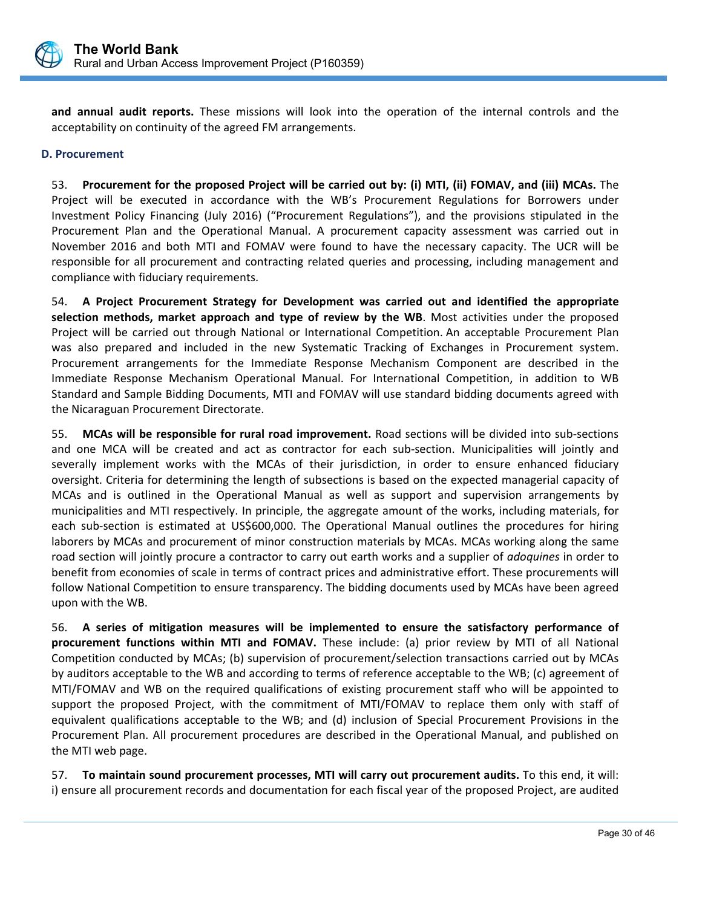**and annual audit reports.** These missions will look into the operation of the internal controls and the acceptability on continuity of the agreed FM arrangements.

### D. Procurement

53. **Procurement for the proposed Project will be carried out by: (i) MTI, (ii) FOMAV, and (iii) MCAs.** The Project will be executed in accordance with the WB's Procurement Regulations for Borrowers under Investment Policy Financing (July 2016) ("Procurement Regulations"), and the provisions stipulated in the Procurement Plan and the Operational Manual. A procurement capacity assessment was carried out in November 2016 and both MTI and FOMAV were found to have the necessary capacity. The UCR will be responsible for all procurement and contracting related queries and processing, including management and compliance with fiduciary requirements.

54. **A Project Procurement Strategy for Development was carried out and identified the appropriate selection methods, market approach and type of review by the WB**. Most activities under the proposed Project will be carried out through National or International Competition. An acceptable Procurement Plan was also prepared and included in the new Systematic Tracking of Exchanges in Procurement system. Procurement arrangements for the Immediate Response Mechanism Component are described in the Immediate Response Mechanism Operational Manual. For International Competition, in addition to WB Standard and Sample Bidding Documents, MTI and FOMAV will use standard bidding documents agreed with the Nicaraguan Procurement Directorate.

55. **MCAs will be responsible for rural road improvement.** Road sections will be divided into sub-sections and one MCA will be created and act as contractor for each sub-section. Municipalities will jointly and severally implement works with the MCAs of their jurisdiction, in order to ensure enhanced fiduciary oversight. Criteria for determining the length of subsections is based on the expected managerial capacity of MCAs and is outlined in the Operational Manual as well as support and supervision arrangements by municipalities and MTI respectively. In principle, the aggregate amount of the works, including materials, for each sub-section is estimated at US$600,000. The Operational Manual outlines the procedures for hiring laborers by MCAs and procurement of minor construction materials by MCAs. MCAs working along the same road section will jointly procure a contractor to carry out earth works and a supplier of *adoquines* in order to benefit from economies of scale in terms of contract prices and administrative effort. These procurements will follow National Competition to ensure transparency. The bidding documents used by MCAs have been agreed upon with the WB.

56. **A series of mitigation measures will be implemented to ensure the satisfactory performance of procurement functions within MTI and FOMAV.** These include: (a) prior review by MTI of all National Competition conducted by MCAs; (b) supervision of procurement/selection transactions carried out by MCAs by auditors acceptable to the WB and according to terms of reference acceptable to the WB; (c) agreement of MTI/FOMAV and WB on the required qualifications of existing procurement staff who will be appointed to support the proposed Project, with the commitment of MTI/FOMAV to replace them only with staff of equivalent qualifications acceptable to the WB; and (d) inclusion of Special Procurement Provisions in the Procurement Plan. All procurement procedures are described in the Operational Manual, and published on the MTI web page.

57. **To maintain sound procurement processes, MTI will carry out procurement audits.** To this end, it will: i) ensure all procurement records and documentation for each fiscal year of the proposed Project, are audited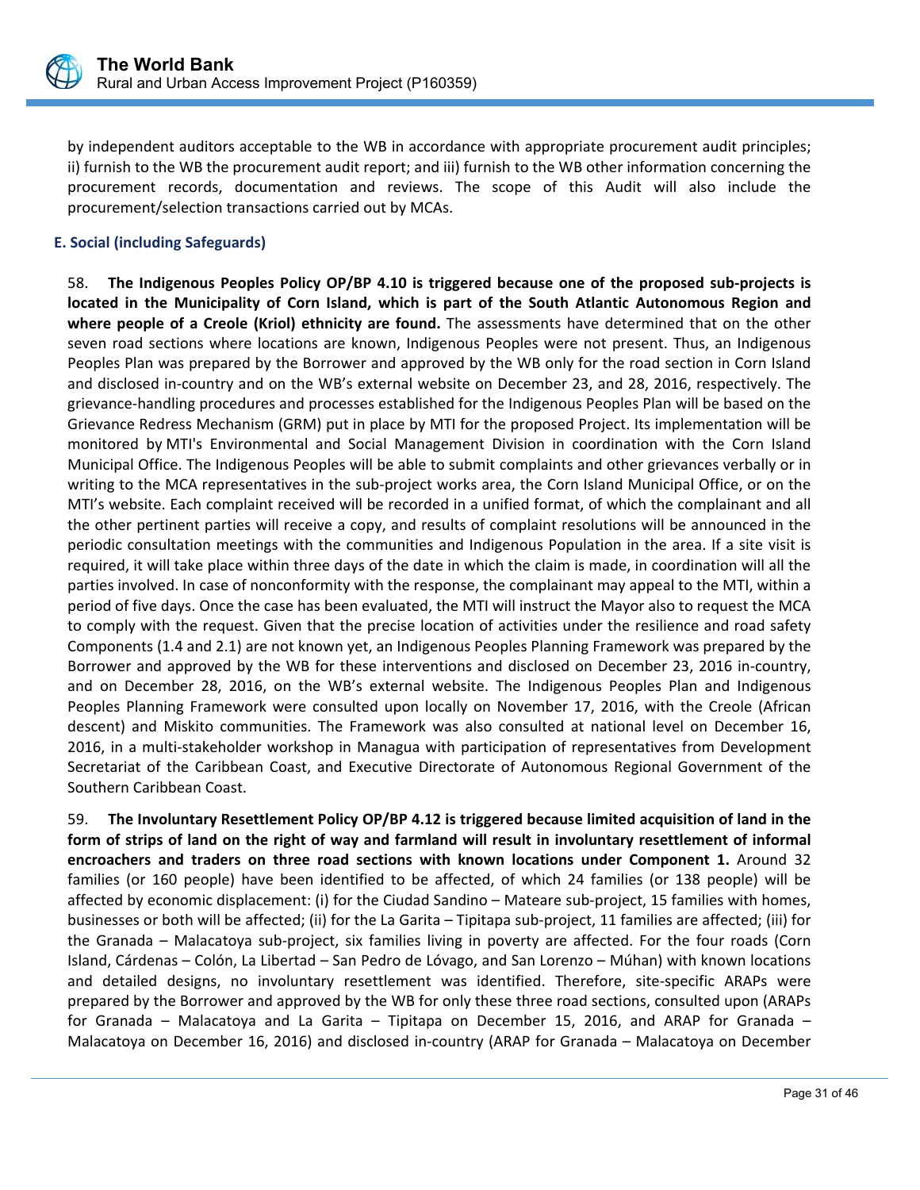by independent auditors acceptable to the WB in accordance with appropriate procurement audit principles; ii) furnish to the WB the procurement audit report; and iii) furnish to the WB other information concerning the procurement records, documentation and reviews. The scope of this Audit will also include the procurement/selection transactions carried out by MCAs.

### E. Social (including Safeguards)

58. **The Indigenous Peoples Policy OP/BP 4.10 is triggered because one of the proposed sub-projects is located in the Municipality of Corn Island, which is part of the South Atlantic Autonomous Region and where people of a Creole (Kriol) ethnicity are found.** The assessments have determined that on the other seven road sections where locations are known, Indigenous Peoples were not present. Thus, an Indigenous Peoples Plan was prepared by the Borrower and approved by the WB only for the road section in Corn Island and disclosed in-country and on the WB's external website on December 23, and 28, 2016, respectively. The grievance-handling procedures and processes established for the Indigenous Peoples Plan will be based on the Grievance Redress Mechanism (GRM) put in place by MTI for the proposed Project. Its implementation will be monitored by MTI's Environmental and Social Management Division in coordination with the Corn Island Municipal Office. The Indigenous Peoples will be able to submit complaints and other grievances verbally or in writing to the MCA representatives in the sub-project works area, the Corn Island Municipal Office, or on the MTI's website. Each complaint received will be recorded in a unified format, of which the complainant and all the other pertinent parties will receive a copy, and results of complaint resolutions will be announced in the periodic consultation meetings with the communities and Indigenous Population in the area. If a site visit is required, it will take place within three days of the date in which the claim is made, in coordination will all the parties involved. In case of nonconformity with the response, the complainant may appeal to the MTI, within a period of five days. Once the case has been evaluated, the MTI will instruct the Mayor also to request the MCA to comply with the request. Given that the precise location of activities under the resilience and road safety Components (1.4 and 2.1) are not known yet, an Indigenous Peoples Planning Framework was prepared by the Borrower and approved by the WB for these interventions and disclosed on December 23, 2016 in-country, and on December 28, 2016, on the WB's external website. The Indigenous Peoples Plan and Indigenous Peoples Planning Framework were consulted upon locally on November 17, 2016, with the Creole (African descent) and Miskito communities. The Framework was also consulted at national level on December 16, 2016, in a multi-stakeholder workshop in Managua with participation of representatives from Development Secretariat of the Caribbean Coast, and Executive Directorate of Autonomous Regional Government of the Southern Caribbean Coast.

59. **The Involuntary Resettlement Policy OP/BP 4.12 is triggered because limited acquisition of land in the form of strips of land on the right of way and farmland will result in involuntary resettlement of informal encroachers and traders on three road sections with known locations under Component 1.** Around 32 families (or 160 people) have been identified to be affected, of which 24 families (or 138 people) will be affected by economic displacement: (i) for the Ciudad Sandino – Mateare sub-project, 15 families with homes, businesses or both will be affected; (ii) for the La Garita – Tipitapa sub-project, 11 families are affected; (iii) for the Granada – Malacatoya sub-project, six families living in poverty are affected. For the four roads (Corn Island, Cárdenas – Colón, La Libertad – San Pedro de Lóvago, and San Lorenzo – Múhan) with known locations and detailed designs, no involuntary resettlement was identified. Therefore, site-specific ARAPs were prepared by the Borrower and approved by the WB for only these three road sections, consulted upon (ARAPs for Granada – Malacatoya and La Garita – Tipitapa on December 15, 2016, and ARAP for Granada – Malacatoya on December 16, 2016) and disclosed in-country (ARAP for Granada – Malacatoya on December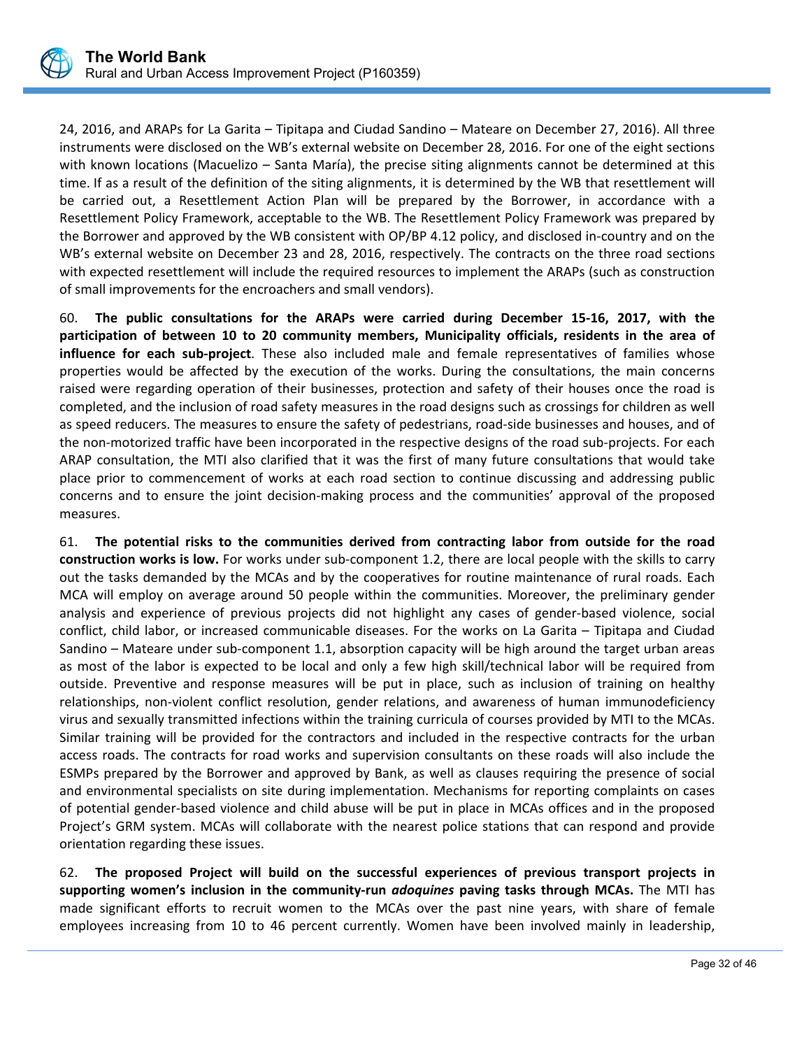24, 2016, and ARAPs for La Garita – Tipitapa and Ciudad Sandino – Mateare on December 27, 2016). All three instruments were disclosed on the WB's external website on December 28, 2016. For one of the eight sections with known locations (Macuelizo – Santa María), the precise siting alignments cannot be determined at this time. If as a result of the definition of the siting alignments, it is determined by the WB that resettlement will be carried out, a Resettlement Action Plan will be prepared by the Borrower, in accordance with a Resettlement Policy Framework, acceptable to the WB. The Resettlement Policy Framework was prepared by the Borrower and approved by the WB consistent with OP/BP 4.12 policy, and disclosed in-country and on the WB's external website on December 23 and 28, 2016, respectively. The contracts on the three road sections with expected resettlement will include the required resources to implement the ARAPs (such as construction of small improvements for the encroachers and small vendors).

60. **The public consultations for the ARAPs were carried during December 15-16, 2017, with the participation of between 10 to 20 community members, Municipality officials, residents in the area of influence for each sub-project**. These also included male and female representatives of families whose properties would be affected by the execution of the works. During the consultations, the main concerns raised were regarding operation of their businesses, protection and safety of their houses once the road is completed, and the inclusion of road safety measures in the road designs such as crossings for children as well as speed reducers. The measures to ensure the safety of pedestrians, road-side businesses and houses, and of the non-motorized traffic have been incorporated in the respective designs of the road sub-projects. For each ARAP consultation, the MTI also clarified that it was the first of many future consultations that would take place prior to commencement of works at each road section to continue discussing and addressing public concerns and to ensure the joint decision-making process and the communities' approval of the proposed measures.

61. **The potential risks to the communities derived from contracting labor from outside for the road construction works is low.** For works under sub-component 1.2, there are local people with the skills to carry out the tasks demanded by the MCAs and by the cooperatives for routine maintenance of rural roads. Each MCA will employ on average around 50 people within the communities. Moreover, the preliminary gender analysis and experience of previous projects did not highlight any cases of gender-based violence, social conflict, child labor, or increased communicable diseases. For the works on La Garita – Tipitapa and Ciudad Sandino – Mateare under sub-component 1.1, absorption capacity will be high around the target urban areas as most of the labor is expected to be local and only a few high skill/technical labor will be required from outside. Preventive and response measures will be put in place, such as inclusion of training on healthy relationships, non-violent conflict resolution, gender relations, and awareness of human immunodeficiency virus and sexually transmitted infections within the training curricula of courses provided by MTI to the MCAs. Similar training will be provided for the contractors and included in the respective contracts for the urban access roads. The contracts for road works and supervision consultants on these roads will also include the ESMPs prepared by the Borrower and approved by Bank, as well as clauses requiring the presence of social and environmental specialists on site during implementation. Mechanisms for reporting complaints on cases of potential gender-based violence and child abuse will be put in place in MCAs offices and in the proposed Project's GRM system. MCAs will collaborate with the nearest police stations that can respond and provide orientation regarding these issues.

62. **The proposed Project will build on the successful experiences of previous transport projects in supporting women's inclusion in the community-run *adoquines* paving tasks through MCAs.** The MTI has made significant efforts to recruit women to the MCAs over the past nine years, with share of female employees increasing from 10 to 46 percent currently. Women have been involved mainly in leadership,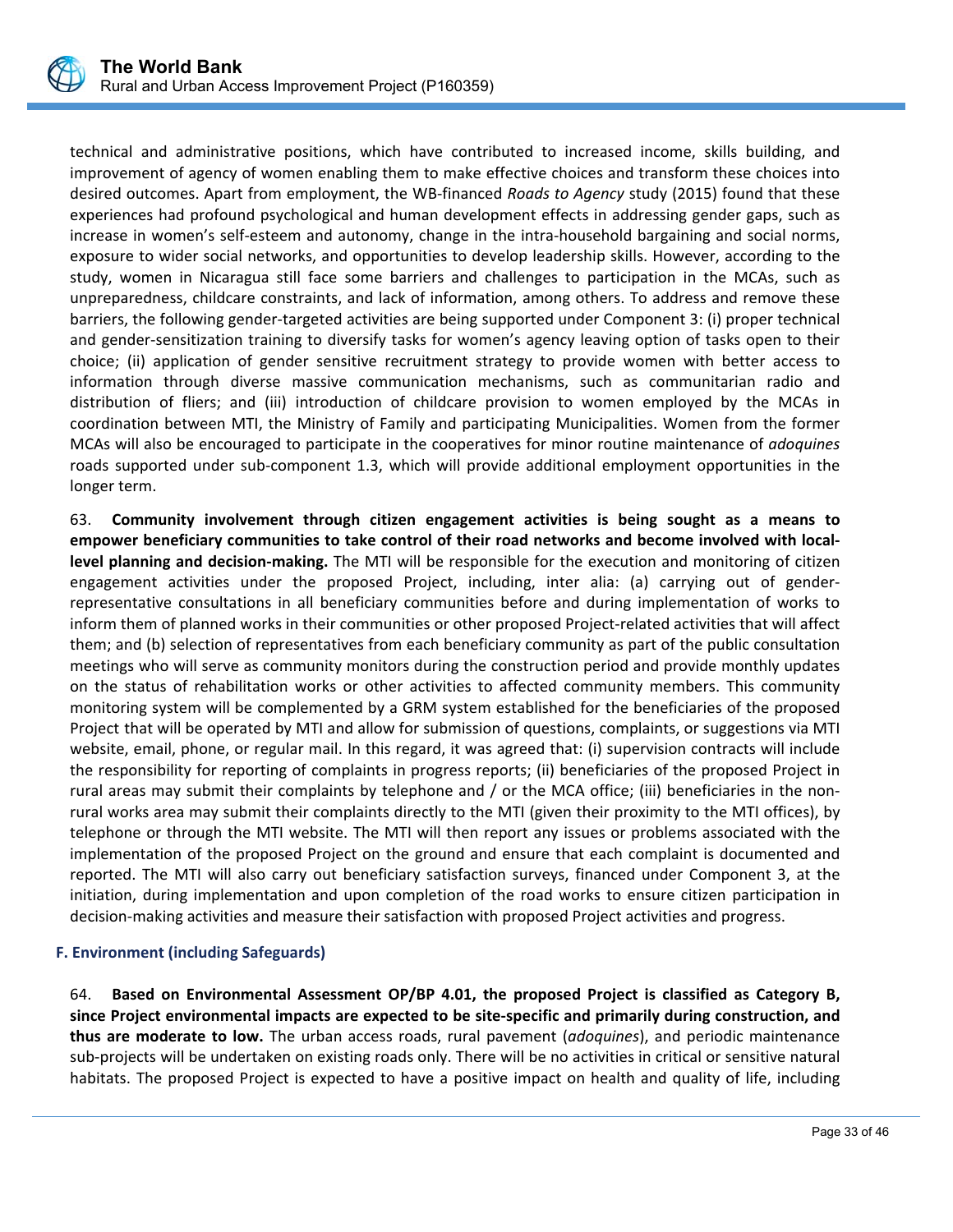technical and administrative positions, which have contributed to increased income, skills building, and improvement of agency of women enabling them to make effective choices and transform these choices into desired outcomes. Apart from employment, the WB-financed *Roads to Agency* study (2015) found that these experiences had profound psychological and human development effects in addressing gender gaps, such as increase in women's self-esteem and autonomy, change in the intra-household bargaining and social norms, exposure to wider social networks, and opportunities to develop leadership skills. However, according to the study, women in Nicaragua still face some barriers and challenges to participation in the MCAs, such as unpreparedness, childcare constraints, and lack of information, among others. To address and remove these barriers, the following gender-targeted activities are being supported under Component 3: (i) proper technical and gender-sensitization training to diversify tasks for women's agency leaving option of tasks open to their choice; (ii) application of gender sensitive recruitment strategy to provide women with better access to information through diverse massive communication mechanisms, such as communitarian radio and distribution of fliers; and (iii) introduction of childcare provision to women employed by the MCAs in coordination between MTI, the Ministry of Family and participating Municipalities. Women from the former MCAs will also be encouraged to participate in the cooperatives for minor routine maintenance of *adoquines* roads supported under sub-component 1.3, which will provide additional employment opportunities in the longer term.

63. **Community involvement through citizen engagement activities is being sought as a means to empower beneficiary communities to take control of their road networks and become involved with local-level planning and decision-making.** The MTI will be responsible for the execution and monitoring of citizen engagement activities under the proposed Project, including, inter alia: (a) carrying out of gender-representative consultations in all beneficiary communities before and during implementation of works to inform them of planned works in their communities or other proposed Project-related activities that will affect them; and (b) selection of representatives from each beneficiary community as part of the public consultation meetings who will serve as community monitors during the construction period and provide monthly updates on the status of rehabilitation works or other activities to affected community members. This community monitoring system will be complemented by a GRM system established for the beneficiaries of the proposed Project that will be operated by MTI and allow for submission of questions, complaints, or suggestions via MTI website, email, phone, or regular mail. In this regard, it was agreed that: (i) supervision contracts will include the responsibility for reporting of complaints in progress reports; (ii) beneficiaries of the proposed Project in rural areas may submit their complaints by telephone and / or the MCA office; (iii) beneficiaries in the non-rural works area may submit their complaints directly to the MTI (given their proximity to the MTI offices), by telephone or through the MTI website. The MTI will then report any issues or problems associated with the implementation of the proposed Project on the ground and ensure that each complaint is documented and reported. The MTI will also carry out beneficiary satisfaction surveys, financed under Component 3, at the initiation, during implementation and upon completion of the road works to ensure citizen participation in decision-making activities and measure their satisfaction with proposed Project activities and progress.

### F. Environment (including Safeguards)

64. **Based on Environmental Assessment OP/BP 4.01, the proposed Project is classified as Category B, since Project environmental impacts are expected to be site-specific and primarily during construction, and thus are moderate to low.** The urban access roads, rural pavement (*adoquines*), and periodic maintenance sub-projects will be undertaken on existing roads only. There will be no activities in critical or sensitive natural habitats. The proposed Project is expected to have a positive impact on health and quality of life, including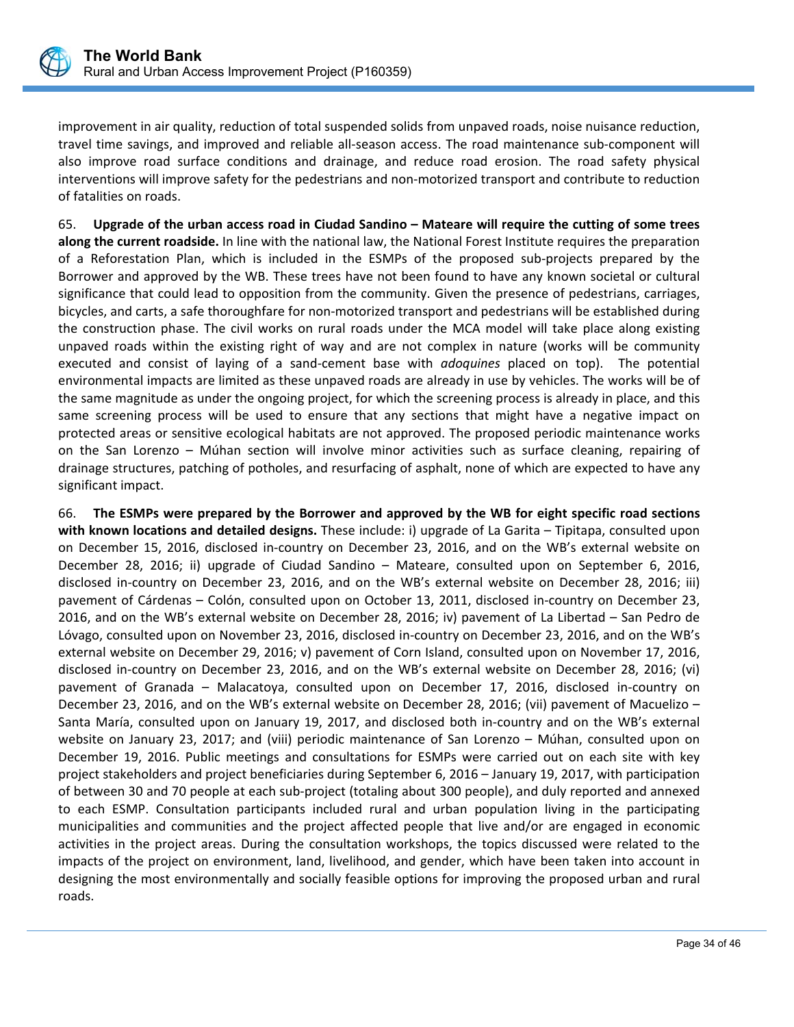improvement in air quality, reduction of total suspended solids from unpaved roads, noise nuisance reduction, travel time savings, and improved and reliable all-season access. The road maintenance sub-component will also improve road surface conditions and drainage, and reduce road erosion. The road safety physical interventions will improve safety for the pedestrians and non-motorized transport and contribute to reduction of fatalities on roads.

65. **Upgrade of the urban access road in Ciudad Sandino – Mateare will require the cutting of some trees along the current roadside.** In line with the national law, the National Forest Institute requires the preparation of a Reforestation Plan, which is included in the ESMPs of the proposed sub-projects prepared by the Borrower and approved by the WB. These trees have not been found to have any known societal or cultural significance that could lead to opposition from the community. Given the presence of pedestrians, carriages, bicycles, and carts, a safe thoroughfare for non-motorized transport and pedestrians will be established during the construction phase. The civil works on rural roads under the MCA model will take place along existing unpaved roads within the existing right of way and are not complex in nature (works will be community executed and consist of laying of a sand-cement base with *adoquines* placed on top). The potential environmental impacts are limited as these unpaved roads are already in use by vehicles. The works will be of the same magnitude as under the ongoing project, for which the screening process is already in place, and this same screening process will be used to ensure that any sections that might have a negative impact on protected areas or sensitive ecological habitats are not approved. The proposed periodic maintenance works on the San Lorenzo – Múhan section will involve minor activities such as surface cleaning, repairing of drainage structures, patching of potholes, and resurfacing of asphalt, none of which are expected to have any significant impact.

66. **The ESMPs were prepared by the Borrower and approved by the WB for eight specific road sections with known locations and detailed designs.** These include: i) upgrade of La Garita – Tipitapa, consulted upon on December 15, 2016, disclosed in-country on December 23, 2016, and on the WB's external website on December 28, 2016; ii) upgrade of Ciudad Sandino – Mateare, consulted upon on September 6, 2016, disclosed in-country on December 23, 2016, and on the WB's external website on December 28, 2016; iii) pavement of Cárdenas – Colón, consulted upon on October 13, 2011, disclosed in-country on December 23, 2016, and on the WB's external website on December 28, 2016; iv) pavement of La Libertad – San Pedro de Lóvago, consulted upon on November 23, 2016, disclosed in-country on December 23, 2016, and on the WB's external website on December 29, 2016; v) pavement of Corn Island, consulted upon on November 17, 2016, disclosed in-country on December 23, 2016, and on the WB's external website on December 28, 2016; (vi) pavement of Granada – Malacatoya, consulted upon on December 17, 2016, disclosed in-country on December 23, 2016, and on the WB's external website on December 28, 2016; (vii) pavement of Macuelizo – Santa María, consulted upon on January 19, 2017, and disclosed both in-country and on the WB's external website on January 23, 2017; and (viii) periodic maintenance of San Lorenzo – Múhan, consulted upon on December 19, 2016. Public meetings and consultations for ESMPs were carried out on each site with key project stakeholders and project beneficiaries during September 6, 2016 – January 19, 2017, with participation of between 30 and 70 people at each sub-project (totaling about 300 people), and duly reported and annexed to each ESMP. Consultation participants included rural and urban population living in the participating municipalities and communities and the project affected people that live and/or are engaged in economic activities in the project areas. During the consultation workshops, the topics discussed were related to the impacts of the project on environment, land, livelihood, and gender, which have been taken into account in designing the most environmentally and socially feasible options for improving the proposed urban and rural roads.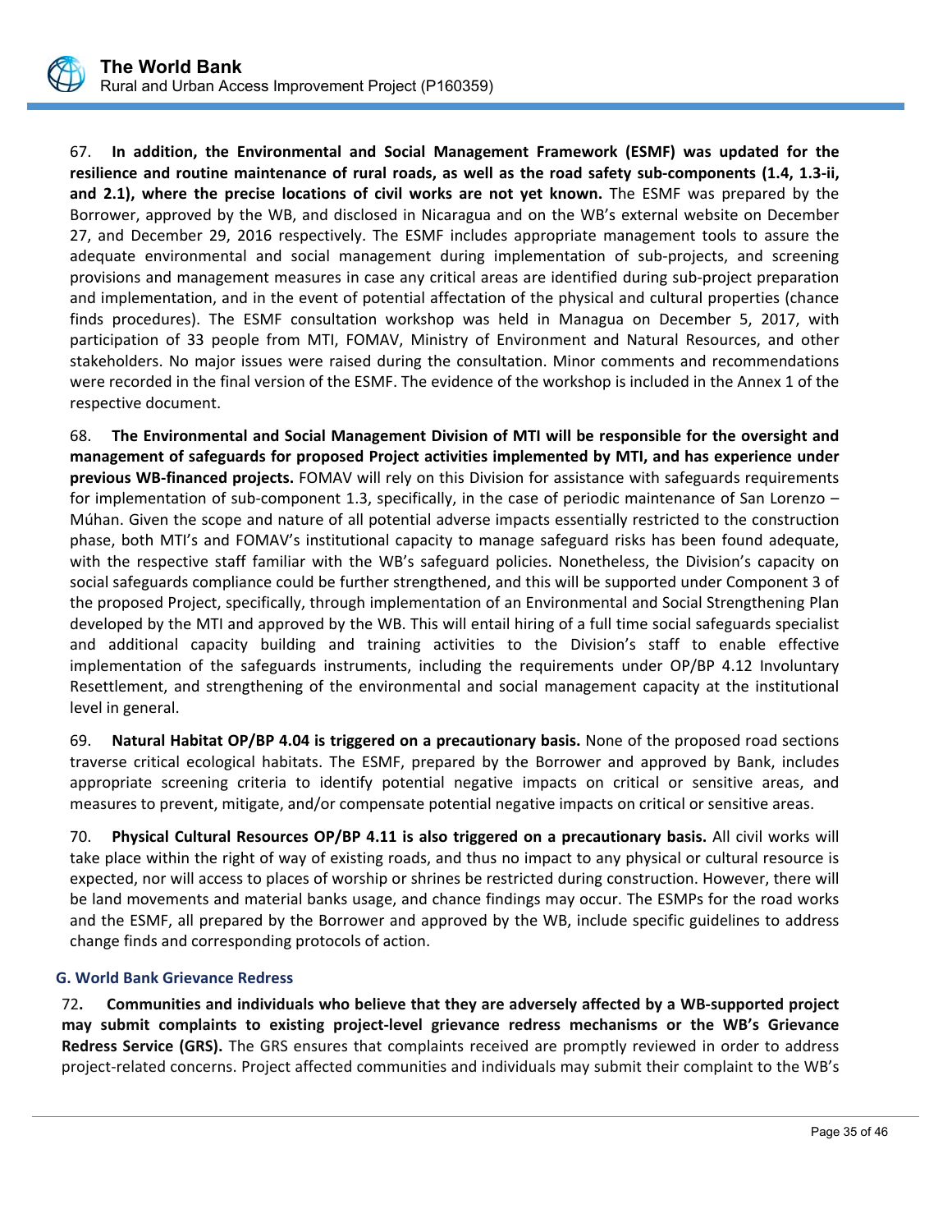67. **In addition, the Environmental and Social Management Framework (ESMF) was updated for the resilience and routine maintenance of rural roads, as well as the road safety sub-components (1.4, 1.3-ii, and 2.1), where the precise locations of civil works are not yet known.** The ESMF was prepared by the Borrower, approved by the WB, and disclosed in Nicaragua and on the WB's external website on December 27, and December 29, 2016 respectively. The ESMF includes appropriate management tools to assure the adequate environmental and social management during implementation of sub-projects, and screening provisions and management measures in case any critical areas are identified during sub-project preparation and implementation, and in the event of potential affectation of the physical and cultural properties (chance finds procedures). The ESMF consultation workshop was held in Managua on December 5, 2017, with participation of 33 people from MTI, FOMAV, Ministry of Environment and Natural Resources, and other stakeholders. No major issues were raised during the consultation. Minor comments and recommendations were recorded in the final version of the ESMF. The evidence of the workshop is included in the Annex 1 of the respective document.

68. **The Environmental and Social Management Division of MTI will be responsible for the oversight and management of safeguards for proposed Project activities implemented by MTI, and has experience under previous WB-financed projects.** FOMAV will rely on this Division for assistance with safeguards requirements for implementation of sub-component 1.3, specifically, in the case of periodic maintenance of San Lorenzo – Múhan. Given the scope and nature of all potential adverse impacts essentially restricted to the construction phase, both MTI's and FOMAV's institutional capacity to manage safeguard risks has been found adequate, with the respective staff familiar with the WB's safeguard policies. Nonetheless, the Division's capacity on social safeguards compliance could be further strengthened, and this will be supported under Component 3 of the proposed Project, specifically, through implementation of an Environmental and Social Strengthening Plan developed by the MTI and approved by the WB. This will entail hiring of a full time social safeguards specialist and additional capacity building and training activities to the Division's staff to enable effective implementation of the safeguards instruments, including the requirements under OP/BP 4.12 Involuntary Resettlement, and strengthening of the environmental and social management capacity at the institutional level in general.

69. **Natural Habitat OP/BP 4.04 is triggered on a precautionary basis.** None of the proposed road sections traverse critical ecological habitats. The ESMF, prepared by the Borrower and approved by Bank, includes appropriate screening criteria to identify potential negative impacts on critical or sensitive areas, and measures to prevent, mitigate, and/or compensate potential negative impacts on critical or sensitive areas.

70. **Physical Cultural Resources OP/BP 4.11 is also triggered on a precautionary basis.** All civil works will take place within the right of way of existing roads, and thus no impact to any physical or cultural resource is expected, nor will access to places of worship or shrines be restricted during construction. However, there will be land movements and material banks usage, and chance findings may occur. The ESMPs for the road works and the ESMF, all prepared by the Borrower and approved by the WB, include specific guidelines to address change finds and corresponding protocols of action.

### G. World Bank Grievance Redress

72. **Communities and individuals who believe that they are adversely affected by a WB-supported project may submit complaints to existing project-level grievance redress mechanisms or the WB's Grievance Redress Service (GRS).** The GRS ensures that complaints received are promptly reviewed in order to address project-related concerns. Project affected communities and individuals may submit their complaint to the WB's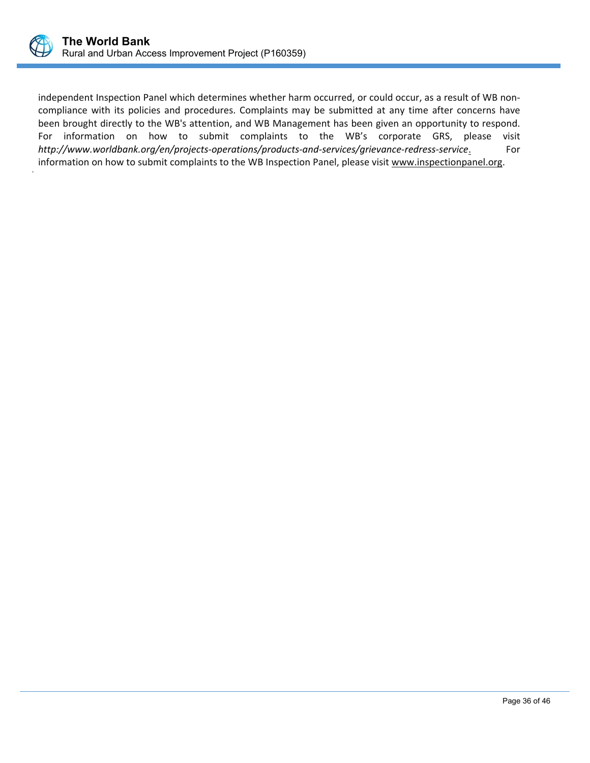independent Inspection Panel which determines whether harm occurred, or could occur, as a result of WB non-compliance with its policies and procedures. Complaints may be submitted at any time after concerns have been brought directly to the WB's attention, and WB Management has been given an opportunity to respond. For information on how to submit complaints to the WB's corporate GRS, please visit *http://www.worldbank.org/en/projects-operations/products-and-services/grievance-redress-service*. For information on how to submit complaints to the WB Inspection Panel, please visit www.inspectionpanel.org.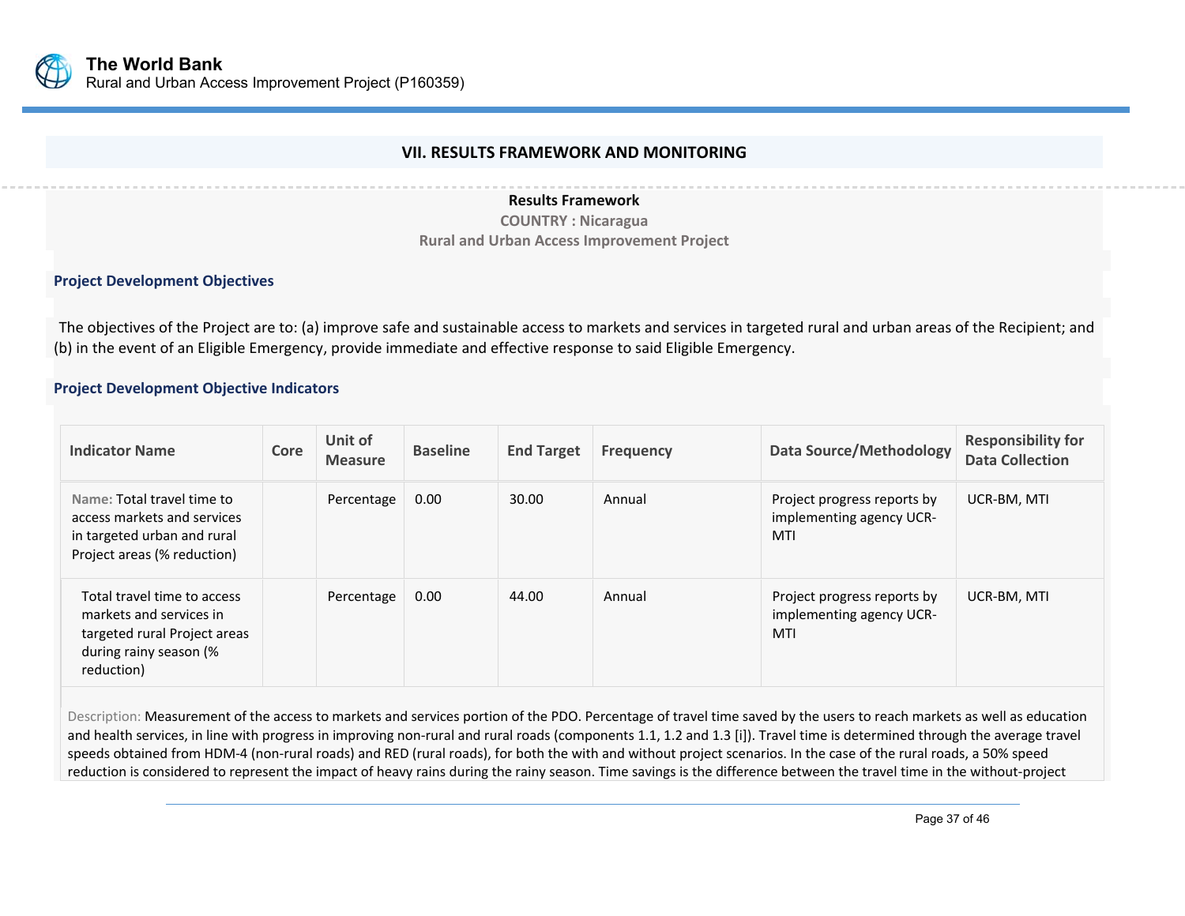## VII. RESULTS FRAMEWORK AND MONITORING

**Results Framework**

**COUNTRY : Nicaragua**

**Rural and Urban Access Improvement Project**

### Project Development Objectives

The objectives of the Project are to: (a) improve safe and sustainable access to markets and services in targeted rural and urban areas of the Recipient; and (b) in the event of an Eligible Emergency, provide immediate and effective response to said Eligible Emergency.

### Project Development Objective Indicators

| Indicator Name | Core | Unit of Measure | Baseline | End Target | Frequency | Data Source/Methodology | Responsibility for Data Collection |
|---|---|---|---|---|---|---|---|
| Name: Total travel time to access markets and services in targeted urban and rural Project areas (% reduction) | | Percentage | 0.00 | 30.00 | Annual | Project progress reports by implementing agency UCR-MTI | UCR-BM, MTI |
| Total travel time to access markets and services in targeted rural Project areas during rainy season (% reduction) | | Percentage | 0.00 | 44.00 | Annual | Project progress reports by implementing agency UCR-MTI | UCR-BM, MTI |

Description: Measurement of the access to markets and services portion of the PDO. Percentage of travel time saved by the users to reach markets as well as education and health services, in line with progress in improving non-rural and rural roads (components 1.1, 1.2 and 1.3 [i]). Travel time is determined through the average travel speeds obtained from HDM-4 (non-rural roads) and RED (rural roads), for both the with and without project scenarios. In the case of the rural roads, a 50% speed reduction is considered to represent the impact of heavy rains during the rainy season. Time savings is the difference between the travel time in the without-project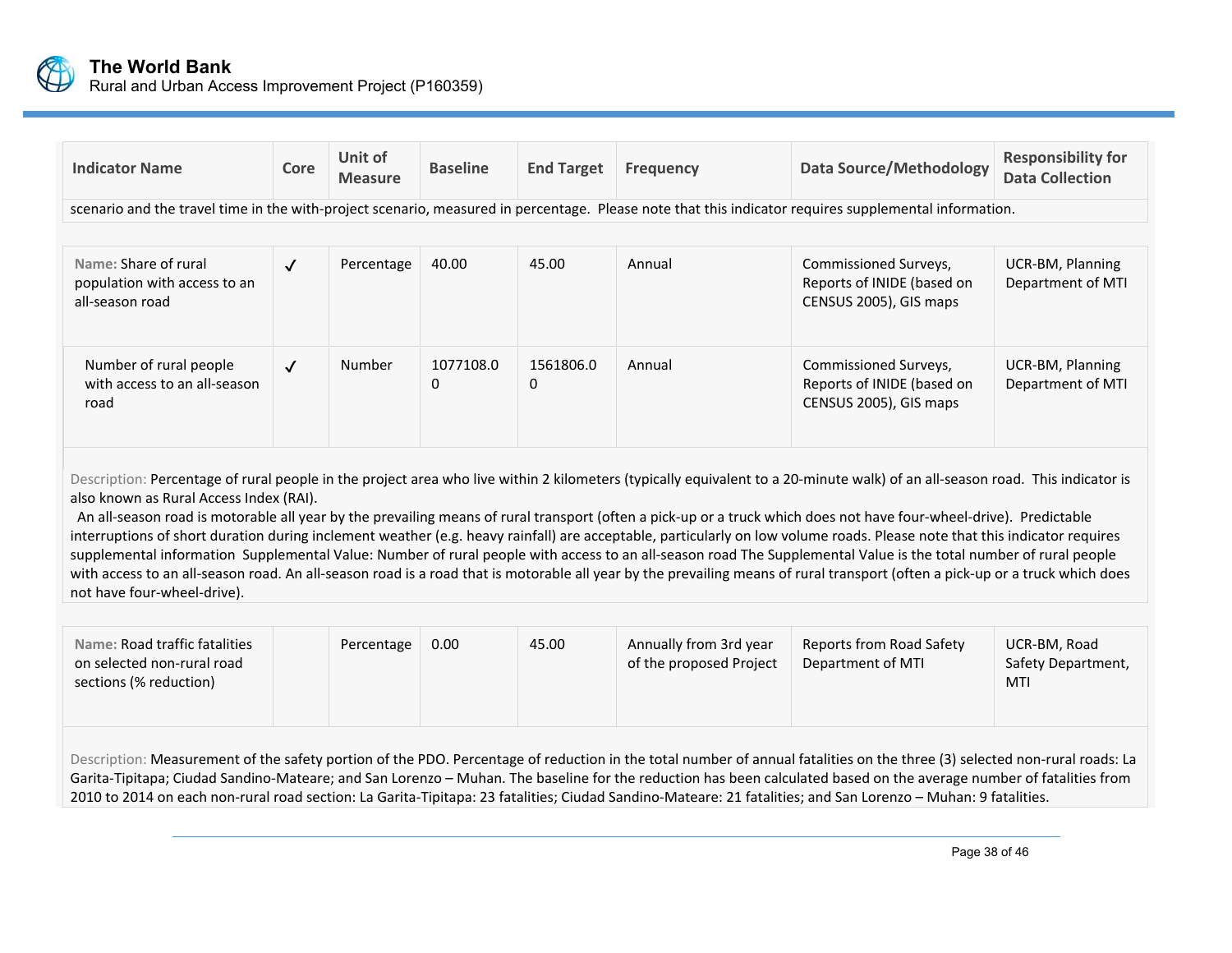| Indicator Name | Core | Unit of Measure | Baseline | End Target | Frequency | Data Source/Methodology | Responsibility for Data Collection |
|---|---|---|---|---|---|---|---|
| scenario and the travel time in the with-project scenario, measured in percentage. Please note that this indicator requires supplemental information. | | | | | | | |
| Name: Share of rural population with access to an all-season road | ✓ | Percentage | 40.00 | 45.00 | Annual | Commissioned Surveys, Reports of INIDE (based on CENSUS 2005), GIS maps | UCR-BM, Planning Department of MTI |
| Number of rural people with access to an all-season road | ✓ | Number | 1077108.00 | 1561806.00 | Annual | Commissioned Surveys, Reports of INIDE (based on CENSUS 2005), GIS maps | UCR-BM, Planning Department of MTI |
| Description: Percentage of rural people in the project area who live within 2 kilometers (typically equivalent to a 20-minute walk) of an all-season road. This indicator is also known as Rural Access Index (RAI). An all-season road is motorable all year by the prevailing means of rural transport (often a pick-up or a truck which does not have four-wheel-drive). Predictable interruptions of short duration during inclement weather (e.g. heavy rainfall) are acceptable, particularly on low volume roads. Please note that this indicator requires supplemental information Supplemental Value: Number of rural people with access to an all-season road The Supplemental Value is the total number of rural people with access to an all-season road. An all-season road is a road that is motorable all year by the prevailing means of rural transport (often a pick-up or a truck which does not have four-wheel-drive). | | | | | | | |
| Name: Road traffic fatalities on selected non-rural road sections (% reduction) | | Percentage | 0.00 | 45.00 | Annually from 3rd year of the proposed Project | Reports from Road Safety Department of MTI | UCR-BM, Road Safety Department, MTI |
| Description: Measurement of the safety portion of the PDO. Percentage of reduction in the total number of annual fatalities on the three (3) selected non-rural roads: La Garita-Tipitapa; Ciudad Sandino-Mateare; and San Lorenzo – Muhan. The baseline for the reduction has been calculated based on the average number of fatalities from 2010 to 2014 on each non-rural road section: La Garita-Tipitapa: 23 fatalities; Ciudad Sandino-Mateare: 21 fatalities; and San Lorenzo – Muhan: 9 fatalities. | | | | | | | |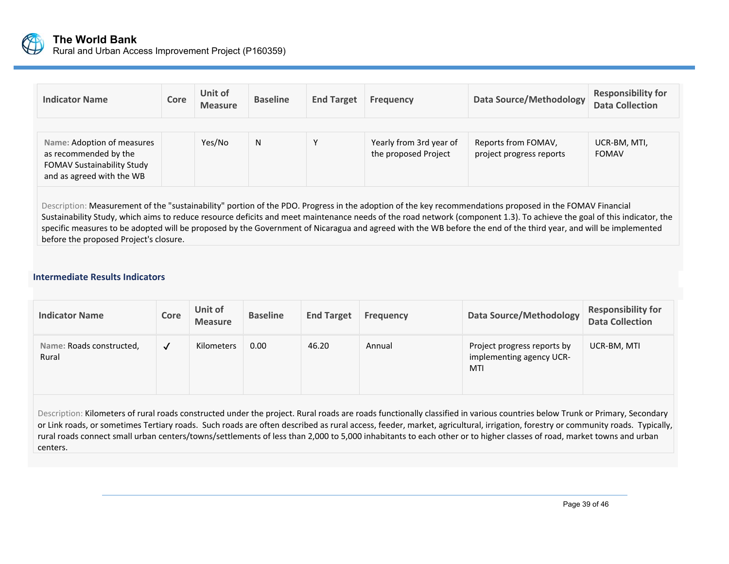| Indicator Name | Core | Unit of Measure | Baseline | End Target | Frequency | Data Source/Methodology | Responsibility for Data Collection |
|---|---|---|---|---|---|---|---|
| Name: Adoption of measures as recommended by the FOMAV Sustainability Study and as agreed with the WB | | Yes/No | N | Y | Yearly from 3rd year of the proposed Project | Reports from FOMAV, project progress reports | UCR-BM, MTI, FOMAV |

Description: Measurement of the "sustainability" portion of the PDO. Progress in the adoption of the key recommendations proposed in the FOMAV Financial Sustainability Study, which aims to reduce resource deficits and meet maintenance needs of the road network (component 1.3). To achieve the goal of this indicator, the specific measures to be adopted will be proposed by the Government of Nicaragua and agreed with the WB before the end of the third year, and will be implemented before the proposed Project's closure.

### Intermediate Results Indicators

| Indicator Name | Core | Unit of Measure | Baseline | End Target | Frequency | Data Source/Methodology | Responsibility for Data Collection |
|---|---|---|---|---|---|---|---|
| Name: Roads constructed, Rural | ✓ | Kilometers | 0.00 | 46.20 | Annual | Project progress reports by implementing agency UCR-MTI | UCR-BM, MTI |

Description: Kilometers of rural roads constructed under the project. Rural roads are roads functionally classified in various countries below Trunk or Primary, Secondary or Link roads, or sometimes Tertiary roads. Such roads are often described as rural access, feeder, market, agricultural, irrigation, forestry or community roads. Typically, rural roads connect small urban centers/towns/settlements of less than 2,000 to 5,000 inhabitants to each other or to higher classes of road, market towns and urban centers.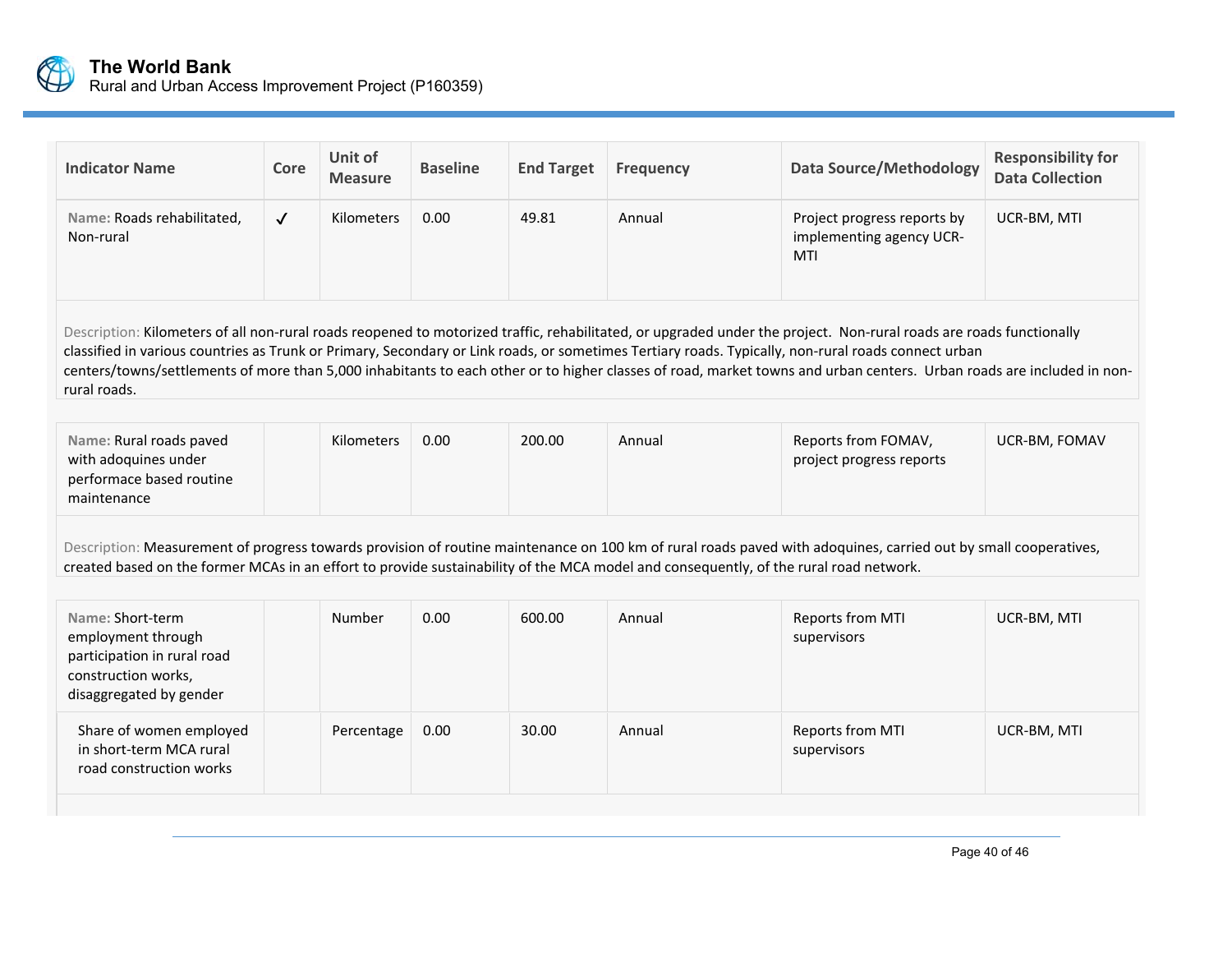| Indicator Name | Core | Unit of Measure | Baseline | End Target | Frequency | Data Source/Methodology | Responsibility for Data Collection |
|---|---|---|---|---|---|---|---|
| Name: Roads rehabilitated, Non-rural | ✓ | Kilometers | 0.00 | 49.81 | Annual | Project progress reports by implementing agency UCR-MTI | UCR-BM, MTI |
| Description: Kilometers of all non-rural roads reopened to motorized traffic, rehabilitated, or upgraded under the project. Non-rural roads are roads functionally classified in various countries as Trunk or Primary, Secondary or Link roads, or sometimes Tertiary roads. Typically, non-rural roads connect urban centers/towns/settlements of more than 5,000 inhabitants to each other or to higher classes of road, market towns and urban centers. Urban roads are included in non-rural roads. | | | | | | | |
| Name: Rural roads paved with adoquines under performace based routine maintenance | | Kilometers | 0.00 | 200.00 | Annual | Reports from FOMAV, project progress reports | UCR-BM, FOMAV |
| Description: Measurement of progress towards provision of routine maintenance on 100 km of rural roads paved with adoquines, carried out by small cooperatives, created based on the former MCAs in an effort to provide sustainability of the MCA model and consequently, of the rural road network. | | | | | | | |
| Name: Short-term employment through participation in rural road construction works, disaggregated by gender | | Number | 0.00 | 600.00 | Annual | Reports from MTI supervisors | UCR-BM, MTI |
| Share of women employed in short-term MCA rural road construction works | | Percentage | 0.00 | 30.00 | Annual | Reports from MTI supervisors | UCR-BM, MTI |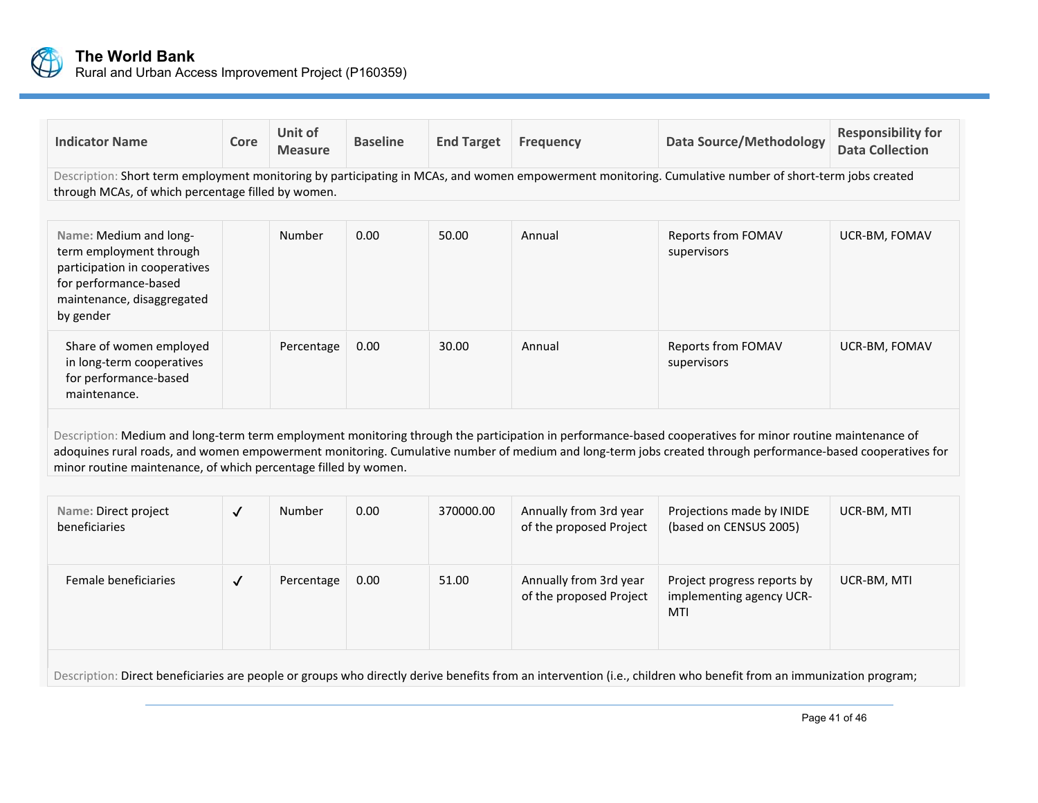| Indicator Name | Core | Unit of Measure | Baseline | End Target | Frequency | Data Source/Methodology | Responsibility for Data Collection |
|---|---|---|---|---|---|---|---|
| Description: Short term employment monitoring by participating in MCAs, and women empowerment monitoring. Cumulative number of short-term jobs created through MCAs, of which percentage filled by women. | | | | | | | |
| Name: Medium and long-term employment through participation in cooperatives for performance-based maintenance, disaggregated by gender | | Number | 0.00 | 50.00 | Annual | Reports from FOMAV supervisors | UCR-BM, FOMAV |
| Share of women employed in long-term cooperatives for performance-based maintenance. | | Percentage | 0.00 | 30.00 | Annual | Reports from FOMAV supervisors | UCR-BM, FOMAV |
| Description: Medium and long-term term employment monitoring through the participation in performance-based cooperatives for minor routine maintenance of adoquines rural roads, and women empowerment monitoring. Cumulative number of medium and long-term jobs created through performance-based cooperatives for minor routine maintenance, of which percentage filled by women. | | | | | | | |
| Name: Direct project beneficiaries | ✓ | Number | 0.00 | 370000.00 | Annually from 3rd year of the proposed Project | Projections made by INIDE (based on CENSUS 2005) | UCR-BM, MTI |
| Female beneficiaries | ✓ | Percentage | 0.00 | 51.00 | Annually from 3rd year of the proposed Project | Project progress reports by implementing agency UCR-MTI | UCR-BM, MTI |
| Description: Direct beneficiaries are people or groups who directly derive benefits from an intervention (i.e., children who benefit from an immunization program; | | | | | | | |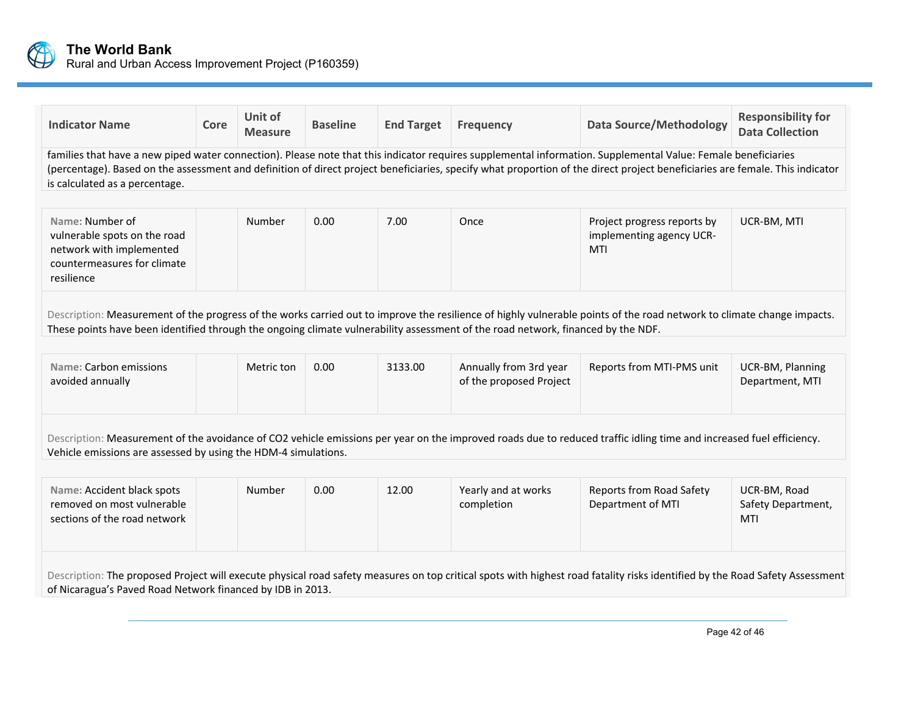| Indicator Name | Core | Unit of Measure | Baseline | End Target | Frequency | Data Source/Methodology | Responsibility for Data Collection |
|---|---|---|---|---|---|---|---|
| families that have a new piped water connection). Please note that this indicator requires supplemental information. Supplemental Value: Female beneficiaries (percentage). Based on the assessment and definition of direct project beneficiaries, specify what proportion of the direct project beneficiaries are female. This indicator is calculated as a percentage. | | | | | | | |
| Name: Number of vulnerable spots on the road network with implemented countermeasures for climate resilience | | Number | 0.00 | 7.00 | Once | Project progress reports by implementing agency UCR-MTI | UCR-BM, MTI |
| Description: Measurement of the progress of the works carried out to improve the resilience of highly vulnerable points of the road network to climate change impacts. These points have been identified through the ongoing climate vulnerability assessment of the road network, financed by the NDF. | | | | | | | |
| Name: Carbon emissions avoided annually | | Metric ton | 0.00 | 3133.00 | Annually from 3rd year of the proposed Project | Reports from MTI-PMS unit | UCR-BM, Planning Department, MTI |
| Description: Measurement of the avoidance of $CO_2$ vehicle emissions per year on the improved roads due to reduced traffic idling time and increased fuel efficiency. Vehicle emissions are assessed by using the HDM-4 simulations. | | | | | | | |
| Name: Accident black spots removed on most vulnerable sections of the road network | | Number | 0.00 | 12.00 | Yearly and at works completion | Reports from Road Safety Department of MTI | UCR-BM, Road Safety Department, MTI |
| Description: The proposed Project will execute physical road safety measures on top critical spots with highest road fatality risks identified by the Road Safety Assessment of Nicaragua's Paved Road Network financed by IDB in 2013. | | | | | | | |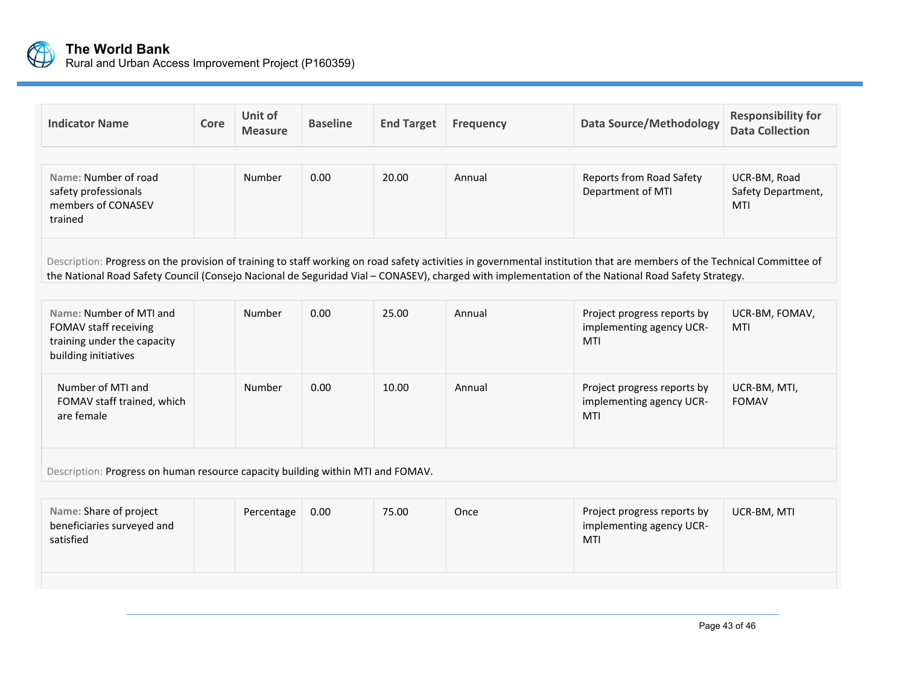| Indicator Name | Core | Unit of Measure | Baseline | End Target | Frequency | Data Source/Methodology | Responsibility for Data Collection |
|---|---|---|---|---|---|---|---|
| Name: Number of road safety professionals members of CONASEV trained | | Number | 0.00 | 20.00 | Annual | Reports from Road Safety Department of MTI | UCR-BM, Road Safety Department, MTI |
| Description: Progress on the provision of training to staff working on road safety activities in governmental institution that are members of the Technical Committee of the National Road Safety Council (Consejo Nacional de Seguridad Vial – CONASEV), charged with implementation of the National Road Safety Strategy. | | | | | | | |
| Name: Number of MTI and FOMAV staff receiving training under the capacity building initiatives | | Number | 0.00 | 25.00 | Annual | Project progress reports by implementing agency UCR-MTI | UCR-BM, FOMAV, MTI |
| Number of MTI and FOMAV staff trained, which are female | | Number | 0.00 | 10.00 | Annual | Project progress reports by implementing agency UCR-MTI | UCR-BM, MTI, FOMAV |
| Description: Progress on human resource capacity building within MTI and FOMAV. | | | | | | | |
| Name: Share of project beneficiaries surveyed and satisfied | | Percentage | 0.00 | 75.00 | Once | Project progress reports by implementing agency UCR-MTI | UCR-BM, MTI |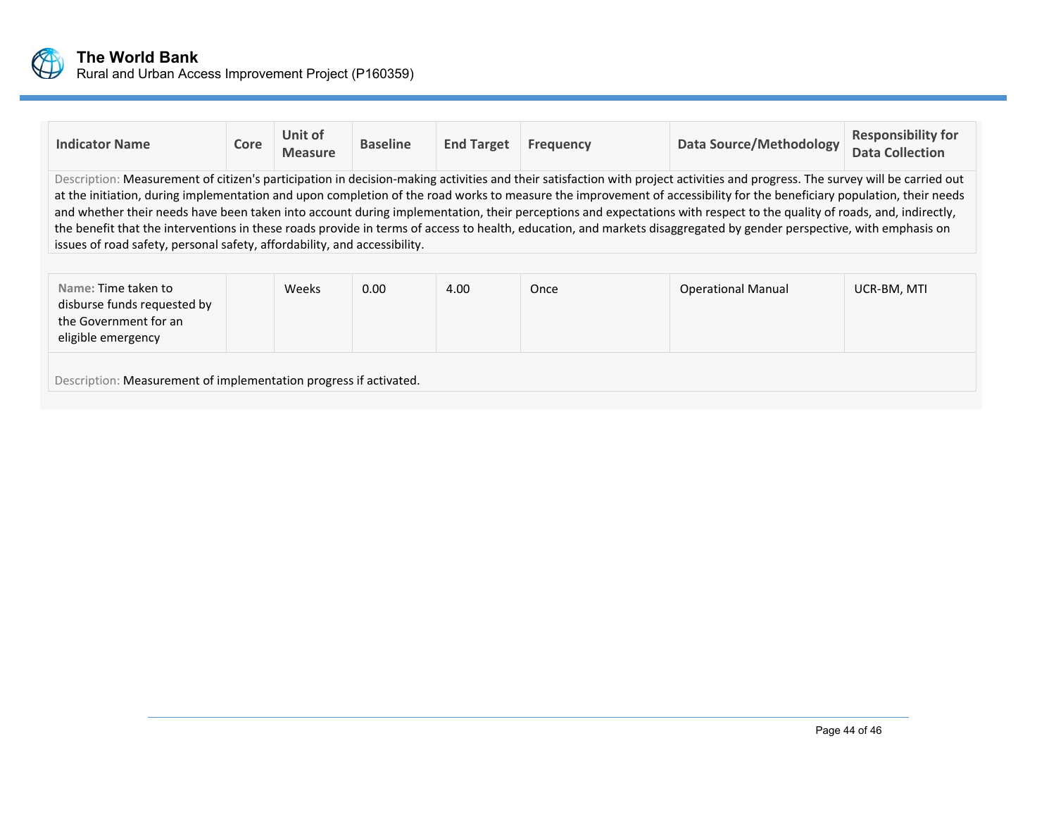| Indicator Name | Core | Unit of Measure | Baseline | End Target | Frequency | Data Source/Methodology | Responsibility for Data Collection |
|---|---|---|---|---|---|---|---|
| Description: Measurement of citizen's participation in decision-making activities and their satisfaction with project activities and progress. The survey will be carried out at the initiation, during implementation and upon completion of the road works to measure the improvement of accessibility for the beneficiary population, their needs and whether their needs have been taken into account during implementation, their perceptions and expectations with respect to the quality of roads, and, indirectly, the benefit that the interventions in these roads provide in terms of access to health, education, and markets disaggregated by gender perspective, with emphasis on issues of road safety, personal safety, affordability, and accessibility. | | | | | | | |
| Name: Time taken to disburse funds requested by the Government for an eligible emergency | | Weeks | 0.00 | 4.00 | Once | Operational Manual | UCR-BM, MTI |
| Description: Measurement of implementation progress if activated. | | | | | | | |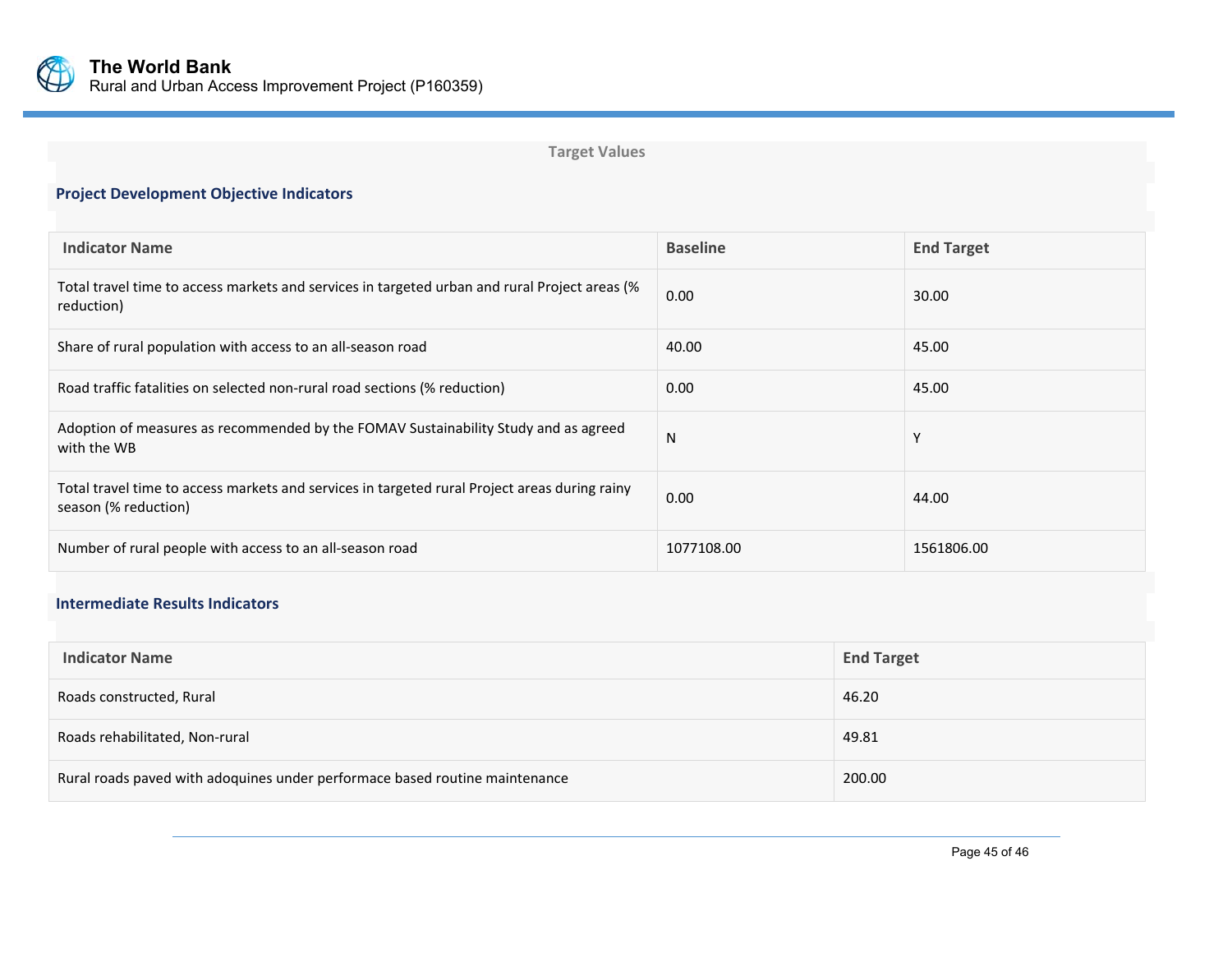## Target Values

### Project Development Objective Indicators

| Indicator Name | Baseline | End Target |
| --- | --- | --- |
| Total travel time to access markets and services in targeted urban and rural Project areas (% reduction) | 0.00 | 30.00 |
| Share of rural population with access to an all-season road | 40.00 | 45.00 |
| Road traffic fatalities on selected non-rural road sections (% reduction) | 0.00 | 45.00 |
| Adoption of measures as recommended by the FOMAV Sustainability Study and as agreed with the WB | N | Y |
| Total travel time to access markets and services in targeted rural Project areas during rainy season (% reduction) | 0.00 | 44.00 |
| Number of rural people with access to an all-season road | 1077108.00 | 1561806.00 |

### Intermediate Results Indicators

| Indicator Name | End Target |
| --- | --- |
| Roads constructed, Rural | 46.20 |
| Roads rehabilitated, Non-rural | 49.81 |
| Rural roads paved with adoquines under performace based routine maintenance | 200.00 |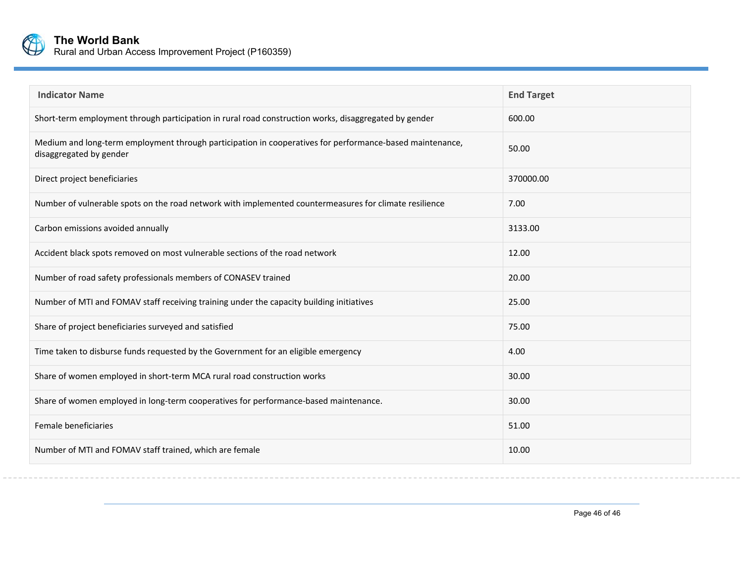| Indicator Name | End Target |
| --- | --- |
| Short-term employment through participation in rural road construction works, disaggregated by gender | 600.00 |
| Medium and long-term employment through participation in cooperatives for performance-based maintenance, disaggregated by gender | 50.00 |
| Direct project beneficiaries | 370000.00 |
| Number of vulnerable spots on the road network with implemented countermeasures for climate resilience | 7.00 |
| Carbon emissions avoided annually | 3133.00 |
| Accident black spots removed on most vulnerable sections of the road network | 12.00 |
| Number of road safety professionals members of CONASEV trained | 20.00 |
| Number of MTI and FOMAV staff receiving training under the capacity building initiatives | 25.00 |
| Share of project beneficiaries surveyed and satisfied | 75.00 |
| Time taken to disburse funds requested by the Government for an eligible emergency | 4.00 |
| Share of women employed in short-term MCA rural road construction works | 30.00 |
| Share of women employed in long-term cooperatives for performance-based maintenance. | 30.00 |
| Female beneficiaries | 51.00 |
| Number of MTI and FOMAV staff trained, which are female | 10.00 |